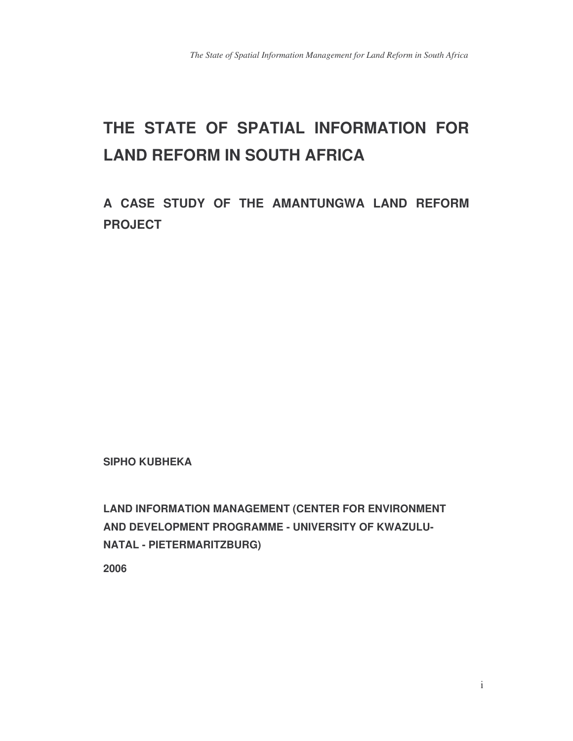# THE STATE OF SPATIAL INFORMATION FOR LAND REFORM IN SOUTH AFRICA

## A CASE STUDY OF THE AMANTUNGWA LAND REFORM PROJECT

**SIPHO KUBHEKA**

**LAND INFORMATION MANAGEMENT (CENTER FOR ENVIRONMENT AND DEVELOPMENT PROGRAMME - UNIVERSITY OF KWAZULU-NATAL - PIETERMARITZBURG)**

**2006**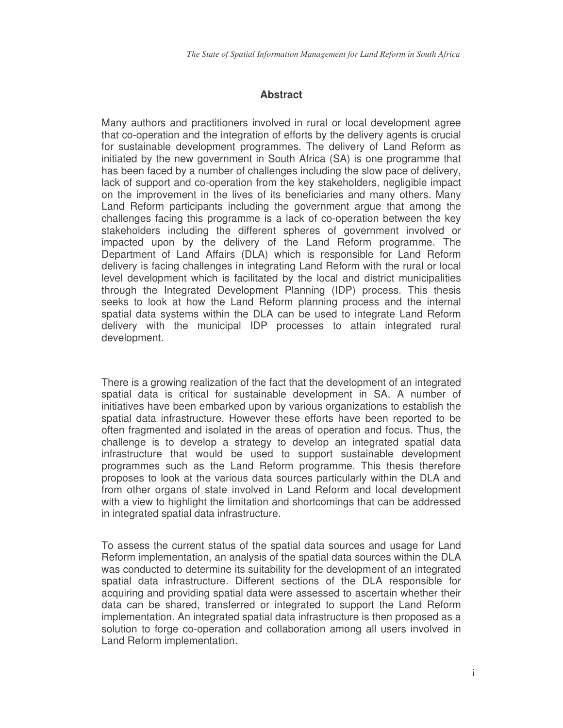## Abstract

Many authors and practitioners involved in rural or local development agree that co-operation and the integration of efforts by the delivery agents is crucial for sustainable development programmes. The delivery of Land Reform as initiated by the new government in South Africa (SA) is one programme that has been faced by a number of challenges including the slow pace of delivery, lack of support and co-operation from the key stakeholders, negligible impact on the improvement in the lives of its beneficiaries and many others. Many Land Reform participants including the government argue that among the challenges facing this programme is a lack of co-operation between the key stakeholders including the different spheres of government involved or impacted upon by the delivery of the Land Reform programme. The Department of Land Affairs (DLA) which is responsible for Land Reform delivery is facing challenges in integrating Land Reform with the rural or local level development which is facilitated by the local and district municipalities through the Integrated Development Planning (IDP) process. This thesis seeks to look at how the Land Reform planning process and the internal spatial data systems within the DLA can be used to integrate Land Reform delivery with the municipal IDP processes to attain integrated rural development.

There is a growing realization of the fact that the development of an integrated spatial data is critical for sustainable development in SA. A number of initiatives have been embarked upon by various organizations to establish the spatial data infrastructure. However these efforts have been reported to be often fragmented and isolated in the areas of operation and focus. Thus, the challenge is to develop a strategy to develop an integrated spatial data infrastructure that would be used to support sustainable development programmes such as the Land Reform programme. This thesis therefore proposes to look at the various data sources particularly within the DLA and from other organs of state involved in Land Reform and local development with a view to highlight the limitation and shortcomings that can be addressed in integrated spatial data infrastructure.

To assess the current status of the spatial data sources and usage for Land Reform implementation, an analysis of the spatial data sources within the DLA was conducted to determine its suitability for the development of an integrated spatial data infrastructure. Different sections of the DLA responsible for acquiring and providing spatial data were assessed to ascertain whether their data can be shared, transferred or integrated to support the Land Reform implementation. An integrated spatial data infrastructure is then proposed as a solution to forge co-operation and collaboration among all users involved in Land Reform implementation.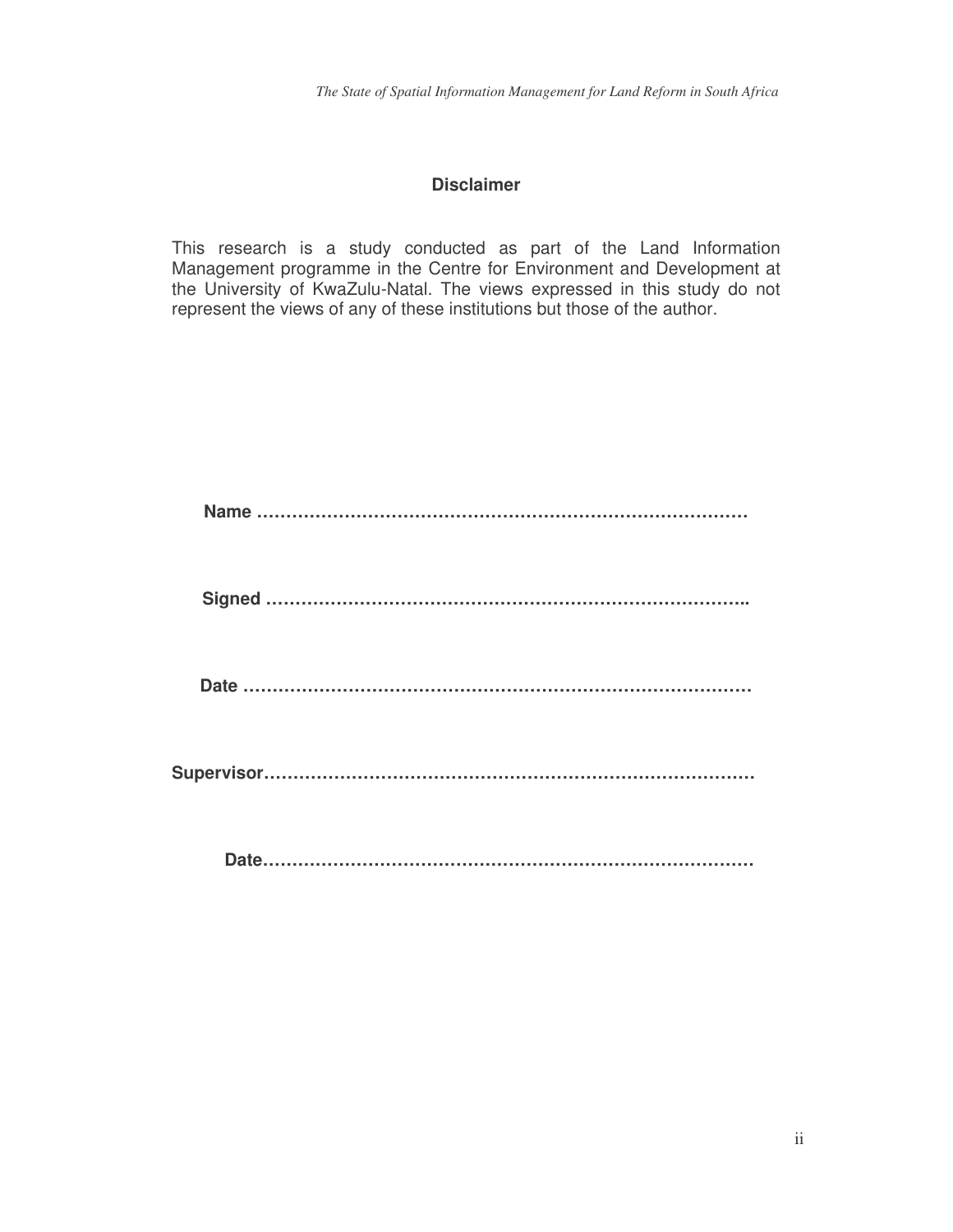## Disclaimer

This research is a study conducted as part of the Land Information Management programme in the Centre for Environment and Development at the University of KwaZulu-Natal. The views expressed in this study do not represent the views of any of these institutions but those of the author.

**Name …………………………………………………………………………**

**Signed ……………………………………………………………………..**

**Date ……………………………………………………………………………**

**Supervisor…………………………………………………………………………**

**Date…………………………………………………………………………**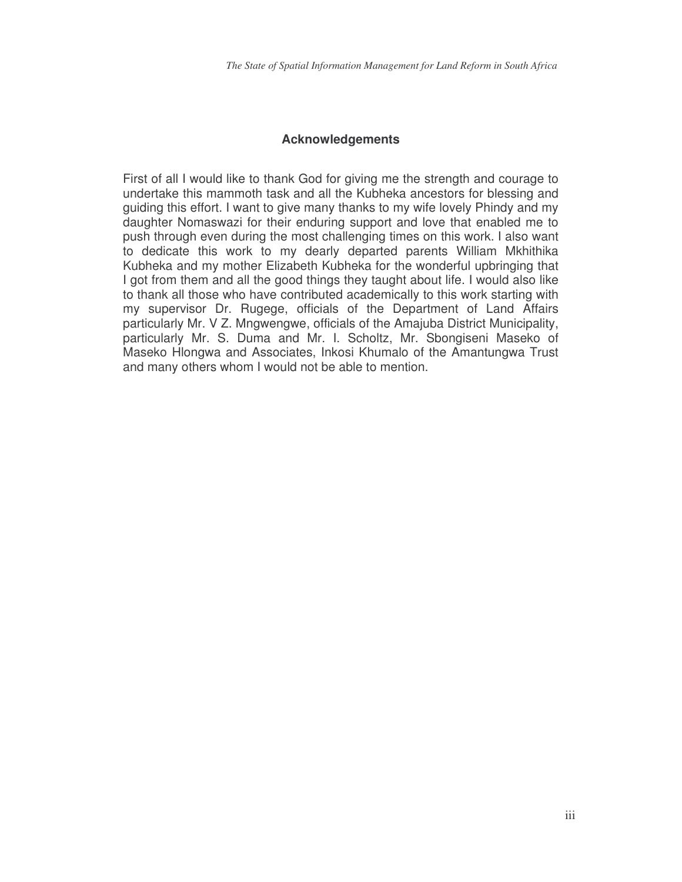## Acknowledgements

First of all I would like to thank God for giving me the strength and courage to undertake this mammoth task and all the Kubheka ancestors for blessing and guiding this effort. I want to give many thanks to my wife lovely Phindy and my daughter Nomaswazi for their enduring support and love that enabled me to push through even during the most challenging times on this work. I also want to dedicate this work to my dearly departed parents William Mkhithika Kubheka and my mother Elizabeth Kubheka for the wonderful upbringing that I got from them and all the good things they taught about life. I would also like to thank all those who have contributed academically to this work starting with my supervisor Dr. Rugege, officials of the Department of Land Affairs particularly Mr. V Z. Mngwengwe, officials of the Amajuba District Municipality, particularly Mr. S. Duma and Mr. I. Scholtz, Mr. Sbongiseni Maseko of Maseko Hlongwa and Associates, Inkosi Khumalo of the Amantungwa Trust and many others whom I would not be able to mention.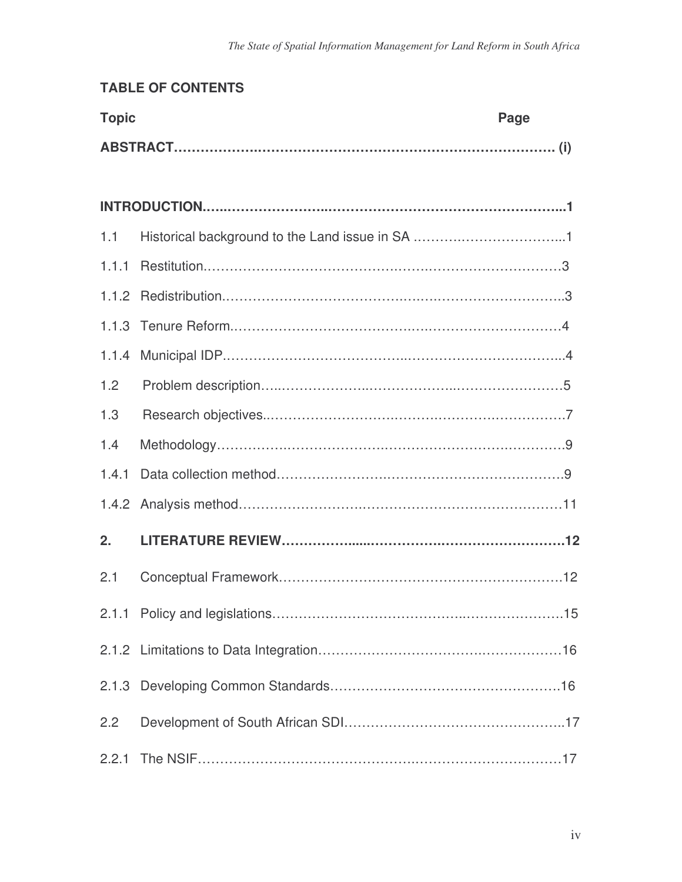**TABLE OF CONTENTS**

| Topic | Page |
|---|---|
| **ABSTRACT** | **(i)** |
| **INTRODUCTION** | **1** |
| 1.1 Historical background to the Land issue in SA | 1 |
| 1.1.1 Restitution | 3 |
| 1.1.2 Redistribution | 3 |
| 1.1.3 Tenure Reform | 4 |
| 1.1.4 Municipal IDP | 4 |
| 1.2 Problem description | 5 |
| 1.3 Research objectives | 7 |
| 1.4 Methodology | 9 |
| 1.4.1 Data collection method | 9 |
| 1.4.2 Analysis method | 11 |
| **2. LITERATURE REVIEW** | **12** |
| 2.1 Conceptual Framework | 12 |
| 2.1.1 Policy and legislations | 15 |
| 2.1.2 Limitations to Data Integration | 16 |
| 2.1.3 Developing Common Standards | 16 |
| 2.2 Development of South African SDI | 17 |
| 2.2.1 The NSIF | 17 |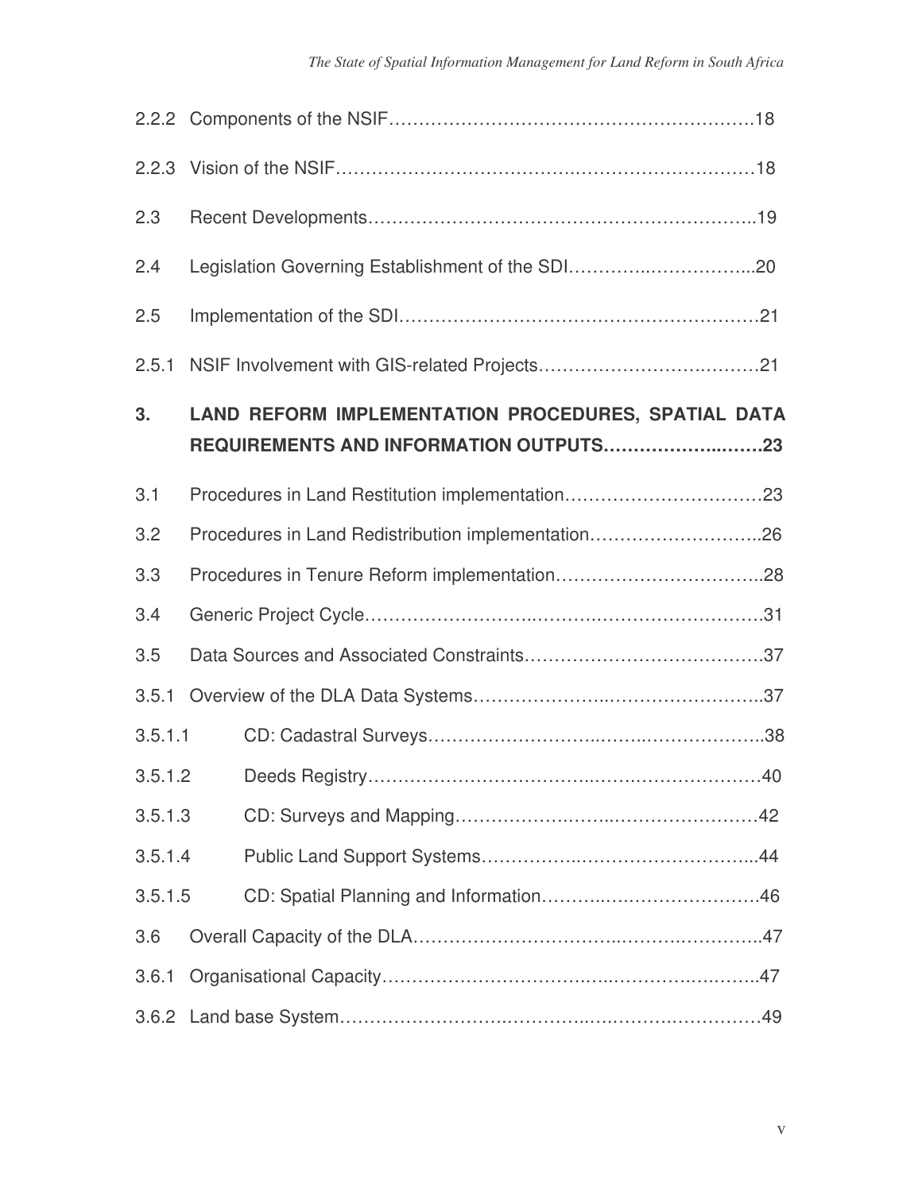2.2.2 Components of the NSIF……………………………………………………….18

2.2.3 Vision of the NSIF…………………………….…………………………18

2.3 Recent Developments……………………………………………………..19

2.4 Legislation Governing Establishment of the SDI…………..……………..20

2.5 Implementation of the SDI…………………………………………………21

2.5.1 NSIF Involvement with GIS-related Projects……………………….………21

**3. LAND REFORM IMPLEMENTATION PROCEDURES, SPATIAL DATA REQUIREMENTS AND INFORMATION OUTPUTS…………………..…….23**

3.1 Procedures in Land Restitution implementation……………………………23

3.2 Procedures in Land Redistribution implementation………………………..26

3.3 Procedures in Tenure Reform implementation……….…………………….28

3.4 Generic Project Cycle…………………….…………….……………………31

3.5 Data Sources and Associated Constraints…………………………………37

3.5.1 Overview of the DLA Data Systems………………..……………………..37

3.5.1.1 CD: Cadastral Surveys……………………..……..………………..38

3.5.1.2 Deeds Registry…………………………..…….………………40

3.5.1.3 CD: Surveys and Mapping……………….……..……………………42

3.5.1.4 Public Land Support Systems…………….………………………...44

3.5.1.5 CD: Spatial Planning and Information………..….…………………46

3.6 Overall Capacity of the DLA…………….………….……..……….………….47

3.6.1 Organisational Capacity…………………………..…...………..…..……..47

3.6.2 Land base System…………………….…………..…………….……………49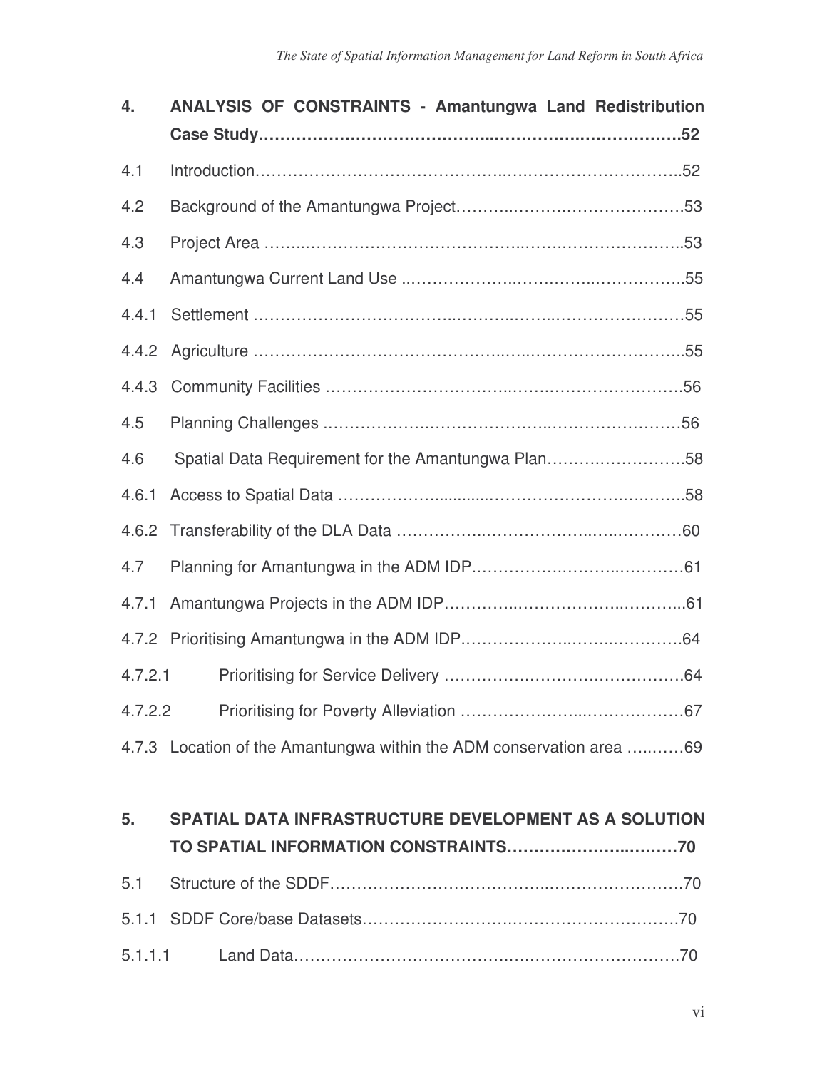**4. ANALYSIS OF CONSTRAINTS - Amantungwa Land Redistribution Case Study……………………………………..……………..……………….52**

4.1 Introduction……………………………………..….…………………………..52

4.2 Background of the Amantungwa Project………..…………..………………….53

4.3 Project Area ……..…………………………………..……..…………………..53

4.4 Amantungwa Current Land Use ..………………..………….…..……………..55

4.4.1 Settlement ……………………………..………..……...……………………55

4.4.2 Agriculture ……………………………………..…...………………………..55

4.4.3 Community Facilities …………………………..…….……………………….56

4.5 Planning Challenges ………………….……………….………………………56

4.6 Spatial Data Requirement for the Amantungwa Plan……….…………….58

4.6.1 Access to Spatial Data ………………...........……………………….……...58

4.6.2 Transferability of the DLA Data ……………...………………..…..…………60

4.7 Planning for Amantungwa in the ADM IDP…………….……….………….61

4.7.1 Amantungwa Projects in the ADM IDP…………..………………..………...61

4.7.2 Prioritising Amantungwa in the ADM IDP………………..……..………….64

4.7.2.1 Prioritising for Service Delivery ……………….…………….…………….64

4.7.2.2 Prioritising for Poverty Alleviation …………………..……………….67

4.7.3 Location of the Amantungwa within the ADM conservation area …..……69

**5. SPATIAL DATA INFRASTRUCTURE DEVELOPMENT AS A SOLUTION TO SPATIAL INFORMATION CONSTRAINTS……………………..………70**

5.1 Structure of the SDDF……………………………..……………………70

5.1.1 SDDF Core/base Datasets……………………….………………………70

5.1.1.1 Land Data……………………………….………………………….70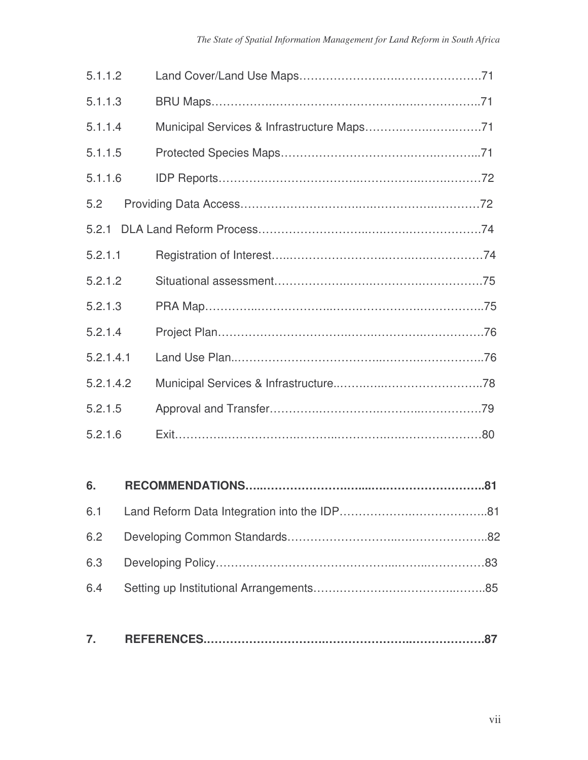5.1.1.2 Land Cover/Land Use Maps……………………………………………71

5.1.1.3 BRU Maps………………………………………………………………..71

5.1.1.4 Municipal Services & Infrastructure Maps…………………………71

5.1.1.5 Protected Species Maps……………………………………………...71

5.1.1.6 IDP Reports……………………………………………………………72

5.2 Providing Data Access…………………………………………………72

5.2.1 DLA Land Reform Process………………………………………………74

5.2.1.1 Registration of Interest………………………………………………74

5.2.1.2 Situational assessment………………………………………………75

5.2.1.3 PRA Map…………………………………………………………………..75

5.2.1.4 Project Plan……………………………………………………………76

5.2.1.4.1 Land Use Plan………………………………………………………..76

5.2.1.4.2 Municipal Services & Infrastructure……………………………..78

5.2.1.5 Approval and Transfer………………………………………………79

5.2.1.6 Exit……………………………………………………………………80

**6. RECOMMENDATIONS…………………………………………………..81**

6.1 Land Reform Data Integration into the IDP………………………………..81

6.2 Developing Common Standards……………………………………………..82

6.3 Developing Policy……………………………………………………………83

6.4 Setting up Institutional Arrangements…………………………………….85

**7. REFERENCES………………………………………………………………87**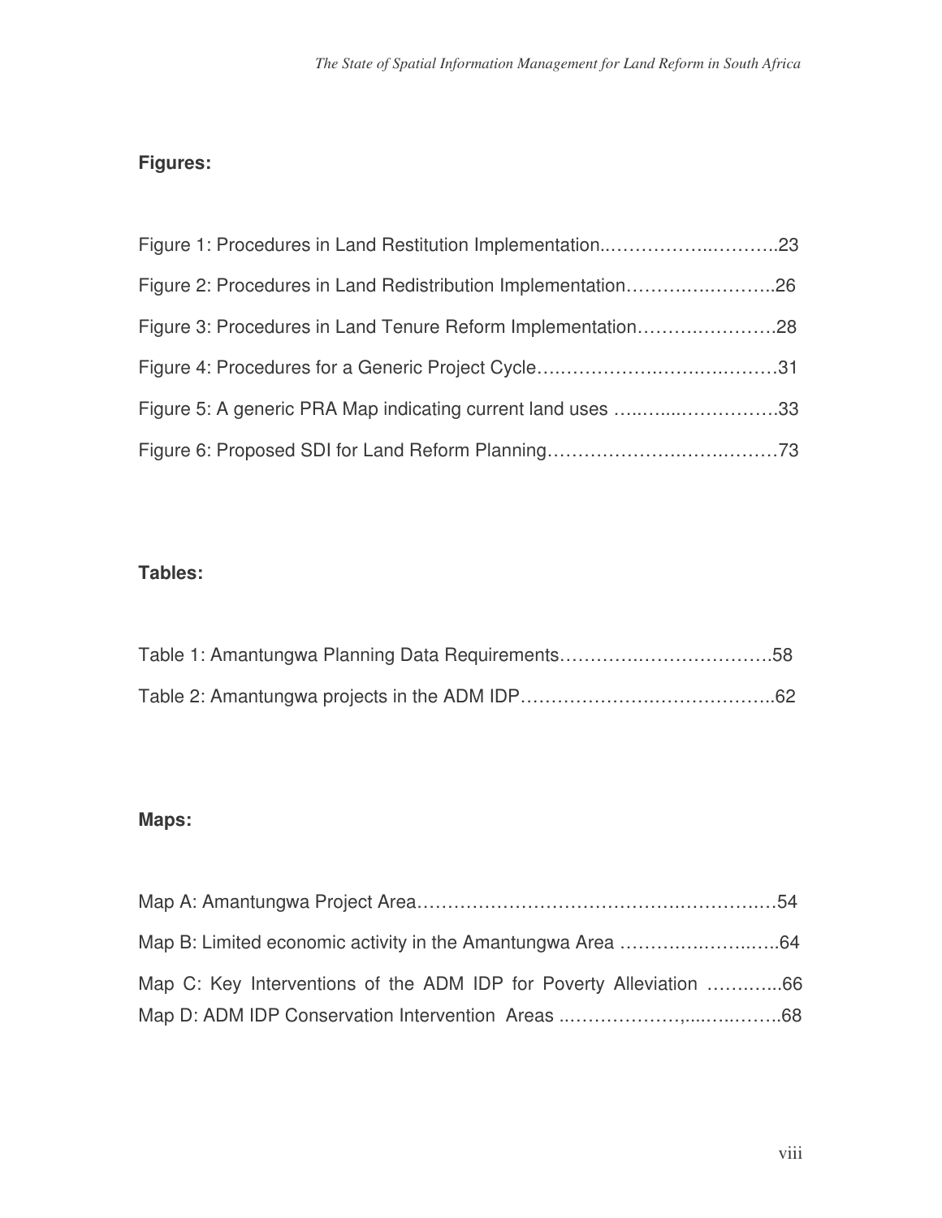**Figures:**

Figure 1: Procedures in Land Restitution Implementation..……………..……….23

Figure 2: Procedures in Land Redistribution Implementation…………………..26

Figure 3: Procedures in Land Tenure Reform Implementation…………………28

Figure 4: Procedures for a Generic Project Cycle……………………………….31

Figure 5: A generic PRA Map indicating current land uses ………………………33

Figure 6: Proposed SDI for Land Reform Planning………………………………73

**Tables:**

Table 1: Amantungwa Planning Data Requirements…………………………….58

Table 2: Amantungwa projects in the ADM IDP…………………………………..62

**Maps:**

Map A: Amantungwa Project Area………………………………………………….54

Map B: Limited economic activity in the Amantungwa Area ……………………..64

Map C: Key Interventions of the ADM IDP for Poverty Alleviation ………...66

Map D: ADM IDP Conservation Intervention Areas ..…………………………….68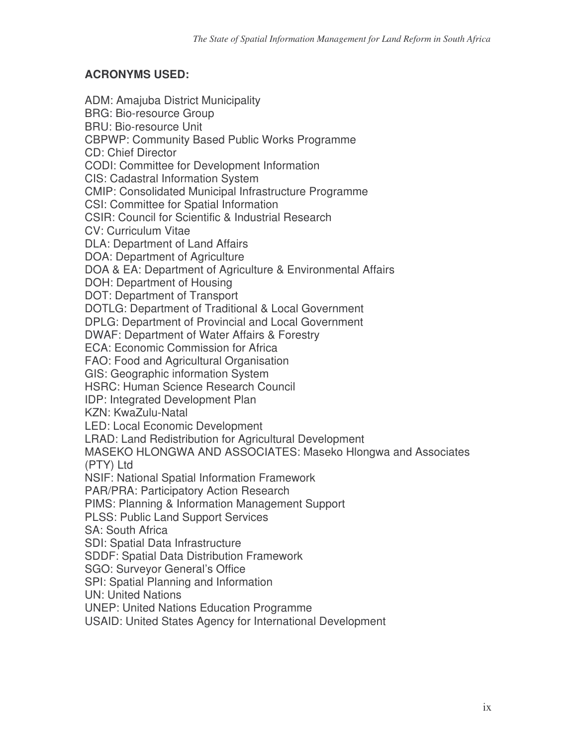## ACRONYMS USED:

ADM: Amajuba District Municipality
BRG: Bio-resource Group
BRU: Bio-resource Unit
CBPWP: Community Based Public Works Programme
CD: Chief Director
CODI: Committee for Development Information
CIS: Cadastral Information System
CMIP: Consolidated Municipal Infrastructure Programme
CSI: Committee for Spatial Information
CSIR: Council for Scientific & Industrial Research
CV: Curriculum Vitae
DLA: Department of Land Affairs
DOA: Department of Agriculture
DOA & EA: Department of Agriculture & Environmental Affairs
DOH: Department of Housing
DOT: Department of Transport
DOTLG: Department of Traditional & Local Government
DPLG: Department of Provincial and Local Government
DWAF: Department of Water Affairs & Forestry
ECA: Economic Commission for Africa
FAO: Food and Agricultural Organisation
GIS: Geographic information System
HSRC: Human Science Research Council
IDP: Integrated Development Plan
KZN: KwaZulu-Natal
LED: Local Economic Development
LRAD: Land Redistribution for Agricultural Development
MASEKO HLONGWA AND ASSOCIATES: Maseko Hlongwa and Associates (PTY) Ltd
NSIF: National Spatial Information Framework
PAR/PRA: Participatory Action Research
PIMS: Planning & Information Management Support
PLSS: Public Land Support Services
SA: South Africa
SDI: Spatial Data Infrastructure
SDDF: Spatial Data Distribution Framework
SGO: Surveyor General's Office
SPI: Spatial Planning and Information
UN: United Nations
UNEP: United Nations Education Programme
USAID: United States Agency for International Development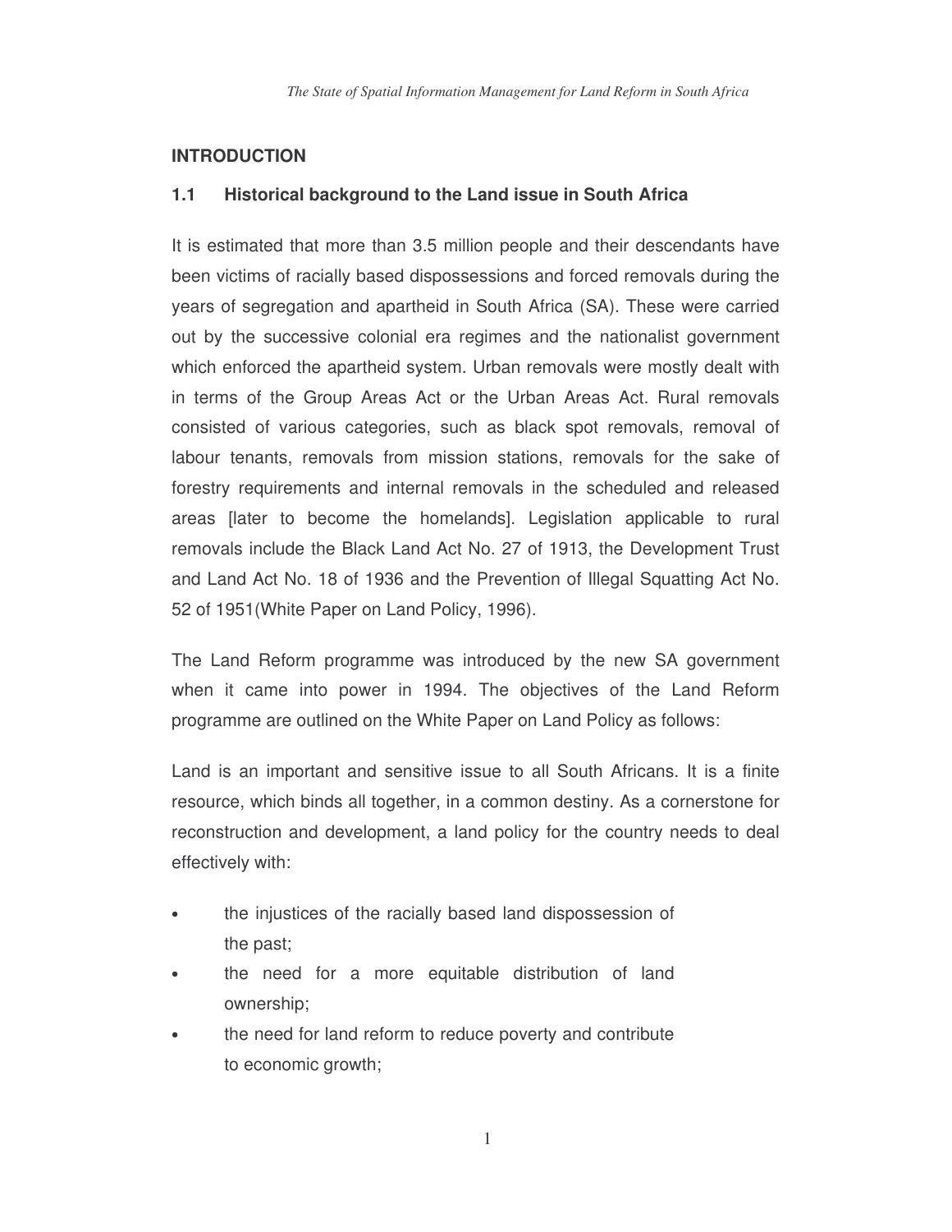## INTRODUCTION

### 1.1 Historical background to the Land issue in South Africa

It is estimated that more than 3.5 million people and their descendants have been victims of racially based dispossessions and forced removals during the years of segregation and apartheid in South Africa (SA). These were carried out by the successive colonial era regimes and the nationalist government which enforced the apartheid system. Urban removals were mostly dealt with in terms of the Group Areas Act or the Urban Areas Act. Rural removals consisted of various categories, such as black spot removals, removal of labour tenants, removals from mission stations, removals for the sake of forestry requirements and internal removals in the scheduled and released areas [later to become the homelands]. Legislation applicable to rural removals include the Black Land Act No. 27 of 1913, the Development Trust and Land Act No. 18 of 1936 and the Prevention of Illegal Squatting Act No. 52 of 1951(White Paper on Land Policy, 1996).

The Land Reform programme was introduced by the new SA government when it came into power in 1994. The objectives of the Land Reform programme are outlined on the White Paper on Land Policy as follows:

Land is an important and sensitive issue to all South Africans. It is a finite resource, which binds all together, in a common destiny. As a cornerstone for reconstruction and development, a land policy for the country needs to deal effectively with:

- the injustices of the racially based land dispossession of the past;
- the need for a more equitable distribution of land ownership;
- the need for land reform to reduce poverty and contribute to economic growth;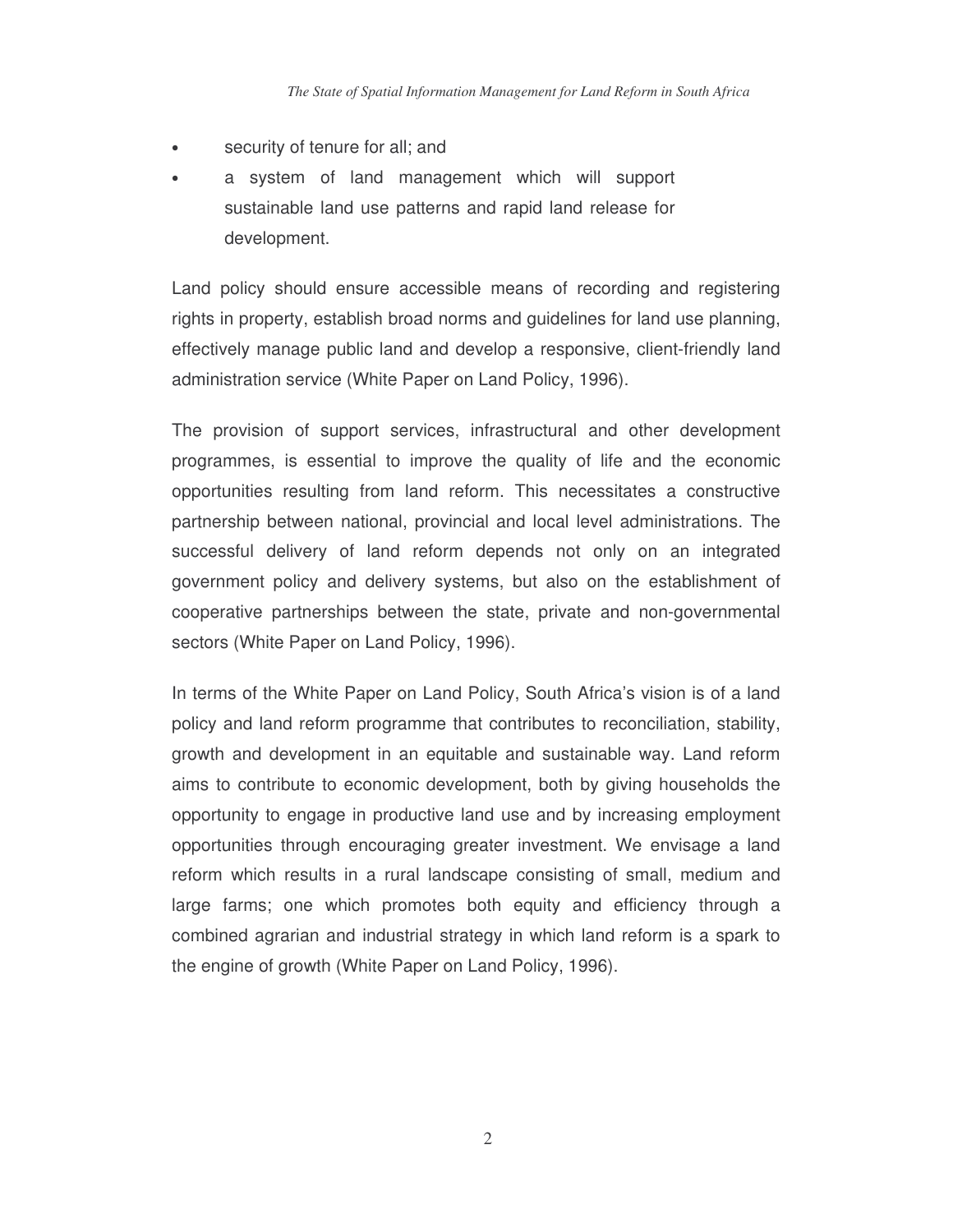- security of tenure for all; and
- a system of land management which will support sustainable land use patterns and rapid land release for development.

Land policy should ensure accessible means of recording and registering rights in property, establish broad norms and guidelines for land use planning, effectively manage public land and develop a responsive, client-friendly land administration service (White Paper on Land Policy, 1996).

The provision of support services, infrastructural and other development programmes, is essential to improve the quality of life and the economic opportunities resulting from land reform. This necessitates a constructive partnership between national, provincial and local level administrations. The successful delivery of land reform depends not only on an integrated government policy and delivery systems, but also on the establishment of cooperative partnerships between the state, private and non-governmental sectors (White Paper on Land Policy, 1996).

In terms of the White Paper on Land Policy, South Africa's vision is of a land policy and land reform programme that contributes to reconciliation, stability, growth and development in an equitable and sustainable way. Land reform aims to contribute to economic development, both by giving households the opportunity to engage in productive land use and by increasing employment opportunities through encouraging greater investment. We envisage a land reform which results in a rural landscape consisting of small, medium and large farms; one which promotes both equity and efficiency through a combined agrarian and industrial strategy in which land reform is a spark to the engine of growth (White Paper on Land Policy, 1996).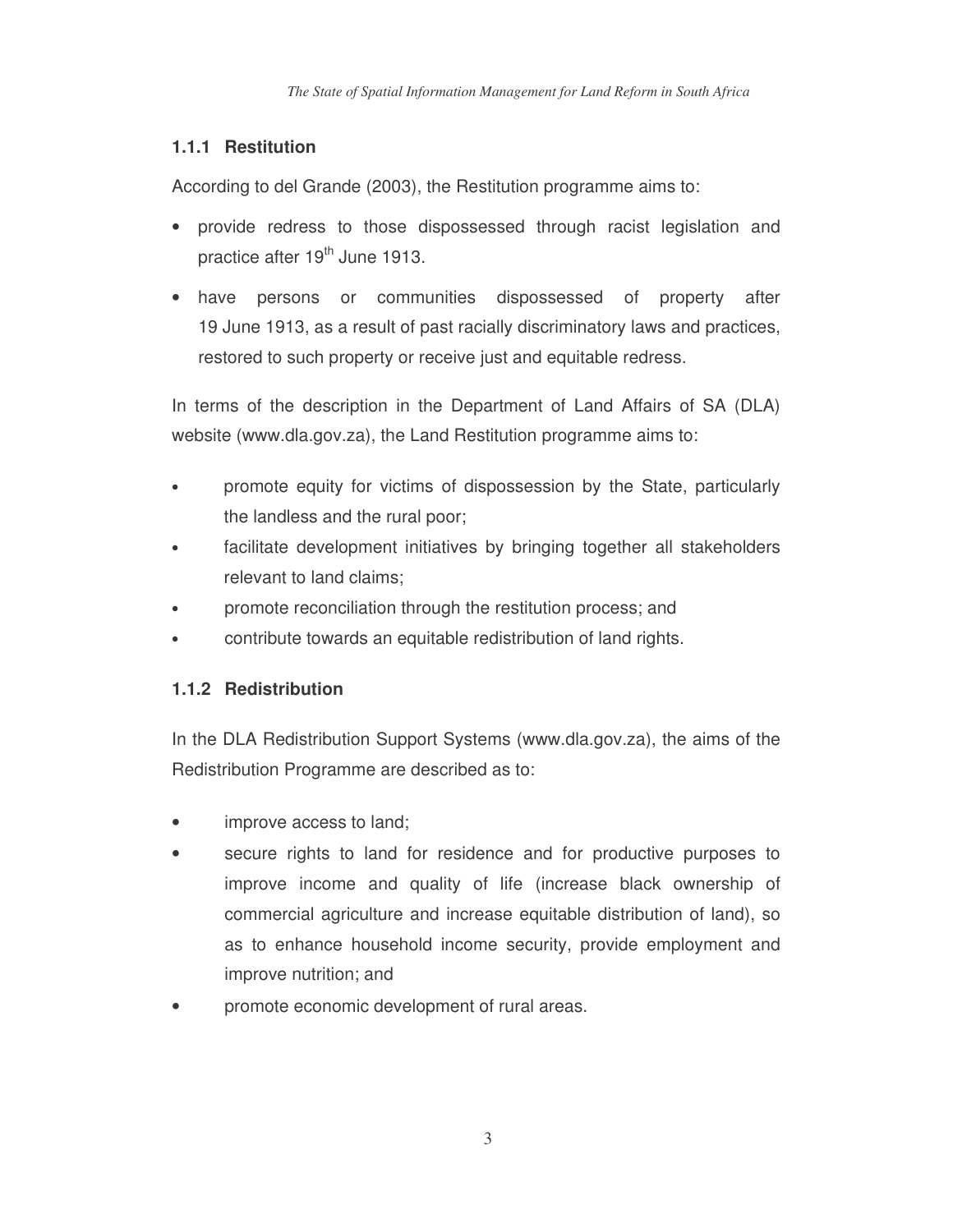### 1.1.1 Restitution

According to del Grande (2003), the Restitution programme aims to:

- provide redress to those dispossessed through racist legislation and practice after 19th June 1913.
- have persons or communities dispossessed of property after 19 June 1913, as a result of past racially discriminatory laws and practices, restored to such property or receive just and equitable redress.

In terms of the description in the Department of Land Affairs of SA (DLA) website (www.dla.gov.za), the Land Restitution programme aims to:

- promote equity for victims of dispossession by the State, particularly the landless and the rural poor;
- facilitate development initiatives by bringing together all stakeholders relevant to land claims;
- promote reconciliation through the restitution process; and
- contribute towards an equitable redistribution of land rights.

### 1.1.2 Redistribution

In the DLA Redistribution Support Systems (www.dla.gov.za), the aims of the Redistribution Programme are described as to:

- improve access to land;
- secure rights to land for residence and for productive purposes to improve income and quality of life (increase black ownership of commercial agriculture and increase equitable distribution of land), so as to enhance household income security, provide employment and improve nutrition; and
- promote economic development of rural areas.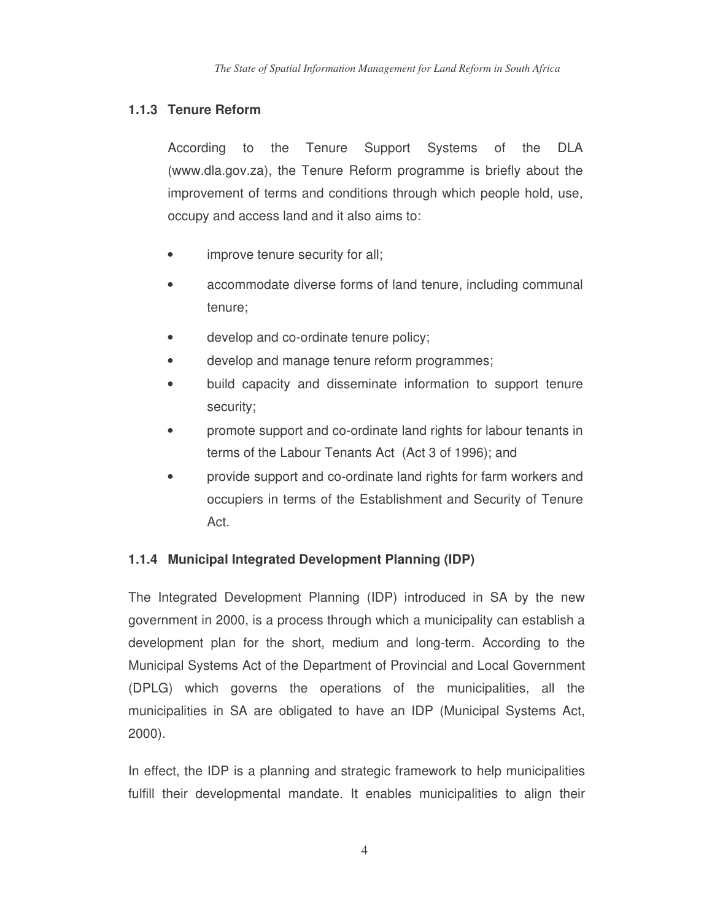### 1.1.3 Tenure Reform

According to the Tenure Support Systems of the DLA (www.dla.gov.za), the Tenure Reform programme is briefly about the improvement of terms and conditions through which people hold, use, occupy and access land and it also aims to:

- improve tenure security for all;
- accommodate diverse forms of land tenure, including communal tenure;
- develop and co-ordinate tenure policy;
- develop and manage tenure reform programmes;
- build capacity and disseminate information to support tenure security;
- promote support and co-ordinate land rights for labour tenants in terms of the Labour Tenants Act (Act 3 of 1996); and
- provide support and co-ordinate land rights for farm workers and occupiers in terms of the Establishment and Security of Tenure Act.

### 1.1.4 Municipal Integrated Development Planning (IDP)

The Integrated Development Planning (IDP) introduced in SA by the new government in 2000, is a process through which a municipality can establish a development plan for the short, medium and long-term. According to the Municipal Systems Act of the Department of Provincial and Local Government (DPLG) which governs the operations of the municipalities, all the municipalities in SA are obligated to have an IDP (Municipal Systems Act, 2000).

In effect, the IDP is a planning and strategic framework to help municipalities fulfill their developmental mandate. It enables municipalities to align their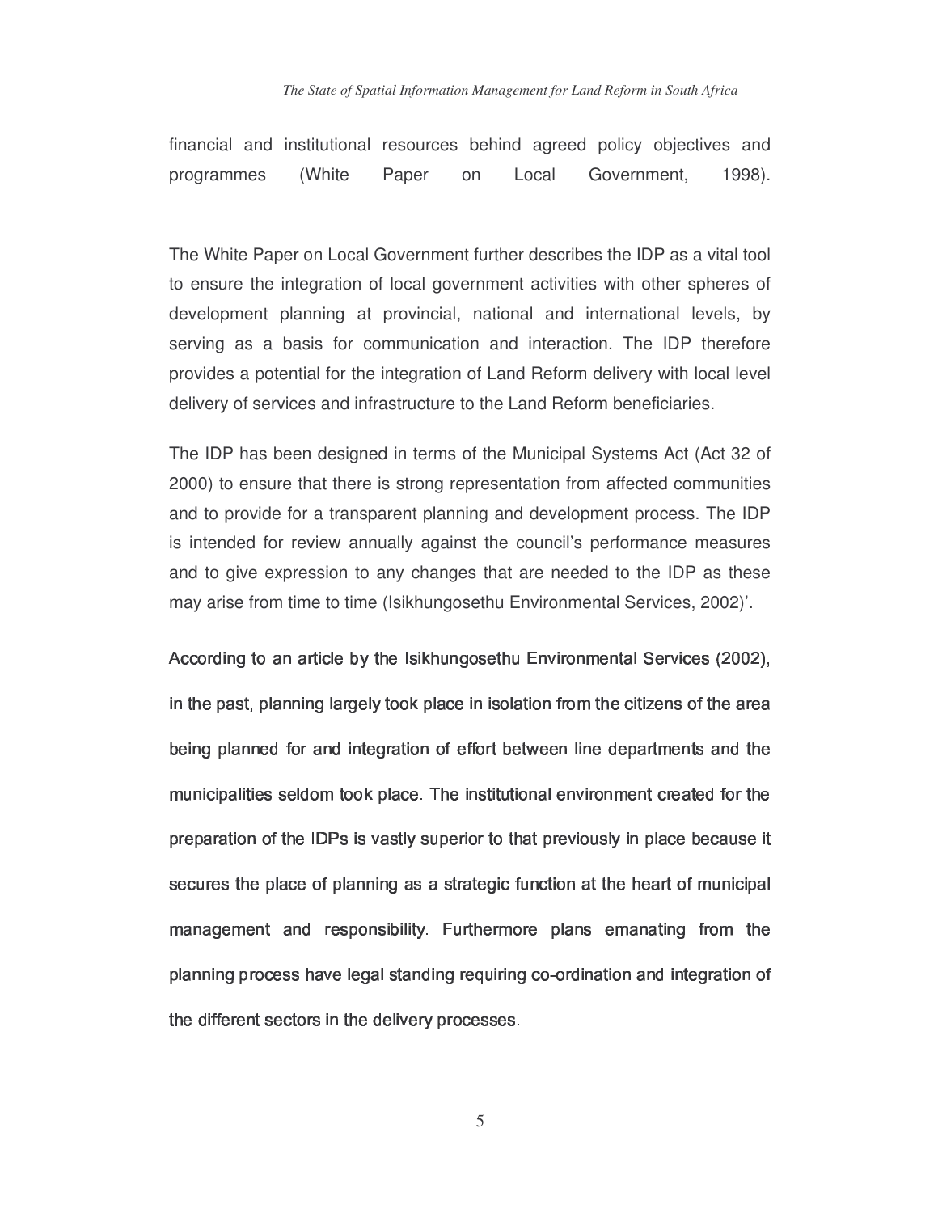financial and institutional resources behind agreed policy objectives and programmes (White Paper on Local Government, 1998).

The White Paper on Local Government further describes the IDP as a vital tool to ensure the integration of local government activities with other spheres of development planning at provincial, national and international levels, by serving as a basis for communication and interaction. The IDP therefore provides a potential for the integration of Land Reform delivery with local level delivery of services and infrastructure to the Land Reform beneficiaries.

The IDP has been designed in terms of the Municipal Systems Act (Act 32 of 2000) to ensure that there is strong representation from affected communities and to provide for a transparent planning and development process. The IDP is intended for review annually against the council's performance measures and to give expression to any changes that are needed to the IDP as these may arise from time to time (Isikhungosethu Environmental Services, 2002)'.

According to an article by the Isikhungosethu Environmental Services (2002), in the past, planning largely took place in isolation from the citizens of the area being planned for and integration of effort between line departments and the municipalities seldom took place. The institutional environment created for the preparation of the IDPs is vastly superior to that previously in place because it secures the place of planning as a strategic function at the heart of municipal management and responsibility. Furthermore plans emanating from the planning process have legal standing requiring co-ordination and integration of the different sectors in the delivery processes.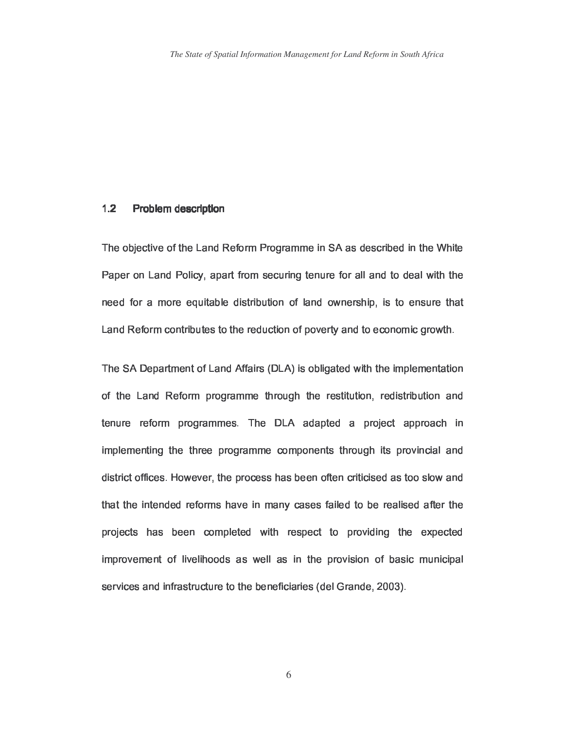## 1.2 Problem description

The objective of the Land Reform Programme in SA as described in the White Paper on Land Policy, apart from securing tenure for all and to deal with the need for a more equitable distribution of land ownership, is to ensure that Land Reform contributes to the reduction of poverty and to economic growth.

The SA Department of Land Affairs (DLA) is obligated with the implementation of the Land Reform programme through the restitution, redistribution and tenure reform programmes. The DLA adapted a project approach in implementing the three programme components through its provincial and district offices. However, the process has been often criticised as too slow and that the intended reforms have in many cases failed to be realised after the projects has been completed with respect to providing the expected improvement of livelihoods as well as in the provision of basic municipal services and infrastructure to the beneficiaries (del Grande, 2003).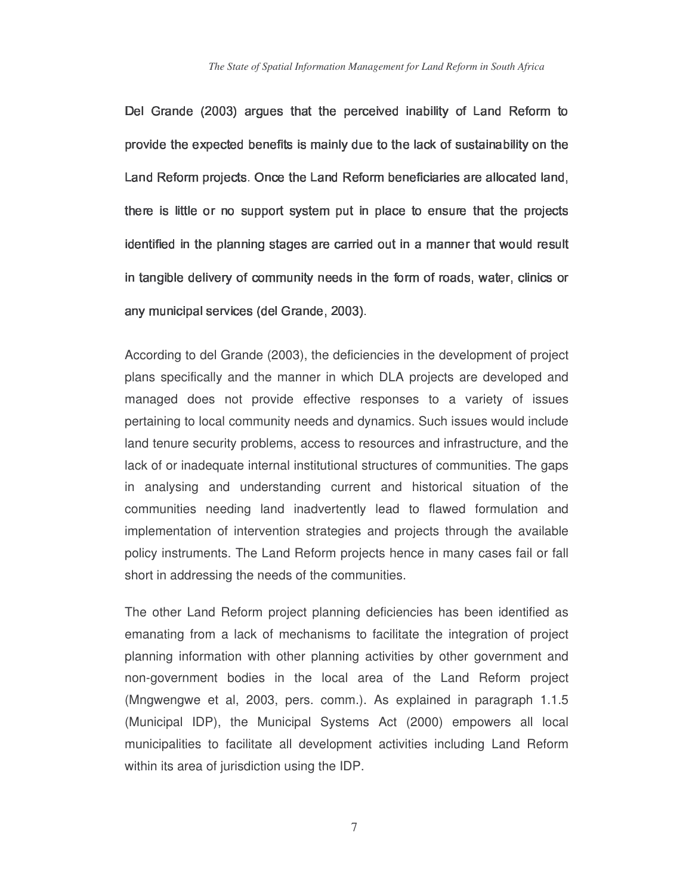Del Grande (2003) argues that the perceived inability of Land Reform to provide the expected benefits is mainly due to the lack of sustainability on the Land Reform projects. Once the Land Reform beneficiaries are allocated land, there is little or no support system put in place to ensure that the projects identified in the planning stages are carried out in a manner that would result in tangible delivery of community needs in the form of roads, water, clinics or any municipal services (del Grande, 2003).

According to del Grande (2003), the deficiencies in the development of project plans specifically and the manner in which DLA projects are developed and managed does not provide effective responses to a variety of issues pertaining to local community needs and dynamics. Such issues would include land tenure security problems, access to resources and infrastructure, and the lack of or inadequate internal institutional structures of communities. The gaps in analysing and understanding current and historical situation of the communities needing land inadvertently lead to flawed formulation and implementation of intervention strategies and projects through the available policy instruments. The Land Reform projects hence in many cases fail or fall short in addressing the needs of the communities.

The other Land Reform project planning deficiencies has been identified as emanating from a lack of mechanisms to facilitate the integration of project planning information with other planning activities by other government and non-government bodies in the local area of the Land Reform project (Mngwengwe et al, 2003, pers. comm.). As explained in paragraph 1.1.5 (Municipal IDP), the Municipal Systems Act (2000) empowers all local municipalities to facilitate all development activities including Land Reform within its area of jurisdiction using the IDP.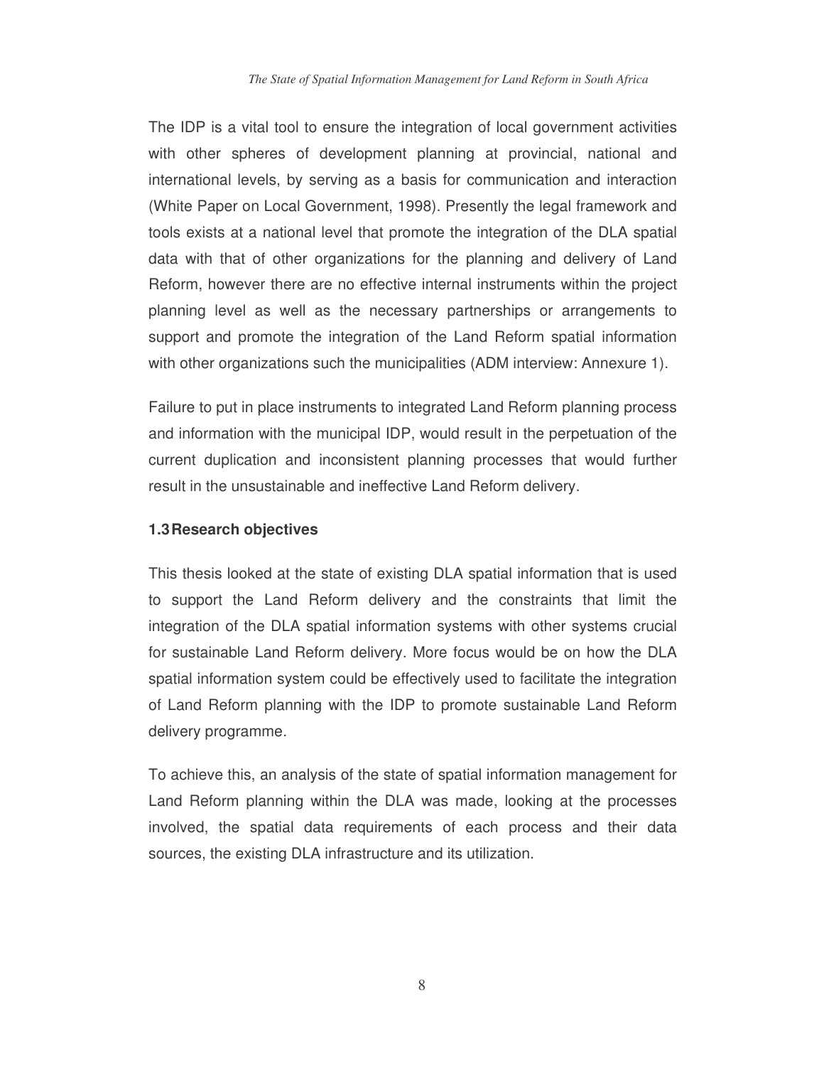The IDP is a vital tool to ensure the integration of local government activities with other spheres of development planning at provincial, national and international levels, by serving as a basis for communication and interaction (White Paper on Local Government, 1998). Presently the legal framework and tools exists at a national level that promote the integration of the DLA spatial data with that of other organizations for the planning and delivery of Land Reform, however there are no effective internal instruments within the project planning level as well as the necessary partnerships or arrangements to support and promote the integration of the Land Reform spatial information with other organizations such the municipalities (ADM interview: Annexure 1).

Failure to put in place instruments to integrated Land Reform planning process and information with the municipal IDP, would result in the perpetuation of the current duplication and inconsistent planning processes that would further result in the unsustainable and ineffective Land Reform delivery.

### 1.3 Research objectives

This thesis looked at the state of existing DLA spatial information that is used to support the Land Reform delivery and the constraints that limit the integration of the DLA spatial information systems with other systems crucial for sustainable Land Reform delivery. More focus would be on how the DLA spatial information system could be effectively used to facilitate the integration of Land Reform planning with the IDP to promote sustainable Land Reform delivery programme.

To achieve this, an analysis of the state of spatial information management for Land Reform planning within the DLA was made, looking at the processes involved, the spatial data requirements of each process and their data sources, the existing DLA infrastructure and its utilization.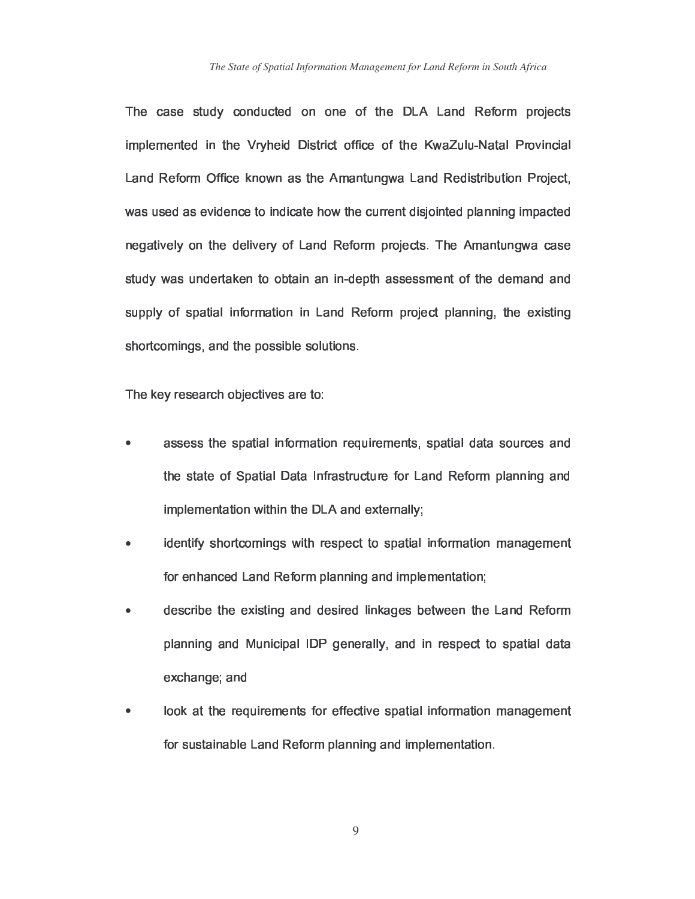The case study conducted on one of the DLA Land Reform projects implemented in the Vryheid District office of the KwaZulu-Natal Provincial Land Reform Office known as the Amantungwa Land Redistribution Project, was used as evidence to indicate how the current disjointed planning impacted negatively on the delivery of Land Reform projects. The Amantungwa case study was undertaken to obtain an in-depth assessment of the demand and supply of spatial information in Land Reform project planning, the existing shortcomings, and the possible solutions.

The key research objectives are to:

- assess the spatial information requirements, spatial data sources and the state of Spatial Data Infrastructure for Land Reform planning and implementation within the DLA and externally;
- identify shortcomings with respect to spatial information management for enhanced Land Reform planning and implementation;
- describe the existing and desired linkages between the Land Reform planning and Municipal IDP generally, and in respect to spatial data exchange; and
- look at the requirements for effective spatial information management for sustainable Land Reform planning and implementation.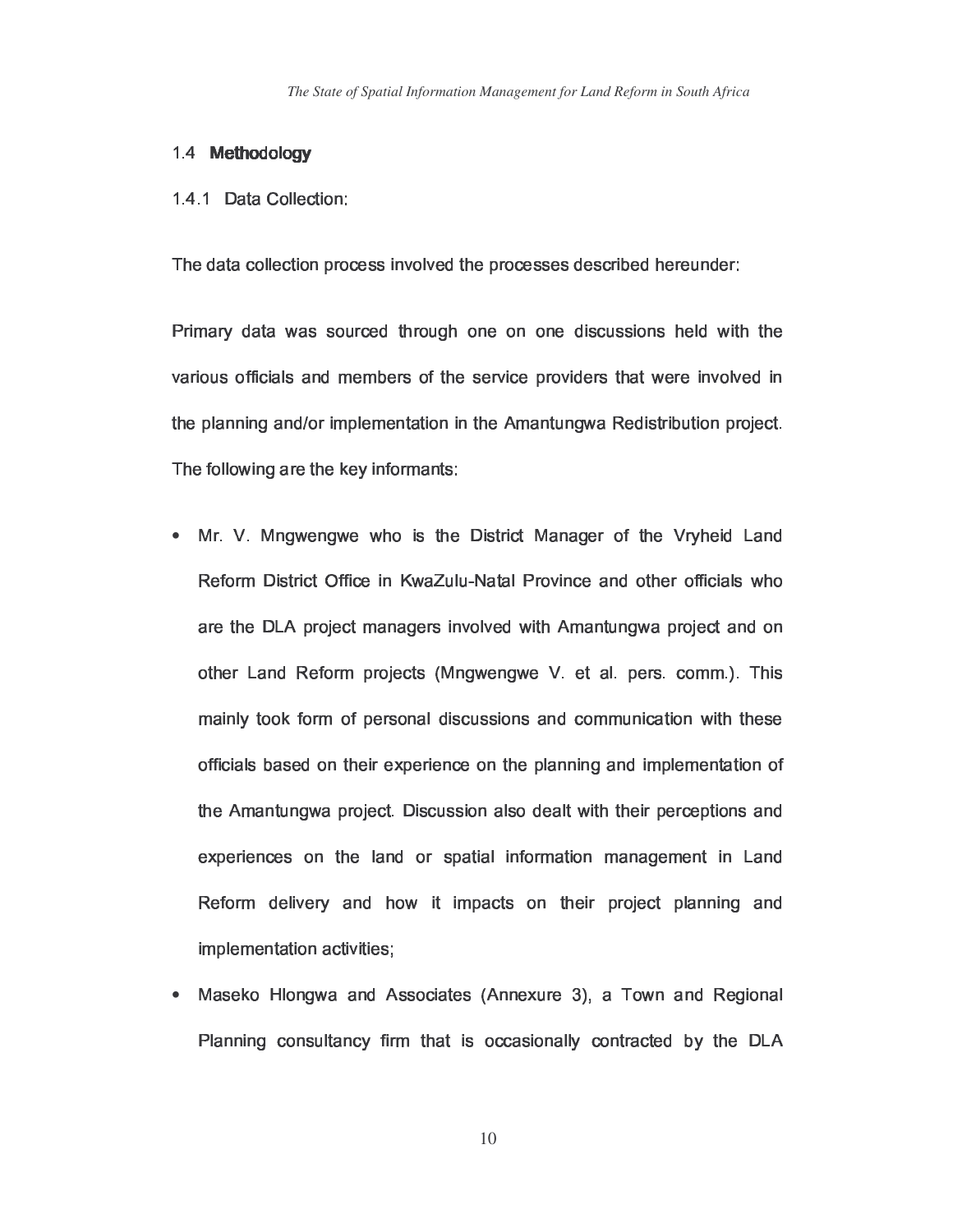## 1.4 **Methodology**

### 1.4.1 Data Collection:

The data collection process involved the processes described hereunder:

Primary data was sourced through one on one discussions held with the various officials and members of the service providers that were involved in the planning and/or implementation in the Amantungwa Redistribution project. The following are the key informants:

- Mr. V. Mngwengwe who is the District Manager of the Vryheid Land Reform District Office in KwaZulu-Natal Province and other officials who are the DLA project managers involved with Amantungwa project and on other Land Reform projects (Mngwengwe V. et al. pers. comm.). This mainly took form of personal discussions and communication with these officials based on their experience on the planning and implementation of the Amantungwa project. Discussion also dealt with their perceptions and experiences on the land or spatial information management in Land Reform delivery and how it impacts on their project planning and implementation activities;
- Maseko Hlongwa and Associates (Annexure 3), a Town and Regional Planning consultancy firm that is occasionally contracted by the DLA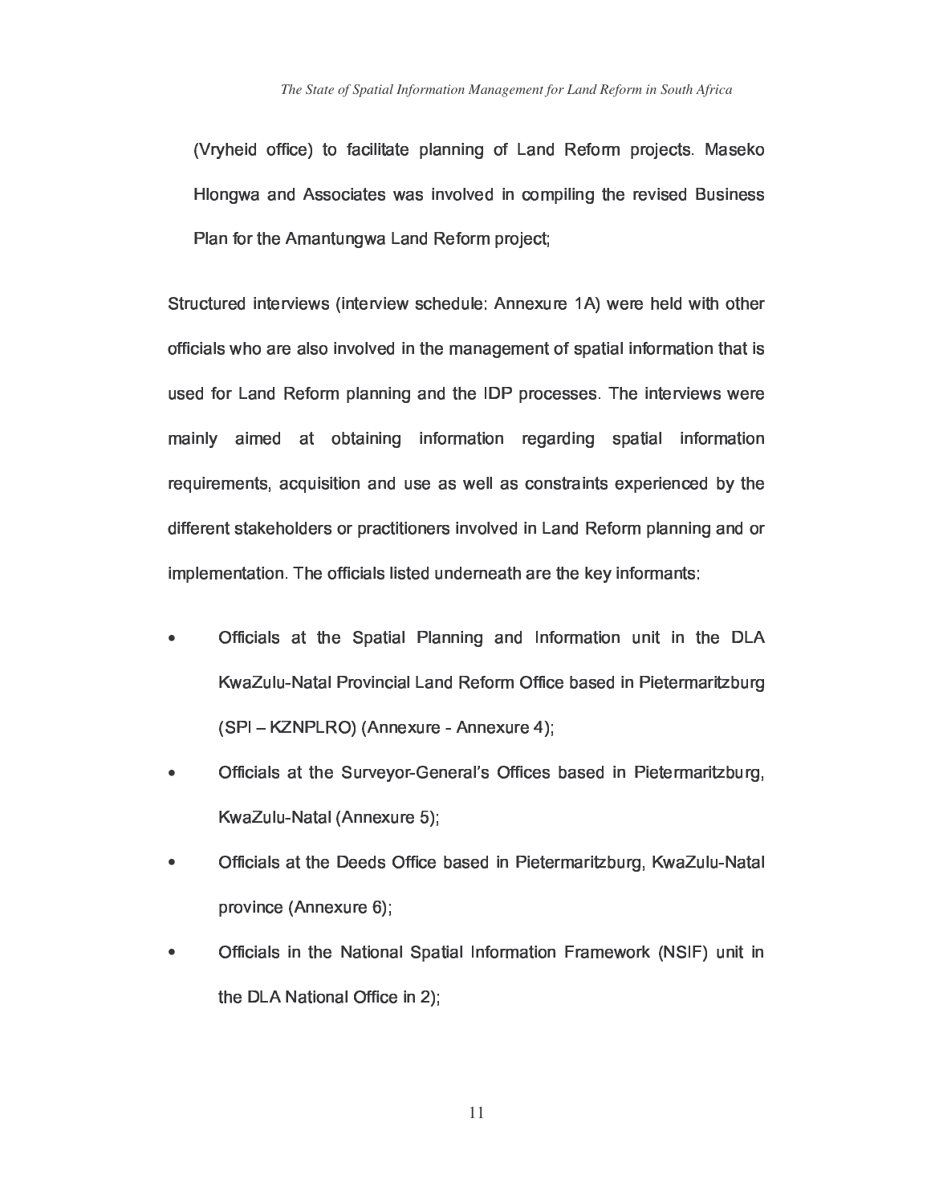(Vryheid office) to facilitate planning of Land Reform projects. Maseko Hlongwa and Associates was involved in compiling the revised Business Plan for the Amantungwa Land Reform project;

Structured interviews (interview schedule: Annexure 1A) were held with other officials who are also involved in the management of spatial information that is used for Land Reform planning and the IDP processes. The interviews were mainly aimed at obtaining information regarding spatial information requirements, acquisition and use as well as constraints experienced by the different stakeholders or practitioners involved in Land Reform planning and or implementation. The officials listed underneath are the key informants:

- Officials at the Spatial Planning and Information unit in the DLA KwaZulu-Natal Provincial Land Reform Office based in Pietermaritzburg (SPI – KZNPLRO) (Annexure - Annexure 4);
- Officials at the Surveyor-General's Offices based in Pietermaritzburg, KwaZulu-Natal (Annexure 5);
- Officials at the Deeds Office based in Pietermaritzburg, KwaZulu-Natal province (Annexure 6);
- Officials in the National Spatial Information Framework (NSIF) unit in the DLA National Office in 2);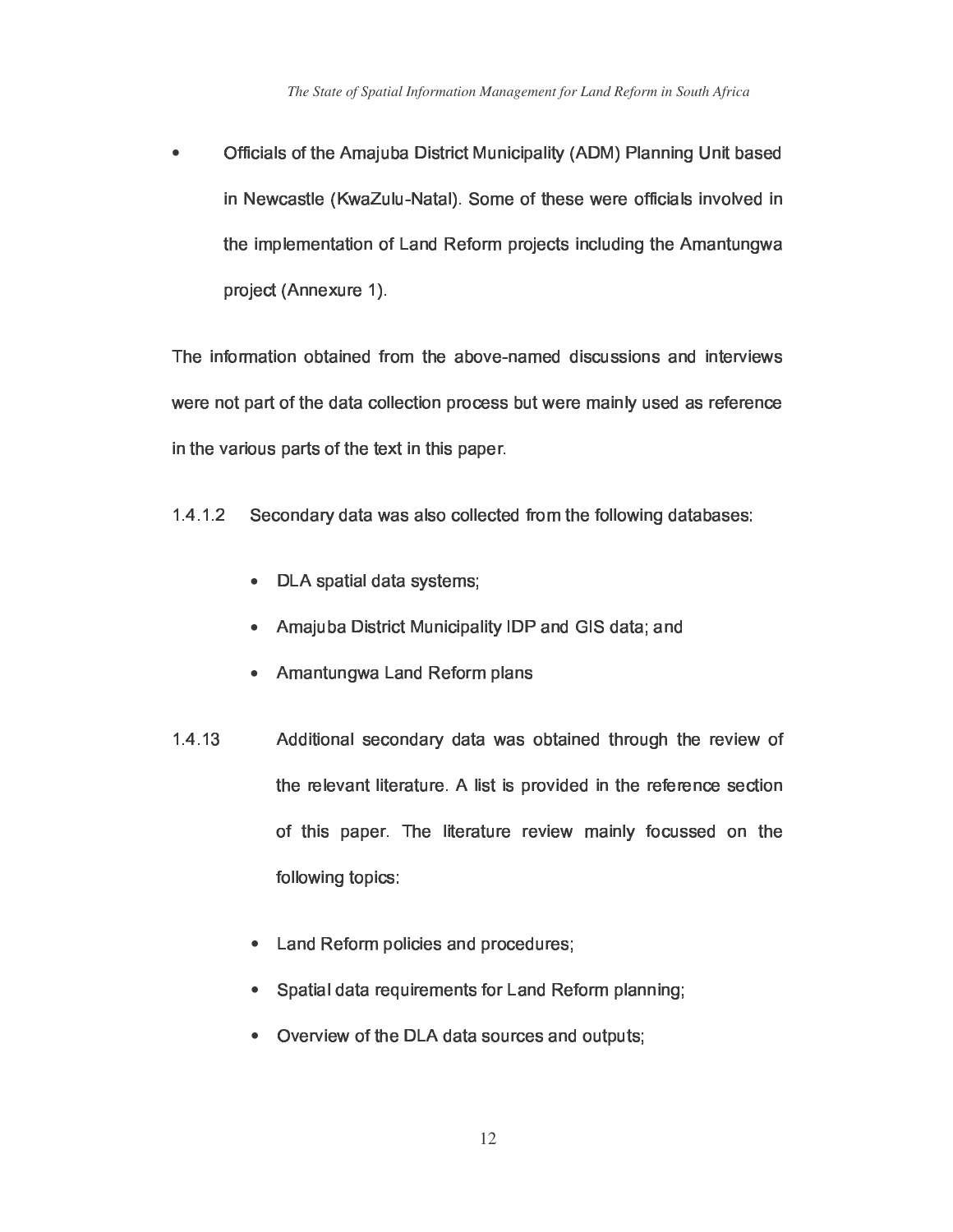- Officials of the Amajuba District Municipality (ADM) Planning Unit based in Newcastle (KwaZulu-Natal). Some of these were officials involved in the implementation of Land Reform projects including the Amantungwa project (Annexure 1).

The information obtained from the above-named discussions and interviews were not part of the data collection process but were mainly used as reference in the various parts of the text in this paper.

1.4.1.2 Secondary data was also collected from the following databases:

- DLA spatial data systems;
- Amajuba District Municipality IDP and GIS data; and
- Amantungwa Land Reform plans

1.4.13 Additional secondary data was obtained through the review of the relevant literature. A list is provided in the reference section of this paper. The literature review mainly focussed on the following topics:

- Land Reform policies and procedures;
- Spatial data requirements for Land Reform planning;
- Overview of the DLA data sources and outputs;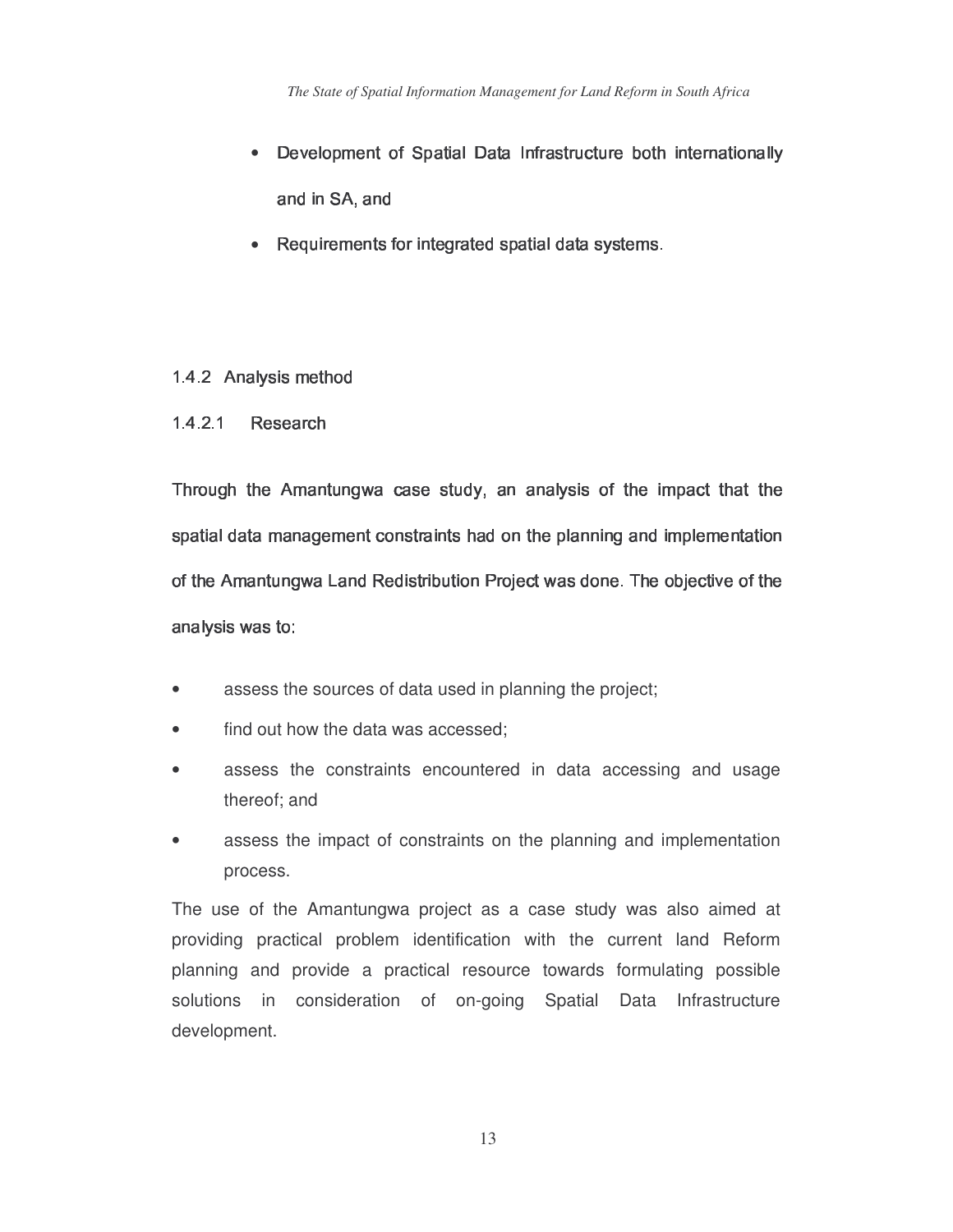- Development of Spatial Data Infrastructure both internationally and in SA, and
- Requirements for integrated spatial data systems.

### 1.4.2 Analysis method

#### 1.4.2.1 Research

Through the Amantungwa case study, an analysis of the impact that the spatial data management constraints had on the planning and implementation of the Amantungwa Land Redistribution Project was done. The objective of the analysis was to:

- assess the sources of data used in planning the project;
- find out how the data was accessed;
- assess the constraints encountered in data accessing and usage thereof; and
- assess the impact of constraints on the planning and implementation process.

The use of the Amantungwa project as a case study was also aimed at providing practical problem identification with the current land Reform planning and provide a practical resource towards formulating possible solutions in consideration of on-going Spatial Data Infrastructure development.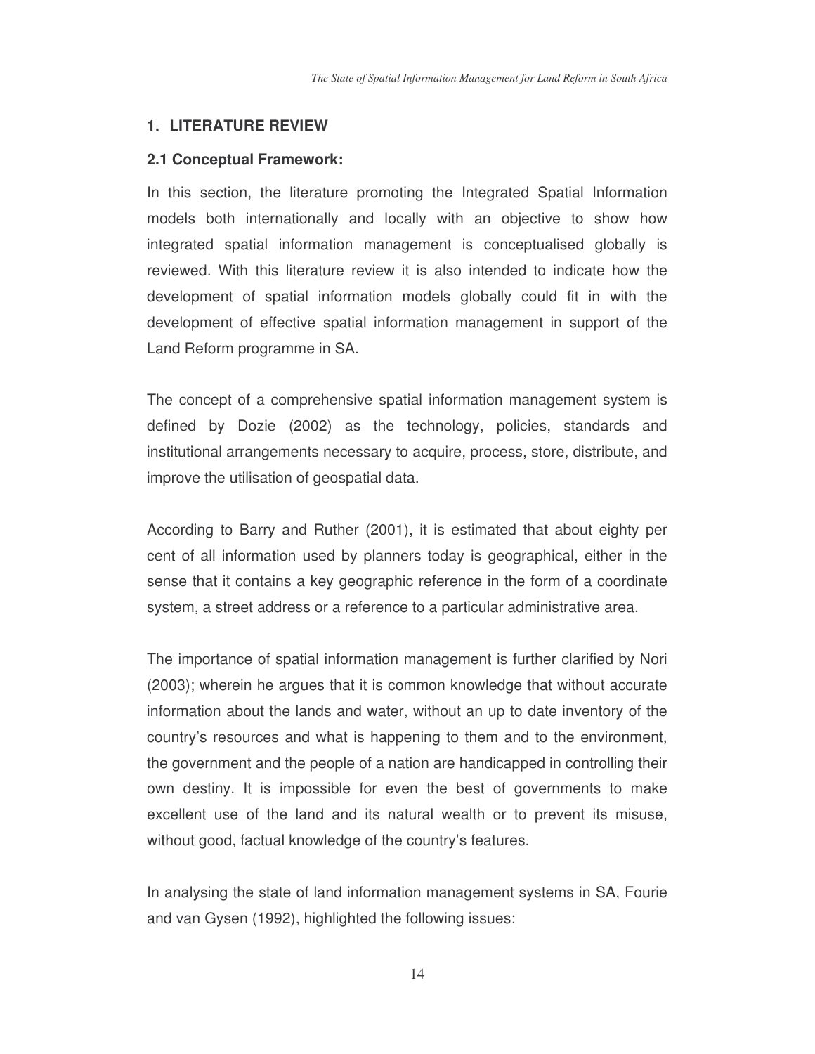# 1. LITERATURE REVIEW

## 2.1 Conceptual Framework:

In this section, the literature promoting the Integrated Spatial Information models both internationally and locally with an objective to show how integrated spatial information management is conceptualised globally is reviewed. With this literature review it is also intended to indicate how the development of spatial information models globally could fit in with the development of effective spatial information management in support of the Land Reform programme in SA.

The concept of a comprehensive spatial information management system is defined by Dozie (2002) as the technology, policies, standards and institutional arrangements necessary to acquire, process, store, distribute, and improve the utilisation of geospatial data.

According to Barry and Ruther (2001), it is estimated that about eighty per cent of all information used by planners today is geographical, either in the sense that it contains a key geographic reference in the form of a coordinate system, a street address or a reference to a particular administrative area.

The importance of spatial information management is further clarified by Nori (2003); wherein he argues that it is common knowledge that without accurate information about the lands and water, without an up to date inventory of the country's resources and what is happening to them and to the environment, the government and the people of a nation are handicapped in controlling their own destiny. It is impossible for even the best of governments to make excellent use of the land and its natural wealth or to prevent its misuse, without good, factual knowledge of the country's features.

In analysing the state of land information management systems in SA, Fourie and van Gysen (1992), highlighted the following issues: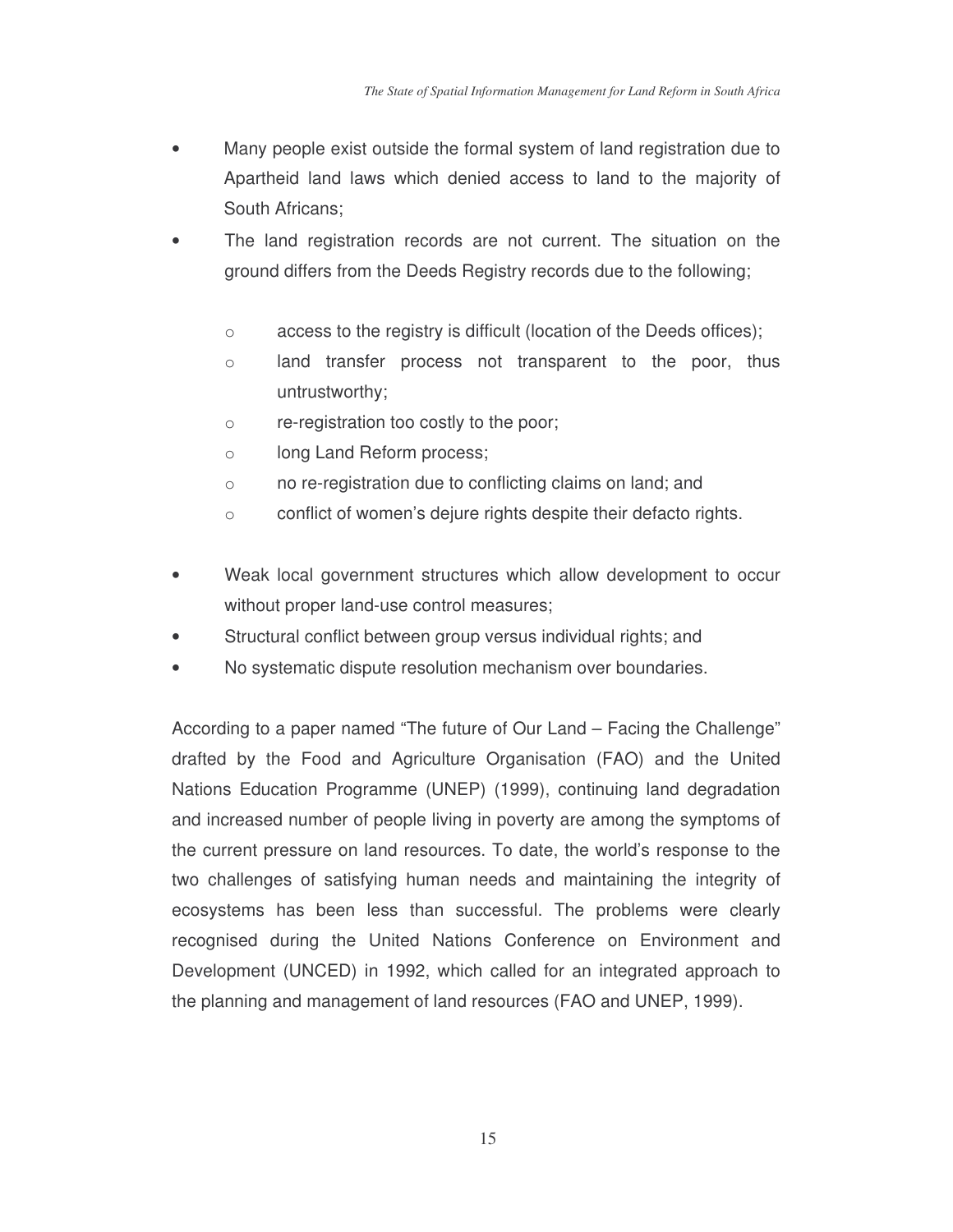- Many people exist outside the formal system of land registration due to Apartheid land laws which denied access to land to the majority of South Africans;
- The land registration records are not current. The situation on the ground differs from the Deeds Registry records due to the following;
    - access to the registry is difficult (location of the Deeds offices);
    - land transfer process not transparent to the poor, thus untrustworthy;
    - re-registration too costly to the poor;
    - long Land Reform process;
    - no re-registration due to conflicting claims on land; and
    - conflict of women's dejure rights despite their defacto rights.
- Weak local government structures which allow development to occur without proper land-use control measures;
- Structural conflict between group versus individual rights; and
- No systematic dispute resolution mechanism over boundaries.

According to a paper named "The future of Our Land – Facing the Challenge" drafted by the Food and Agriculture Organisation (FAO) and the United Nations Education Programme (UNEP) (1999), continuing land degradation and increased number of people living in poverty are among the symptoms of the current pressure on land resources. To date, the world's response to the two challenges of satisfying human needs and maintaining the integrity of ecosystems has been less than successful. The problems were clearly recognised during the United Nations Conference on Environment and Development (UNCED) in 1992, which called for an integrated approach to the planning and management of land resources (FAO and UNEP, 1999).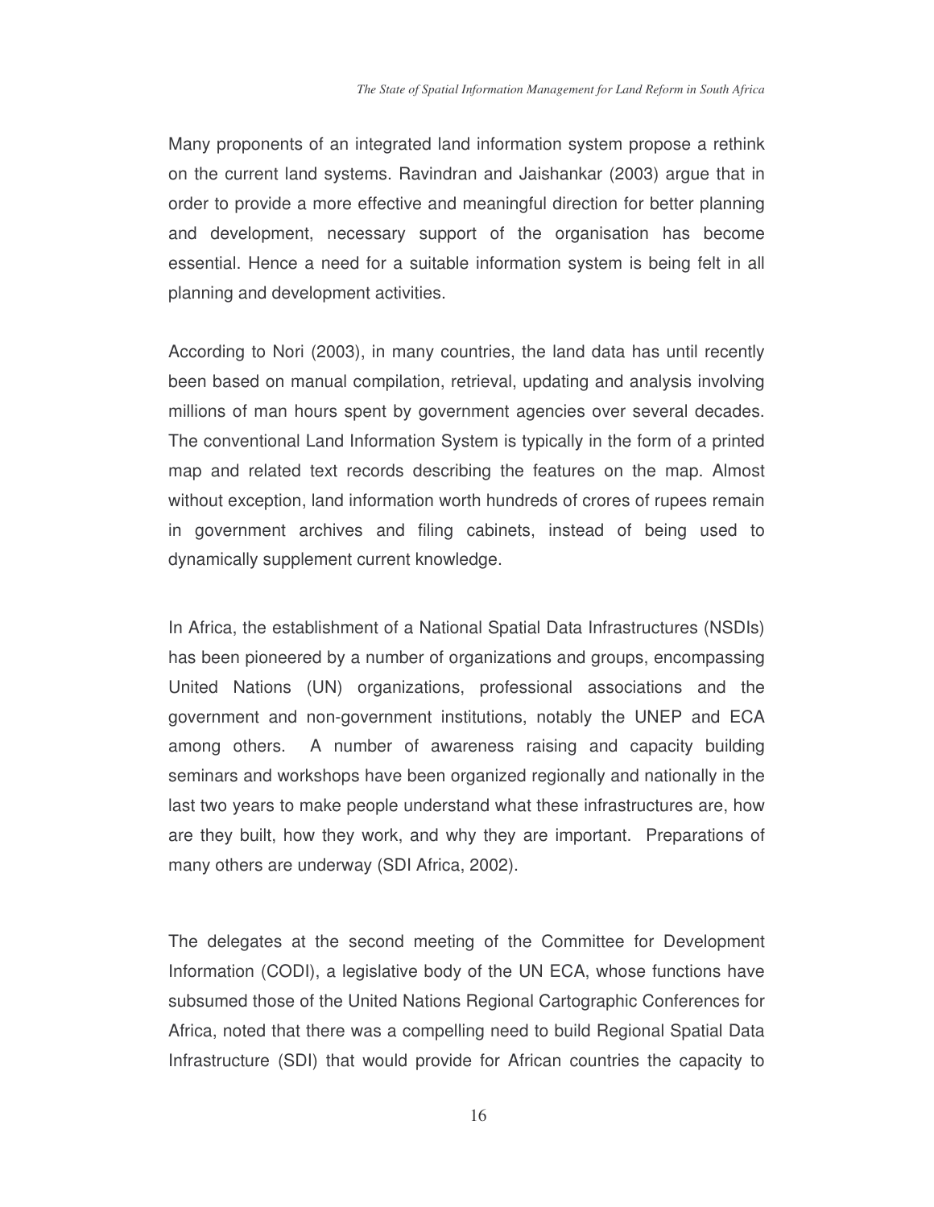Many proponents of an integrated land information system propose a rethink on the current land systems. Ravindran and Jaishankar (2003) argue that in order to provide a more effective and meaningful direction for better planning and development, necessary support of the organisation has become essential. Hence a need for a suitable information system is being felt in all planning and development activities.

According to Nori (2003), in many countries, the land data has until recently been based on manual compilation, retrieval, updating and analysis involving millions of man hours spent by government agencies over several decades. The conventional Land Information System is typically in the form of a printed map and related text records describing the features on the map. Almost without exception, land information worth hundreds of crores of rupees remain in government archives and filing cabinets, instead of being used to dynamically supplement current knowledge.

In Africa, the establishment of a National Spatial Data Infrastructures (NSDIs) has been pioneered by a number of organizations and groups, encompassing United Nations (UN) organizations, professional associations and the government and non-government institutions, notably the UNEP and ECA among others. A number of awareness raising and capacity building seminars and workshops have been organized regionally and nationally in the last two years to make people understand what these infrastructures are, how are they built, how they work, and why they are important. Preparations of many others are underway (SDI Africa, 2002).

The delegates at the second meeting of the Committee for Development Information (CODI), a legislative body of the UN ECA, whose functions have subsumed those of the United Nations Regional Cartographic Conferences for Africa, noted that there was a compelling need to build Regional Spatial Data Infrastructure (SDI) that would provide for African countries the capacity to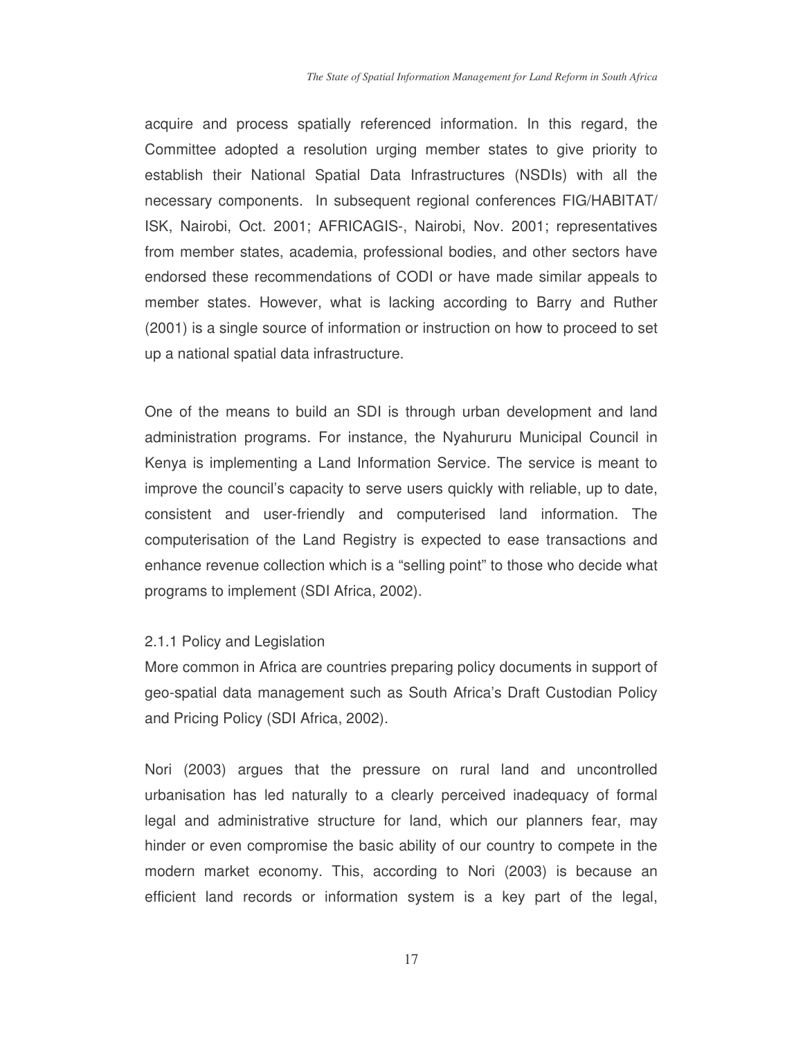acquire and process spatially referenced information. In this regard, the Committee adopted a resolution urging member states to give priority to establish their National Spatial Data Infrastructures (NSDIs) with all the necessary components. In subsequent regional conferences FIG/HABITAT/ ISK, Nairobi, Oct. 2001; AFRICAGIS-, Nairobi, Nov. 2001; representatives from member states, academia, professional bodies, and other sectors have endorsed these recommendations of CODI or have made similar appeals to member states. However, what is lacking according to Barry and Ruther (2001) is a single source of information or instruction on how to proceed to set up a national spatial data infrastructure.

One of the means to build an SDI is through urban development and land administration programs. For instance, the Nyahururu Municipal Council in Kenya is implementing a Land Information Service. The service is meant to improve the council's capacity to serve users quickly with reliable, up to date, consistent and user-friendly and computerised land information. The computerisation of the Land Registry is expected to ease transactions and enhance revenue collection which is a "selling point" to those who decide what programs to implement (SDI Africa, 2002).

### 2.1.1 Policy and Legislation

More common in Africa are countries preparing policy documents in support of geo-spatial data management such as South Africa's Draft Custodian Policy and Pricing Policy (SDI Africa, 2002).

Nori (2003) argues that the pressure on rural land and uncontrolled urbanisation has led naturally to a clearly perceived inadequacy of formal legal and administrative structure for land, which our planners fear, may hinder or even compromise the basic ability of our country to compete in the modern market economy. This, according to Nori (2003) is because an efficient land records or information system is a key part of the legal,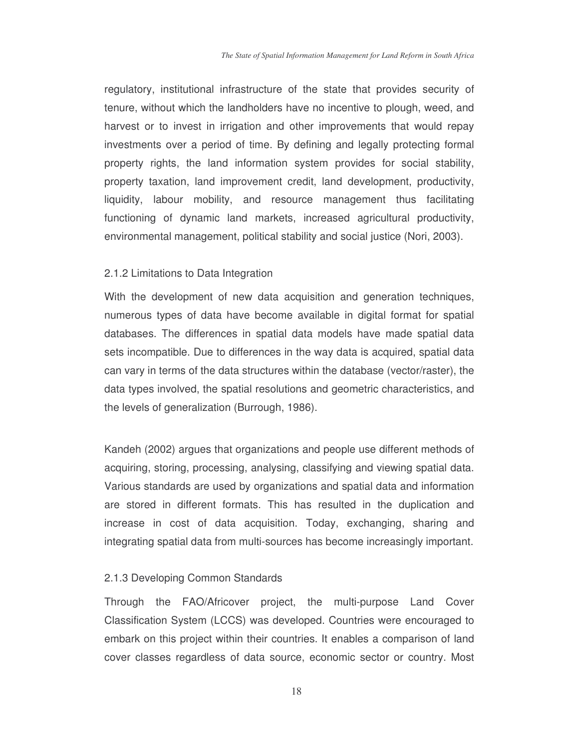regulatory, institutional infrastructure of the state that provides security of tenure, without which the landholders have no incentive to plough, weed, and harvest or to invest in irrigation and other improvements that would repay investments over a period of time. By defining and legally protecting formal property rights, the land information system provides for social stability, property taxation, land improvement credit, land development, productivity, liquidity, labour mobility, and resource management thus facilitating functioning of dynamic land markets, increased agricultural productivity, environmental management, political stability and social justice (Nori, 2003).

### 2.1.2 Limitations to Data Integration

With the development of new data acquisition and generation techniques, numerous types of data have become available in digital format for spatial databases. The differences in spatial data models have made spatial data sets incompatible. Due to differences in the way data is acquired, spatial data can vary in terms of the data structures within the database (vector/raster), the data types involved, the spatial resolutions and geometric characteristics, and the levels of generalization (Burrough, 1986).

Kandeh (2002) argues that organizations and people use different methods of acquiring, storing, processing, analysing, classifying and viewing spatial data. Various standards are used by organizations and spatial data and information are stored in different formats. This has resulted in the duplication and increase in cost of data acquisition. Today, exchanging, sharing and integrating spatial data from multi-sources has become increasingly important.

### 2.1.3 Developing Common Standards

Through the FAO/Africover project, the multi-purpose Land Cover Classification System (LCCS) was developed. Countries were encouraged to embark on this project within their countries. It enables a comparison of land cover classes regardless of data source, economic sector or country. Most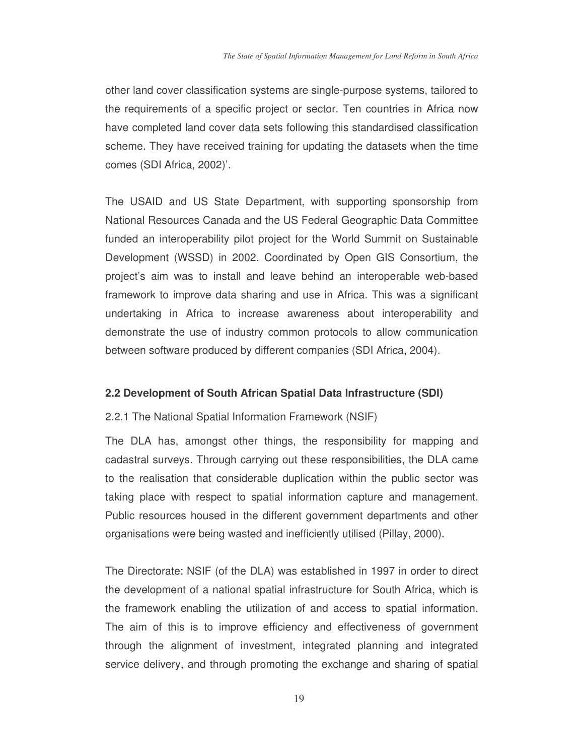other land cover classification systems are single-purpose systems, tailored to the requirements of a specific project or sector. Ten countries in Africa now have completed land cover data sets following this standardised classification scheme. They have received training for updating the datasets when the time comes (SDI Africa, 2002)'.

The USAID and US State Department, with supporting sponsorship from National Resources Canada and the US Federal Geographic Data Committee funded an interoperability pilot project for the World Summit on Sustainable Development (WSSD) in 2002. Coordinated by Open GIS Consortium, the project's aim was to install and leave behind an interoperable web-based framework to improve data sharing and use in Africa. This was a significant undertaking in Africa to increase awareness about interoperability and demonstrate the use of industry common protocols to allow communication between software produced by different companies (SDI Africa, 2004).

## 2.2 Development of South African Spatial Data Infrastructure (SDI)

### 2.2.1 The National Spatial Information Framework (NSIF)

The DLA has, amongst other things, the responsibility for mapping and cadastral surveys. Through carrying out these responsibilities, the DLA came to the realisation that considerable duplication within the public sector was taking place with respect to spatial information capture and management. Public resources housed in the different government departments and other organisations were being wasted and inefficiently utilised (Pillay, 2000).

The Directorate: NSIF (of the DLA) was established in 1997 in order to direct the development of a national spatial infrastructure for South Africa, which is the framework enabling the utilization of and access to spatial information. The aim of this is to improve efficiency and effectiveness of government through the alignment of investment, integrated planning and integrated service delivery, and through promoting the exchange and sharing of spatial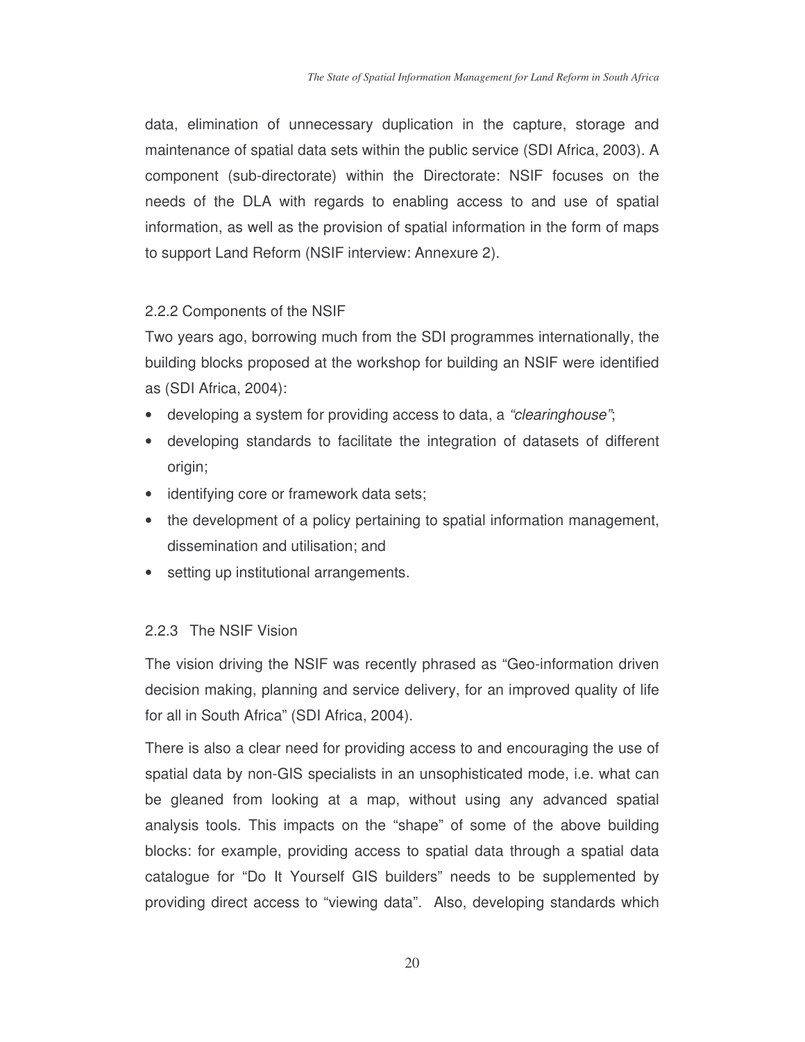data, elimination of unnecessary duplication in the capture, storage and maintenance of spatial data sets within the public service (SDI Africa, 2003). A component (sub-directorate) within the Directorate: NSIF focuses on the needs of the DLA with regards to enabling access to and use of spatial information, as well as the provision of spatial information in the form of maps to support Land Reform (NSIF interview: Annexure 2).

### 2.2.2 Components of the NSIF

Two years ago, borrowing much from the SDI programmes internationally, the building blocks proposed at the workshop for building an NSIF were identified as (SDI Africa, 2004):

- developing a system for providing access to data, a *"clearinghouse"*;
- developing standards to facilitate the integration of datasets of different origin;
- identifying core or framework data sets;
- the development of a policy pertaining to spatial information management, dissemination and utilisation; and
- setting up institutional arrangements.

### 2.2.3 The NSIF Vision

The vision driving the NSIF was recently phrased as "Geo-information driven decision making, planning and service delivery, for an improved quality of life for all in South Africa" (SDI Africa, 2004).

There is also a clear need for providing access to and encouraging the use of spatial data by non-GIS specialists in an unsophisticated mode, i.e. what can be gleaned from looking at a map, without using any advanced spatial analysis tools. This impacts on the "shape" of some of the above building blocks: for example, providing access to spatial data through a spatial data catalogue for "Do It Yourself GIS builders" needs to be supplemented by providing direct access to "viewing data". Also, developing standards which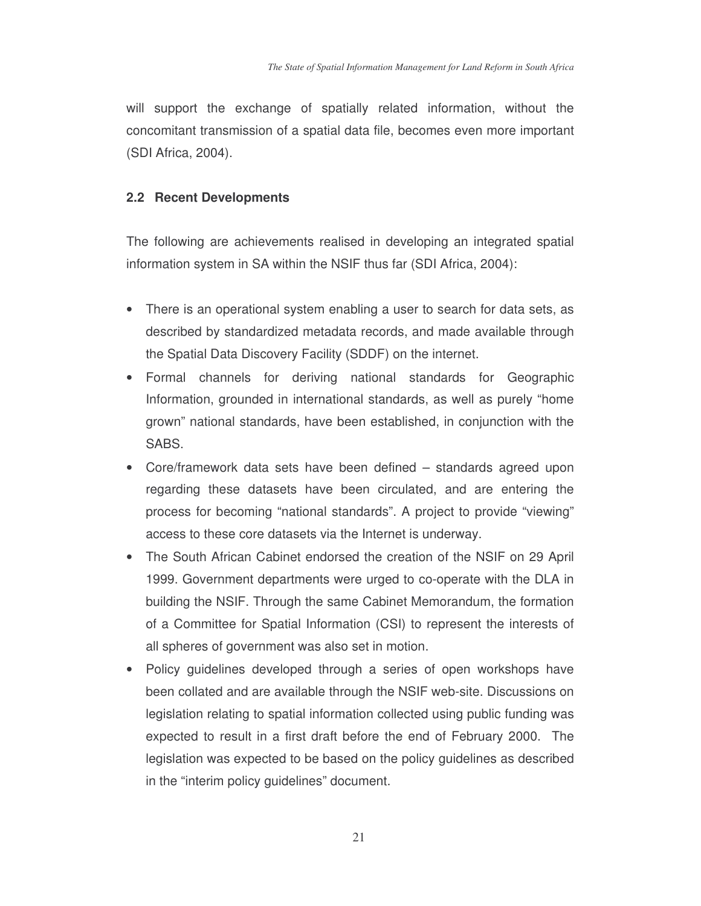will support the exchange of spatially related information, without the concomitant transmission of a spatial data file, becomes even more important (SDI Africa, 2004).

## 2.2 Recent Developments

The following are achievements realised in developing an integrated spatial information system in SA within the NSIF thus far (SDI Africa, 2004):

- There is an operational system enabling a user to search for data sets, as described by standardized metadata records, and made available through the Spatial Data Discovery Facility (SDDF) on the internet.
- Formal channels for deriving national standards for Geographic Information, grounded in international standards, as well as purely "home grown" national standards, have been established, in conjunction with the SABS.
- Core/framework data sets have been defined – standards agreed upon regarding these datasets have been circulated, and are entering the process for becoming "national standards". A project to provide "viewing" access to these core datasets via the Internet is underway.
- The South African Cabinet endorsed the creation of the NSIF on 29 April 1999. Government departments were urged to co-operate with the DLA in building the NSIF. Through the same Cabinet Memorandum, the formation of a Committee for Spatial Information (CSI) to represent the interests of all spheres of government was also set in motion.
- Policy guidelines developed through a series of open workshops have been collated and are available through the NSIF web-site. Discussions on legislation relating to spatial information collected using public funding was expected to result in a first draft before the end of February 2000. The legislation was expected to be based on the policy guidelines as described in the "interim policy guidelines" document.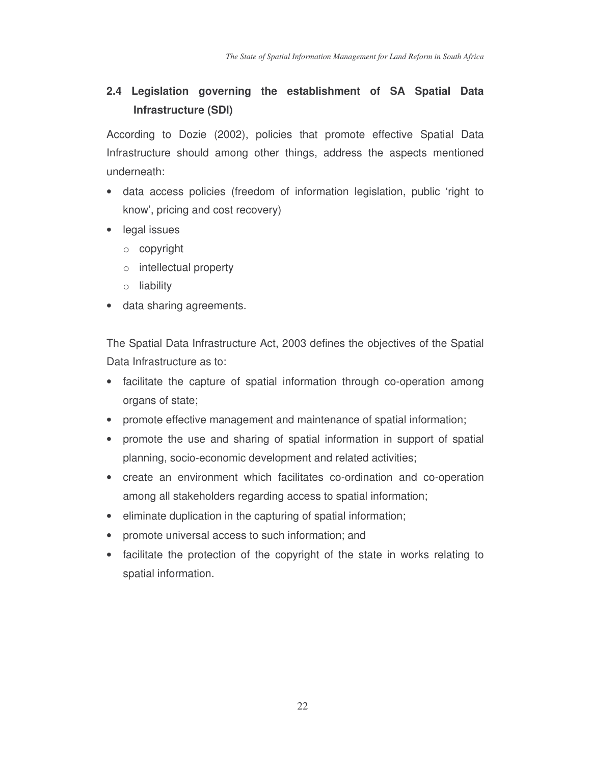## 2.4 Legislation governing the establishment of SA Spatial Data Infrastructure (SDI)

According to Dozie (2002), policies that promote effective Spatial Data Infrastructure should among other things, address the aspects mentioned underneath:

- data access policies (freedom of information legislation, public 'right to know', pricing and cost recovery)
- legal issues
  - copyright
  - intellectual property
  - liability
- data sharing agreements.

The Spatial Data Infrastructure Act, 2003 defines the objectives of the Spatial Data Infrastructure as to:

- facilitate the capture of spatial information through co-operation among organs of state;
- promote effective management and maintenance of spatial information;
- promote the use and sharing of spatial information in support of spatial planning, socio-economic development and related activities;
- create an environment which facilitates co-ordination and co-operation among all stakeholders regarding access to spatial information;
- eliminate duplication in the capturing of spatial information;
- promote universal access to such information; and
- facilitate the protection of the copyright of the state in works relating to spatial information.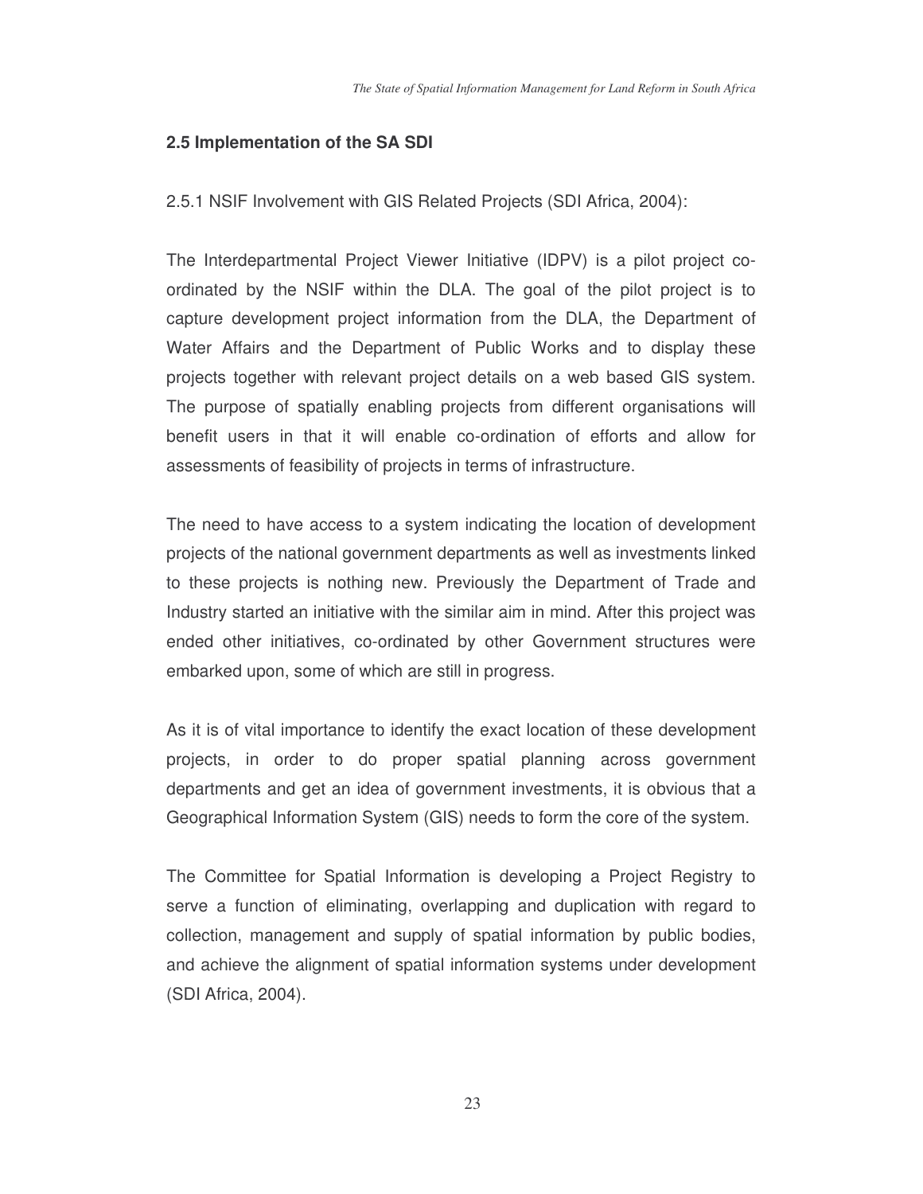## 2.5 Implementation of the SA SDI

2.5.1 NSIF Involvement with GIS Related Projects (SDI Africa, 2004):

The Interdepartmental Project Viewer Initiative (IDPV) is a pilot project co-ordinated by the NSIF within the DLA. The goal of the pilot project is to capture development project information from the DLA, the Department of Water Affairs and the Department of Public Works and to display these projects together with relevant project details on a web based GIS system. The purpose of spatially enabling projects from different organisations will benefit users in that it will enable co-ordination of efforts and allow for assessments of feasibility of projects in terms of infrastructure.

The need to have access to a system indicating the location of development projects of the national government departments as well as investments linked to these projects is nothing new. Previously the Department of Trade and Industry started an initiative with the similar aim in mind. After this project was ended other initiatives, co-ordinated by other Government structures were embarked upon, some of which are still in progress.

As it is of vital importance to identify the exact location of these development projects, in order to do proper spatial planning across government departments and get an idea of government investments, it is obvious that a Geographical Information System (GIS) needs to form the core of the system.

The Committee for Spatial Information is developing a Project Registry to serve a function of eliminating, overlapping and duplication with regard to collection, management and supply of spatial information by public bodies, and achieve the alignment of spatial information systems under development (SDI Africa, 2004).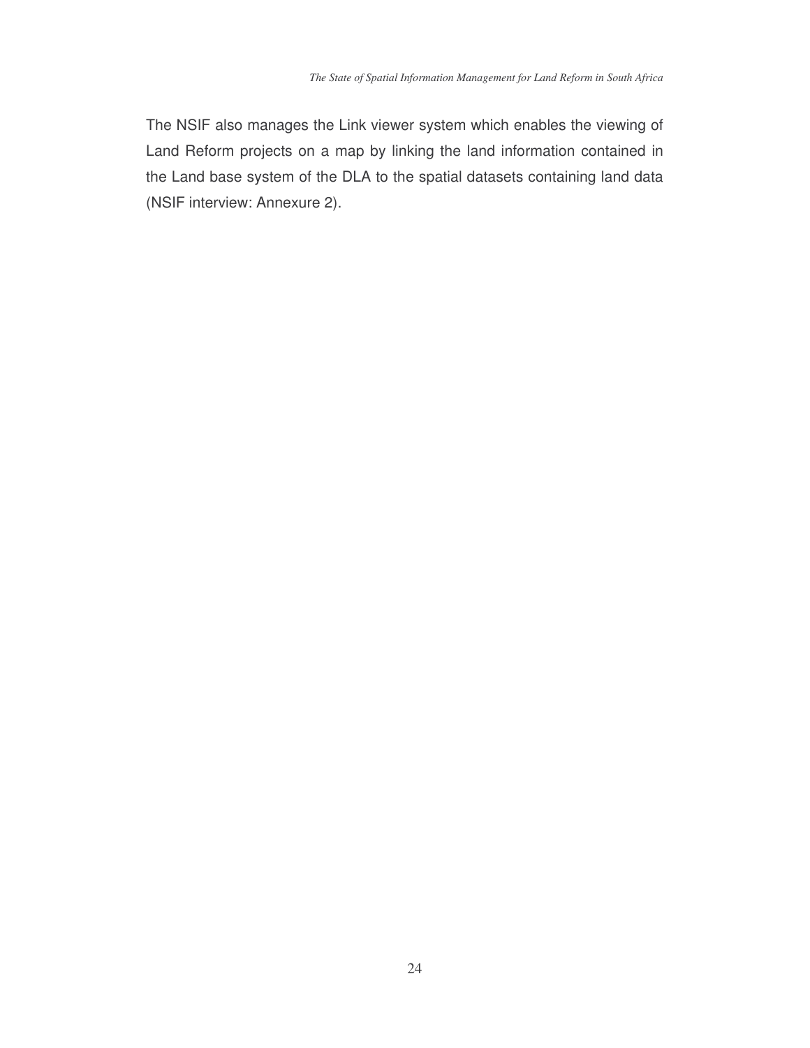The NSIF also manages the Link viewer system which enables the viewing of Land Reform projects on a map by linking the land information contained in the Land base system of the DLA to the spatial datasets containing land data (NSIF interview: Annexure 2).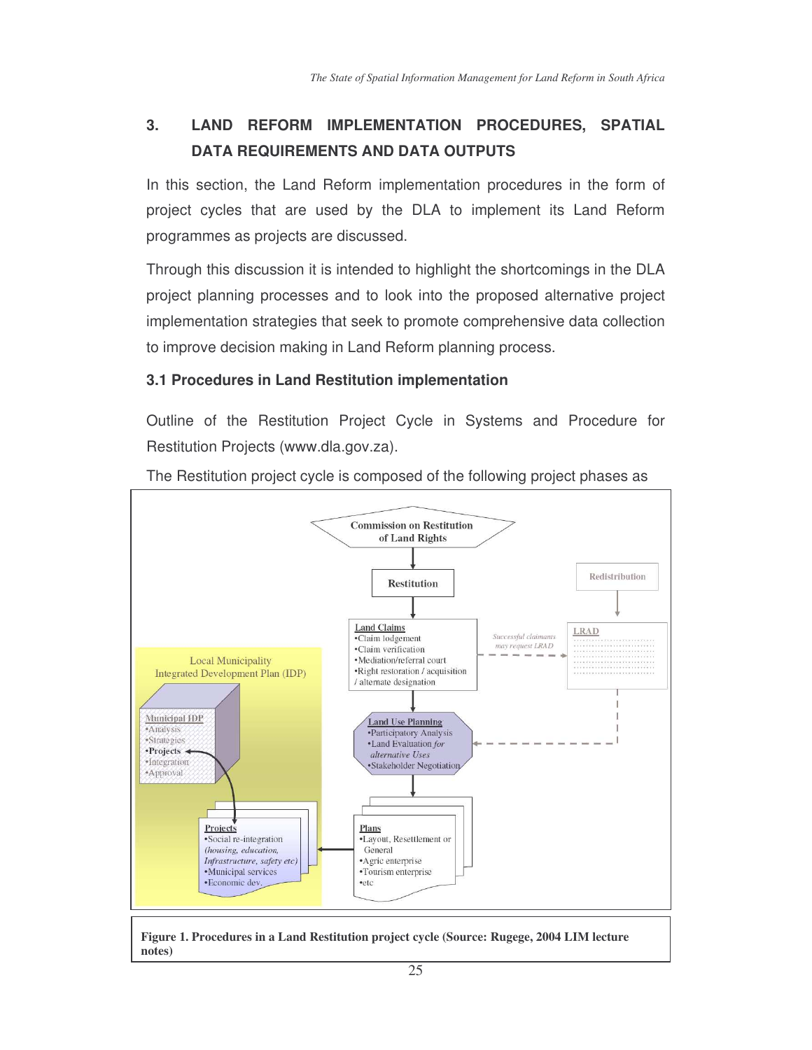## 3. LAND REFORM IMPLEMENTATION PROCEDURES, SPATIAL DATA REQUIREMENTS AND DATA OUTPUTS

In this section, the Land Reform implementation procedures in the form of project cycles that are used by the DLA to implement its Land Reform programmes as projects are discussed.

Through this discussion it is intended to highlight the shortcomings in the DLA project planning processes and to look into the proposed alternative project implementation strategies that seek to promote comprehensive data collection to improve decision making in Land Reform planning process.

### 3.1 Procedures in Land Restitution implementation

Outline of the Restitution Project Cycle in Systems and Procedure for Restitution Projects (www.dla.gov.za).

The Restitution project cycle is composed of the following project phases as

Commission on Restitution of Land Rights

Restitution

Redistribution

Land Claims
- Claim lodgement
- Claim verification
- Mediation/referral court
- Right restoration / acquisition / alternate designation

*Successful claimants may request LRAD*

LRAD

Local Municipality Integrated Development Plan (IDP)

Municipal IDP
- Analysis
- Strategies
- Projects
- Integration
- Approval

Land Use Planning
- Participatory Analysis
- Land Evaluation *for alternative Uses*
- Stakeholder Negotiation

Projects
- Social re-integration *(housing, education, Infrastructure, safety etc)*
- Municipal services
- Economic dev.

Plans
- Layout, Resettlement or General
- Agric enterprise
- Tourism enterprise
- etc

**Figure 1. Procedures in a Land Restitution project cycle (Source: Rugege, 2004 LIM lecture notes)**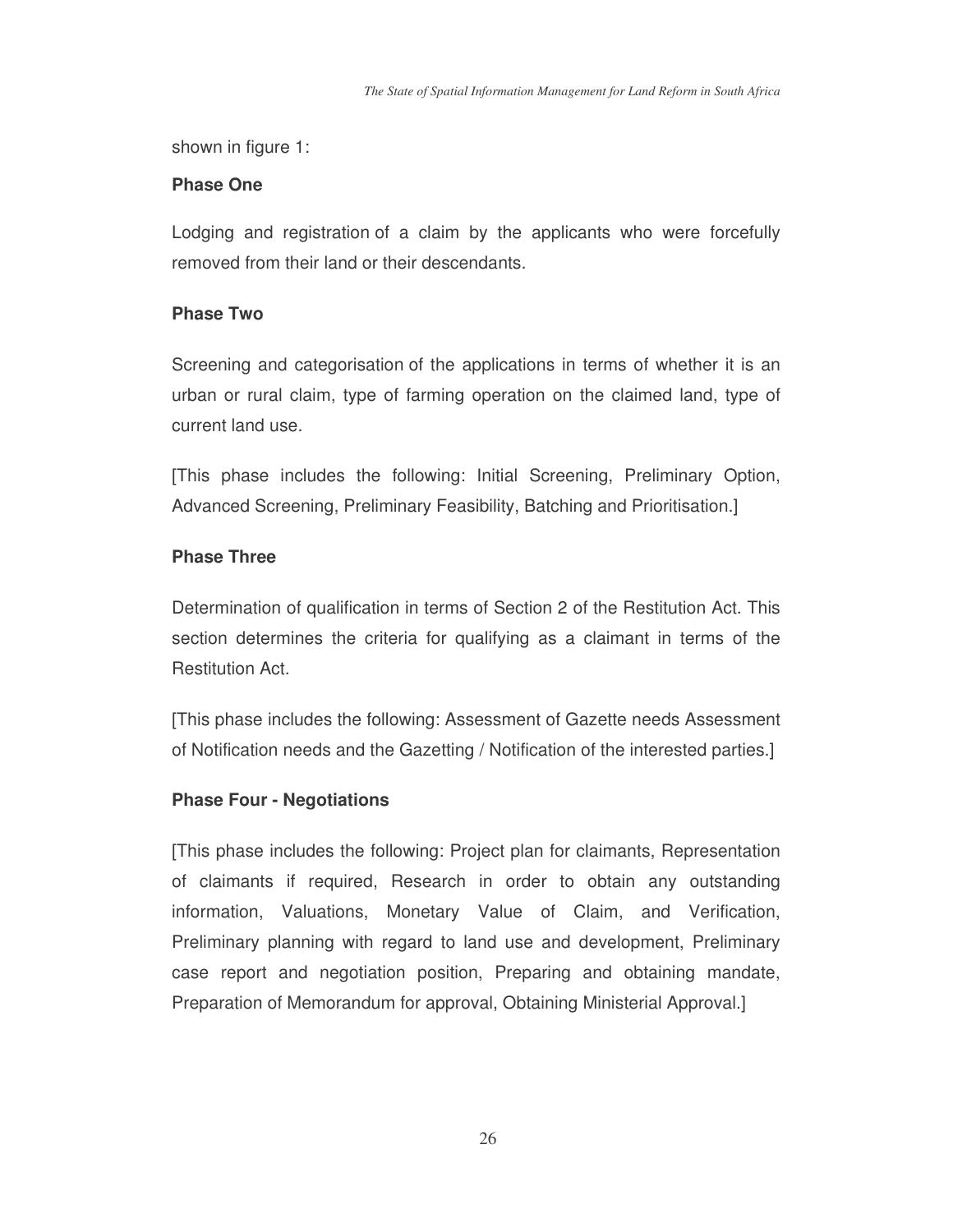shown in figure 1:

**Phase One**

Lodging and registration of a claim by the applicants who were forcefully removed from their land or their descendants.

**Phase Two**

Screening and categorisation of the applications in terms of whether it is an urban or rural claim, type of farming operation on the claimed land, type of current land use.

[This phase includes the following: Initial Screening, Preliminary Option, Advanced Screening, Preliminary Feasibility, Batching and Prioritisation.]

**Phase Three**

Determination of qualification in terms of Section 2 of the Restitution Act. This section determines the criteria for qualifying as a claimant in terms of the Restitution Act.

[This phase includes the following: Assessment of Gazette needs Assessment of Notification needs and the Gazetting / Notification of the interested parties.]

**Phase Four - Negotiations**

[This phase includes the following: Project plan for claimants, Representation of claimants if required, Research in order to obtain any outstanding information, Valuations, Monetary Value of Claim, and Verification, Preliminary planning with regard to land use and development, Preliminary case report and negotiation position, Preparing and obtaining mandate, Preparation of Memorandum for approval, Obtaining Ministerial Approval.]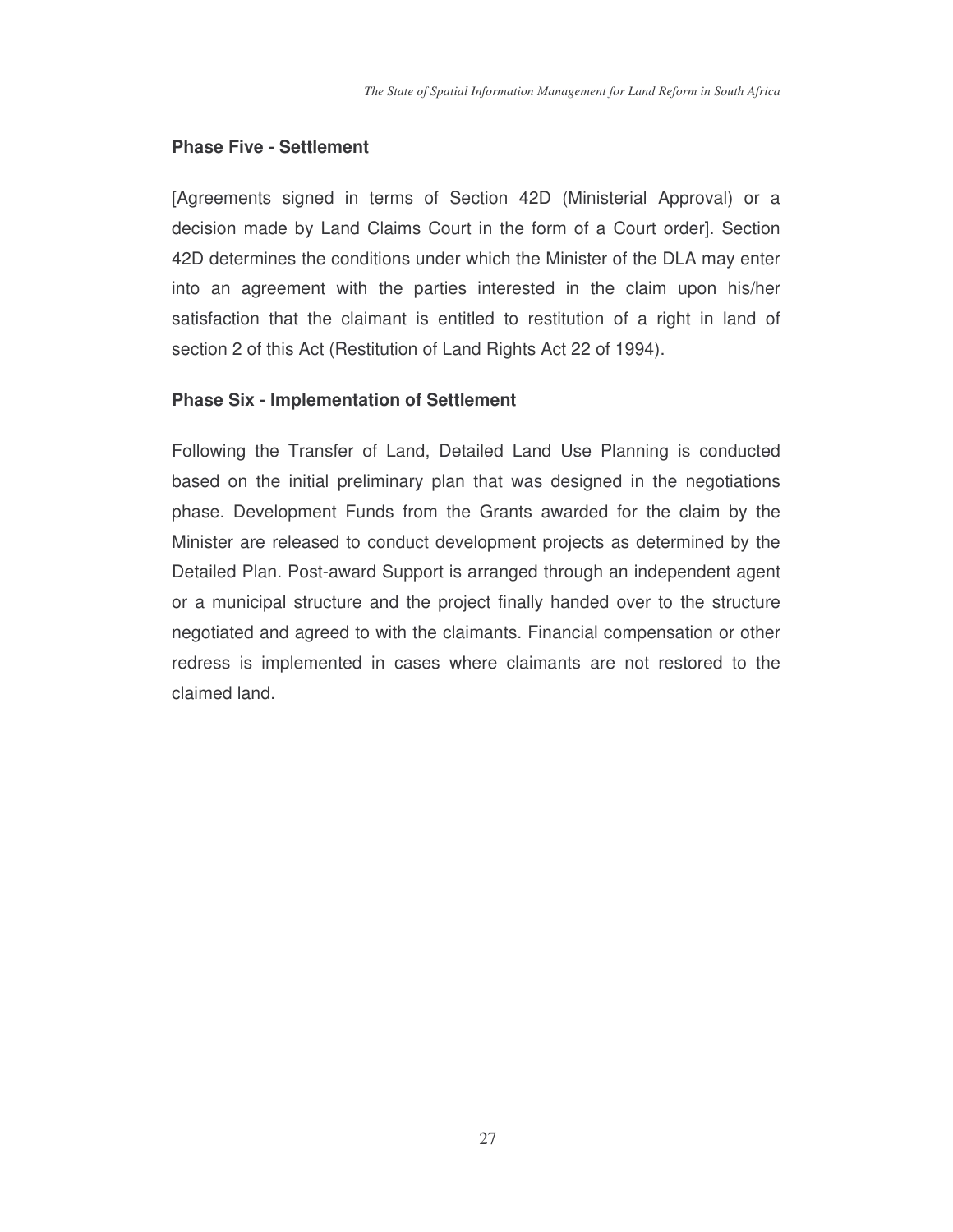**Phase Five - Settlement**

[Agreements signed in terms of Section 42D (Ministerial Approval) or a decision made by Land Claims Court in the form of a Court order]. Section 42D determines the conditions under which the Minister of the DLA may enter into an agreement with the parties interested in the claim upon his/her satisfaction that the claimant is entitled to restitution of a right in land of section 2 of this Act (Restitution of Land Rights Act 22 of 1994).

**Phase Six - Implementation of Settlement**

Following the Transfer of Land, Detailed Land Use Planning is conducted based on the initial preliminary plan that was designed in the negotiations phase. Development Funds from the Grants awarded for the claim by the Minister are released to conduct development projects as determined by the Detailed Plan. Post-award Support is arranged through an independent agent or a municipal structure and the project finally handed over to the structure negotiated and agreed to with the claimants. Financial compensation or other redress is implemented in cases where claimants are not restored to the claimed land.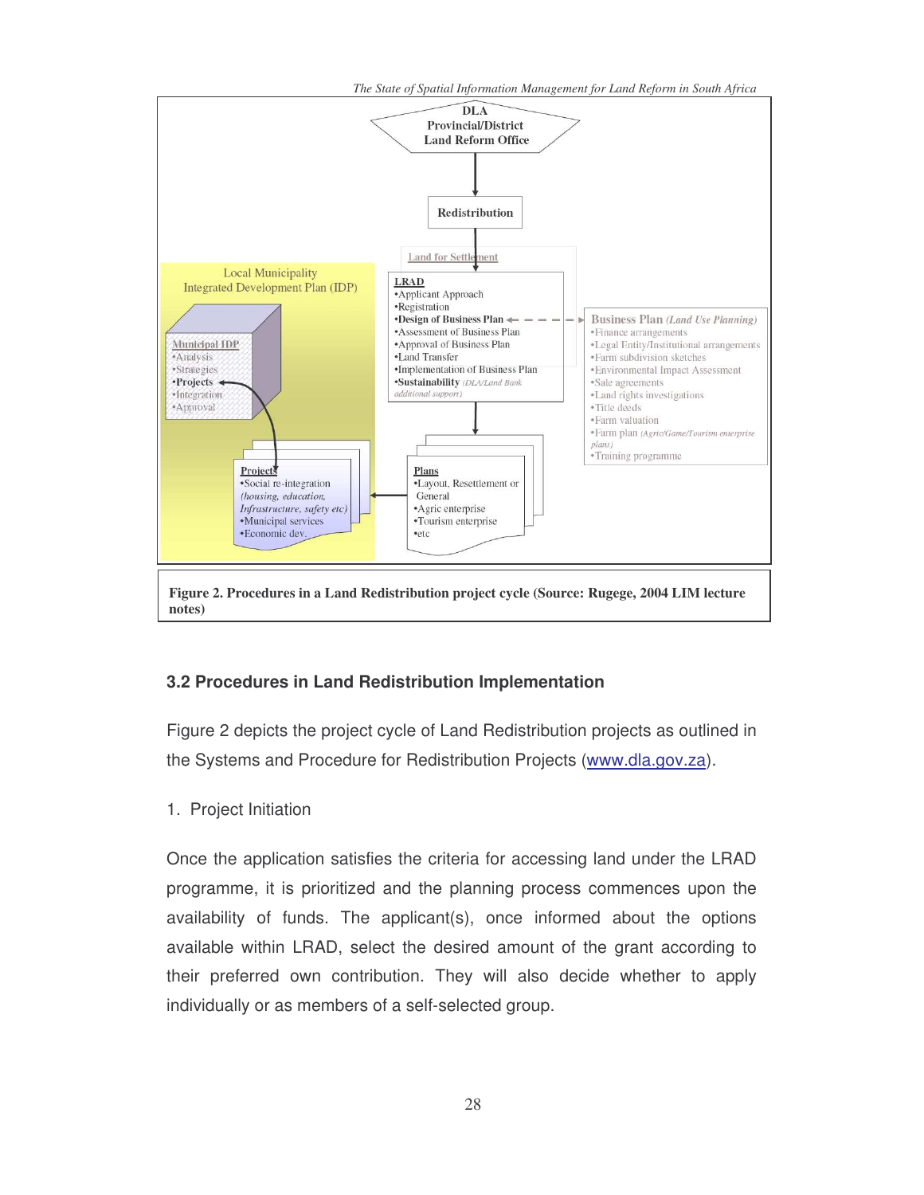DLA
Provincial/District
Land Reform Office

Redistribution

Land for Settlement

**LRAD**
- Applicant Approach
- Registration
- **Design of Business Plan**
- Assessment of Business Plan
- Approval of Business Plan
- Land Transfer
- Implementation of Business Plan
- **Sustainability** *(DLA/Land Bank additional support)*

**Business Plan** *(Land Use Planning)*
- Finance arrangements
- Legal Entity/Institutional arrangements
- Farm subdivision sketches
- Environmental Impact Assessment
- Sale agreements
- Land rights investigations
- Title deeds
- Farm valuation
- Farm plan *(Agric/Game/Tourism enterprise plans)*
- Training programme

Local Municipality
Integrated Development Plan (IDP)

**Municipal IDP**
- Analysis
- Strategies
- **Projects**
- Integration
- Approval

**Projects**
- Social re-integration *(housing, education, Infrastructure, safety etc)*
- Municipal services
- Economic dev.

**Plans**
- Layout, Resettlement or General
- Agric enterprise
- Tourism enterprise
- etc

**Figure 2. Procedures in a Land Redistribution project cycle (Source: Rugege, 2004 LIM lecture notes)**

### 3.2 Procedures in Land Redistribution Implementation

Figure 2 depicts the project cycle of Land Redistribution projects as outlined in the Systems and Procedure for Redistribution Projects (www.dla.gov.za).

1. Project Initiation

Once the application satisfies the criteria for accessing land under the LRAD programme, it is prioritized and the planning process commences upon the availability of funds. The applicant(s), once informed about the options available within LRAD, select the desired amount of the grant according to their preferred own contribution. They will also decide whether to apply individually or as members of a self-selected group.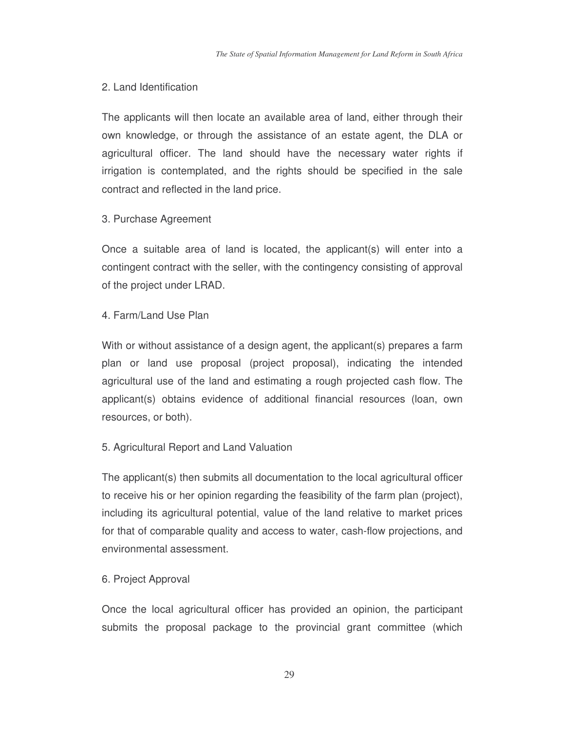2. Land Identification

The applicants will then locate an available area of land, either through their own knowledge, or through the assistance of an estate agent, the DLA or agricultural officer. The land should have the necessary water rights if irrigation is contemplated, and the rights should be specified in the sale contract and reflected in the land price.

3. Purchase Agreement

Once a suitable area of land is located, the applicant(s) will enter into a contingent contract with the seller, with the contingency consisting of approval of the project under LRAD.

4. Farm/Land Use Plan

With or without assistance of a design agent, the applicant(s) prepares a farm plan or land use proposal (project proposal), indicating the intended agricultural use of the land and estimating a rough projected cash flow. The applicant(s) obtains evidence of additional financial resources (loan, own resources, or both).

5. Agricultural Report and Land Valuation

The applicant(s) then submits all documentation to the local agricultural officer to receive his or her opinion regarding the feasibility of the farm plan (project), including its agricultural potential, value of the land relative to market prices for that of comparable quality and access to water, cash-flow projections, and environmental assessment.

6. Project Approval

Once the local agricultural officer has provided an opinion, the participant submits the proposal package to the provincial grant committee (which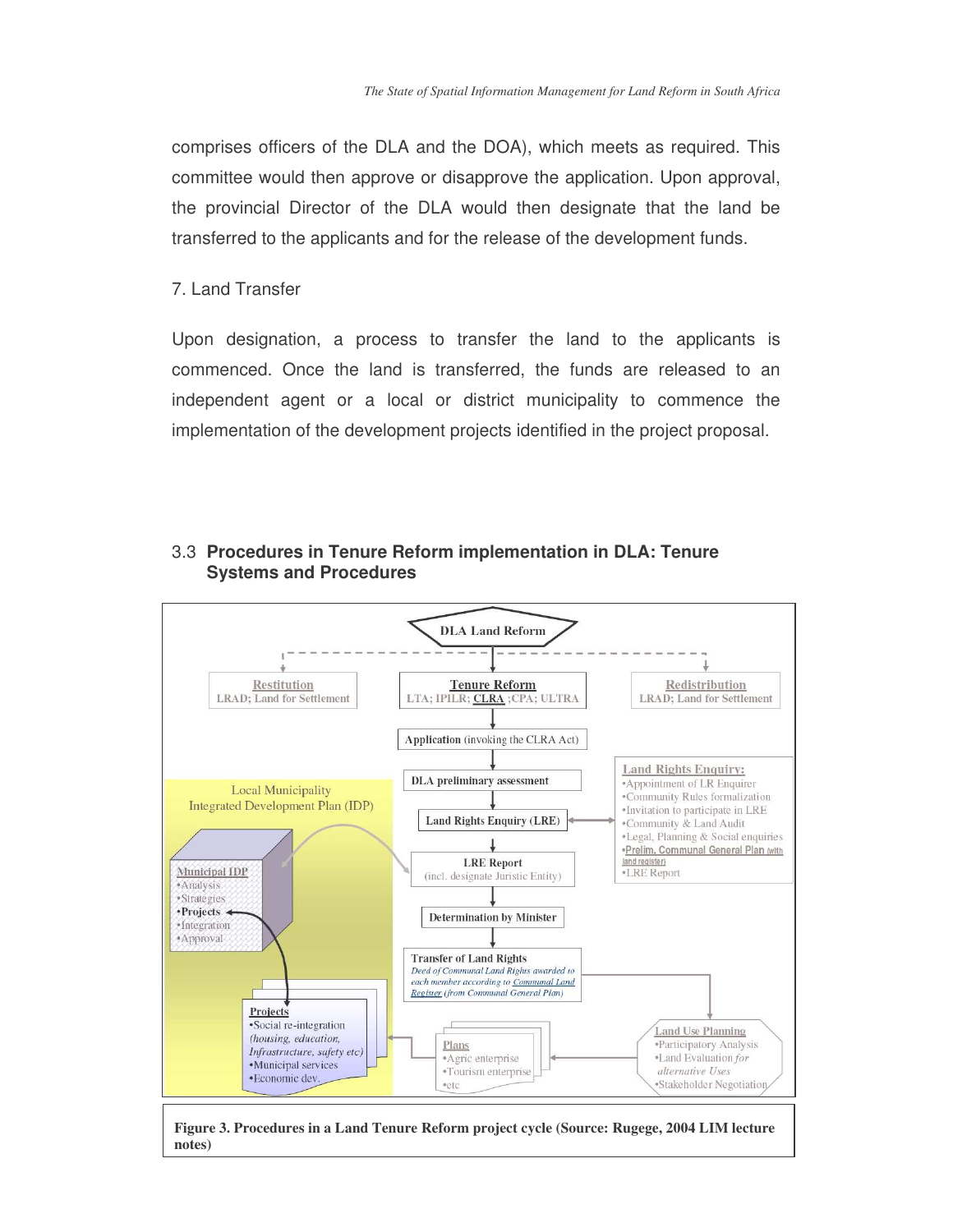comprises officers of the DLA and the DOA), which meets as required. This committee would then approve or disapprove the application. Upon approval, the provincial Director of the DLA would then designate that the land be transferred to the applicants and for the release of the development funds.

7. Land Transfer

Upon designation, a process to transfer the land to the applicants is commenced. Once the land is transferred, the funds are released to an independent agent or a local or district municipality to commence the implementation of the development projects identified in the project proposal.

### 3.3 **Procedures in Tenure Reform implementation in DLA: Tenure Systems and Procedures**

**Figure 3. Procedures in a Land Tenure Reform project cycle (Source: Rugege, 2004 LIM lecture notes)**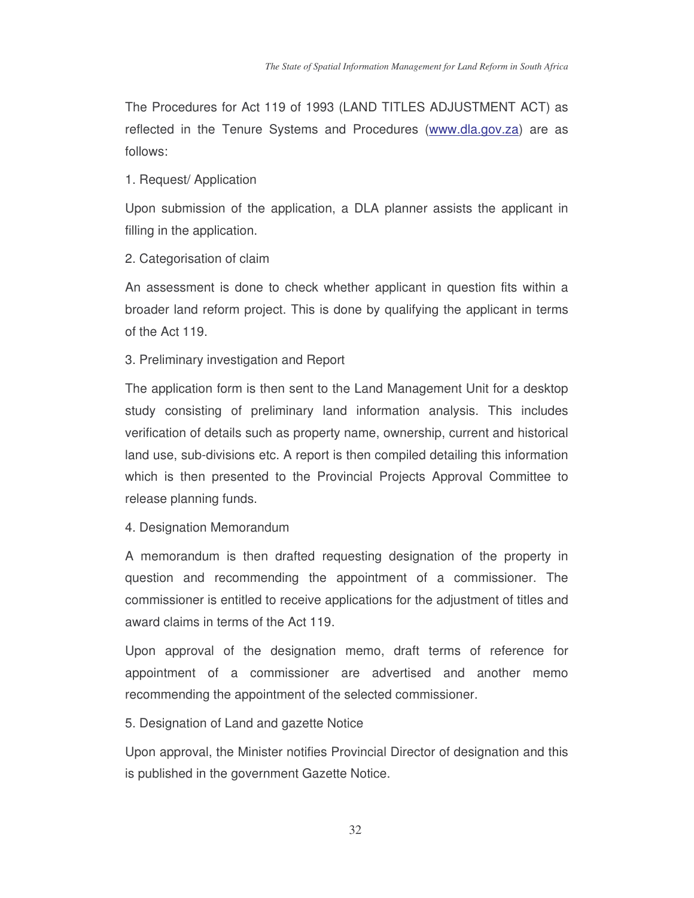The Procedures for Act 119 of 1993 (LAND TITLES ADJUSTMENT ACT) as reflected in the Tenure Systems and Procedures (www.dla.gov.za) are as follows:

1. Request/ Application

Upon submission of the application, a DLA planner assists the applicant in filling in the application.

2. Categorisation of claim

An assessment is done to check whether applicant in question fits within a broader land reform project. This is done by qualifying the applicant in terms of the Act 119.

3. Preliminary investigation and Report

The application form is then sent to the Land Management Unit for a desktop study consisting of preliminary land information analysis. This includes verification of details such as property name, ownership, current and historical land use, sub-divisions etc. A report is then compiled detailing this information which is then presented to the Provincial Projects Approval Committee to release planning funds.

4. Designation Memorandum

A memorandum is then drafted requesting designation of the property in question and recommending the appointment of a commissioner. The commissioner is entitled to receive applications for the adjustment of titles and award claims in terms of the Act 119.

Upon approval of the designation memo, draft terms of reference for appointment of a commissioner are advertised and another memo recommending the appointment of the selected commissioner.

5. Designation of Land and gazette Notice

Upon approval, the Minister notifies Provincial Director of designation and this is published in the government Gazette Notice.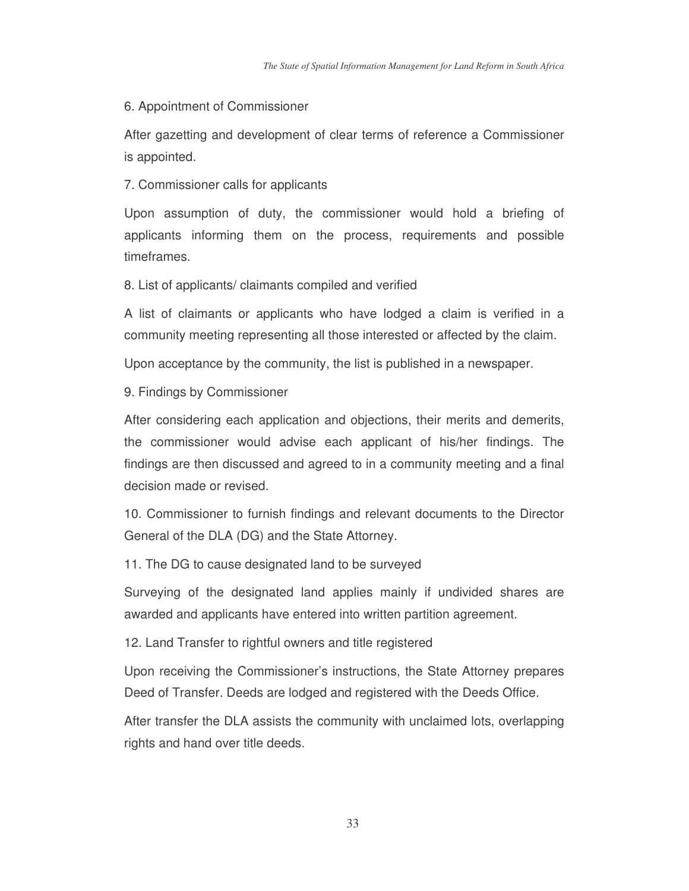6. Appointment of Commissioner

After gazetting and development of clear terms of reference a Commissioner is appointed.

7. Commissioner calls for applicants

Upon assumption of duty, the commissioner would hold a briefing of applicants informing them on the process, requirements and possible timeframes.

8. List of applicants/ claimants compiled and verified

A list of claimants or applicants who have lodged a claim is verified in a community meeting representing all those interested or affected by the claim.

Upon acceptance by the community, the list is published in a newspaper.

9. Findings by Commissioner

After considering each application and objections, their merits and demerits, the commissioner would advise each applicant of his/her findings. The findings are then discussed and agreed to in a community meeting and a final decision made or revised.

10. Commissioner to furnish findings and relevant documents to the Director General of the DLA (DG) and the State Attorney.

11. The DG to cause designated land to be surveyed

Surveying of the designated land applies mainly if undivided shares are awarded and applicants have entered into written partition agreement.

12. Land Transfer to rightful owners and title registered

Upon receiving the Commissioner's instructions, the State Attorney prepares Deed of Transfer. Deeds are lodged and registered with the Deeds Office.

After transfer the DLA assists the community with unclaimed lots, overlapping rights and hand over title deeds.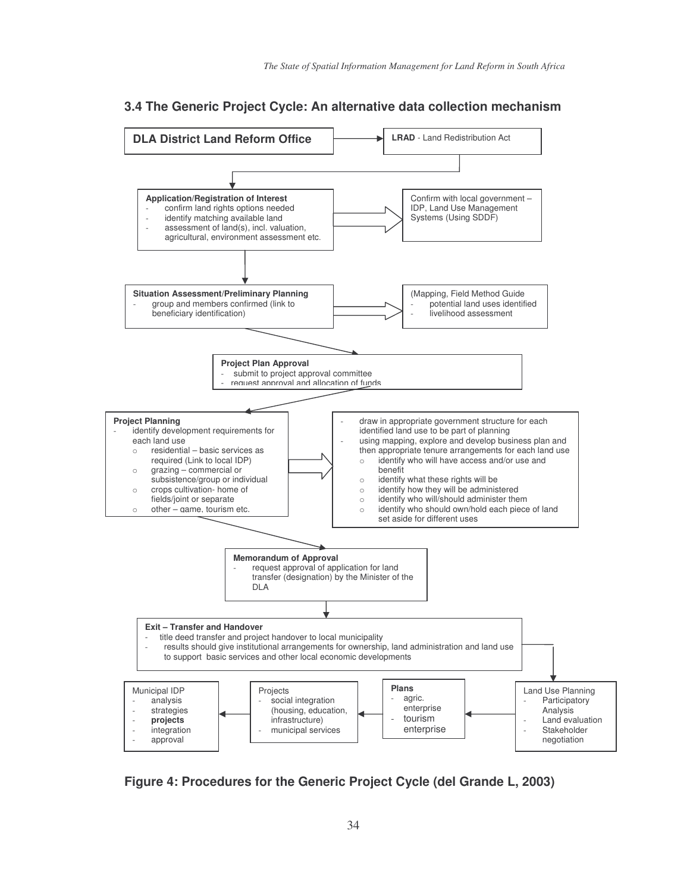## 3.4 The Generic Project Cycle: An alternative data collection mechanism

**DLA District Land Reform Office**

**LRAD** - Land Redistribution Act

**Application/Registration of Interest**
- confirm land rights options needed
- identify matching available land
- assessment of land(s), incl. valuation, agricultural, environment assessment etc.

Confirm with local government – IDP, Land Use Management Systems (Using SDDF)

**Situation Assessment/Preliminary Planning**
- group and members confirmed (link to beneficiary identification)

(Mapping, Field Method Guide
- potential land uses identified
- livelihood assessment

**Project Plan Approval**
- submit to project approval committee
- request approval and allocation of funds

**Project Planning**
- identify development requirements for each land use
  - residential – basic services as required (Link to local IDP)
  - grazing – commercial or subsistence/group or individual
  - crops cultivation- home of fields/joint or separate
  - other – game, tourism etc.

- draw in appropriate government structure for each identified land use to be part of planning
- using mapping, explore and develop business plan and then appropriate tenure arrangements for each land use
  - identify who will have access and/or use and benefit
  - identify what these rights will be
  - identify how they will be administered
  - identify who will/should administer them
  - identify who should own/hold each piece of land set aside for different uses

**Memorandum of Approval**
- request approval of application for land transfer (designation) by the Minister of the DLA

**Exit – Transfer and Handover**
- title deed transfer and project handover to local municipality
- results should give institutional arrangements for ownership, land administration and land use to support basic services and other local economic developments

Land Use Planning
- Participatory Analysis
- Land evaluation
- Stakeholder negotiation

**Plans**
- agric. enterprise
- tourism enterprise

Projects
- social integration (housing, education, infrastructure)
- municipal services

Municipal IDP
- analysis
- strategies
- **projects**
- integration
- approval

**Figure 4: Procedures for the Generic Project Cycle (del Grande L, 2003)**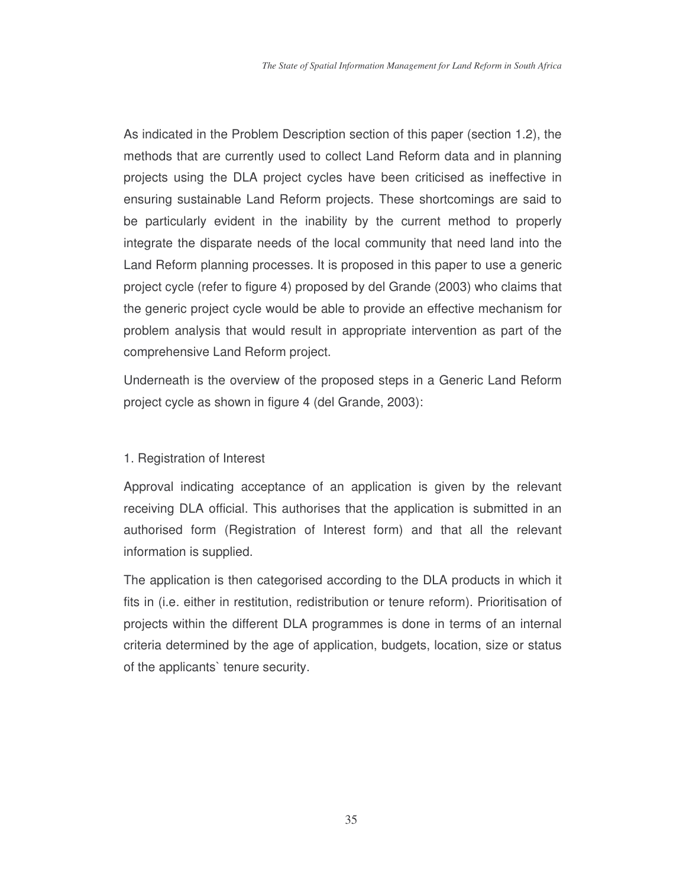As indicated in the Problem Description section of this paper (section 1.2), the methods that are currently used to collect Land Reform data and in planning projects using the DLA project cycles have been criticised as ineffective in ensuring sustainable Land Reform projects. These shortcomings are said to be particularly evident in the inability by the current method to properly integrate the disparate needs of the local community that need land into the Land Reform planning processes. It is proposed in this paper to use a generic project cycle (refer to figure 4) proposed by del Grande (2003) who claims that the generic project cycle would be able to provide an effective mechanism for problem analysis that would result in appropriate intervention as part of the comprehensive Land Reform project.

Underneath is the overview of the proposed steps in a Generic Land Reform project cycle as shown in figure 4 (del Grande, 2003):

1. Registration of Interest

Approval indicating acceptance of an application is given by the relevant receiving DLA official. This authorises that the application is submitted in an authorised form (Registration of Interest form) and that all the relevant information is supplied.

The application is then categorised according to the DLA products in which it fits in (i.e. either in restitution, redistribution or tenure reform). Prioritisation of projects within the different DLA programmes is done in terms of an internal criteria determined by the age of application, budgets, location, size or status of the applicants` tenure security.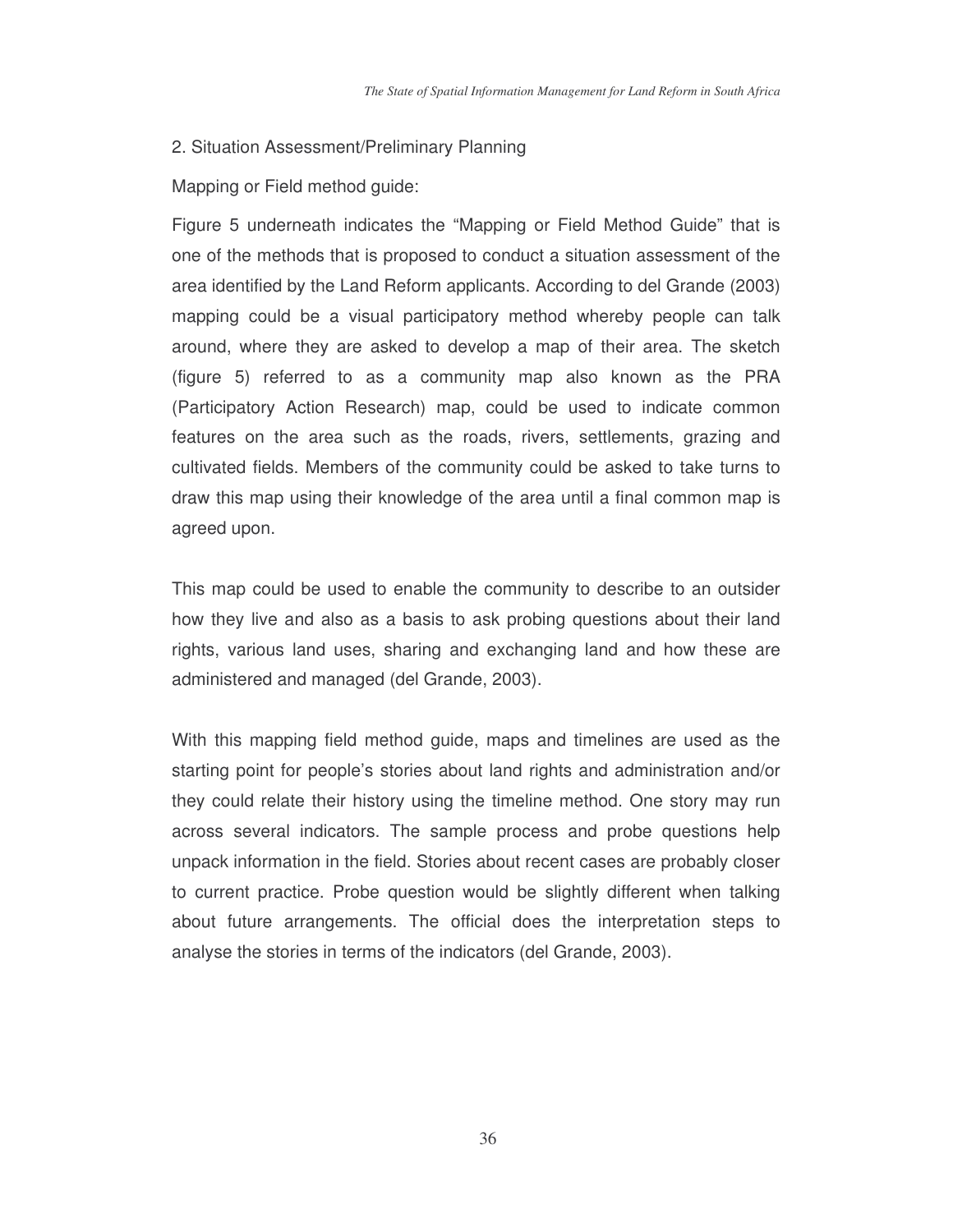2. Situation Assessment/Preliminary Planning

Mapping or Field method guide:

Figure 5 underneath indicates the "Mapping or Field Method Guide" that is one of the methods that is proposed to conduct a situation assessment of the area identified by the Land Reform applicants. According to del Grande (2003) mapping could be a visual participatory method whereby people can talk around, where they are asked to develop a map of their area. The sketch (figure 5) referred to as a community map also known as the PRA (Participatory Action Research) map, could be used to indicate common features on the area such as the roads, rivers, settlements, grazing and cultivated fields. Members of the community could be asked to take turns to draw this map using their knowledge of the area until a final common map is agreed upon.

This map could be used to enable the community to describe to an outsider how they live and also as a basis to ask probing questions about their land rights, various land uses, sharing and exchanging land and how these are administered and managed (del Grande, 2003).

With this mapping field method guide, maps and timelines are used as the starting point for people's stories about land rights and administration and/or they could relate their history using the timeline method. One story may run across several indicators. The sample process and probe questions help unpack information in the field. Stories about recent cases are probably closer to current practice. Probe question would be slightly different when talking about future arrangements. The official does the interpretation steps to analyse the stories in terms of the indicators (del Grande, 2003).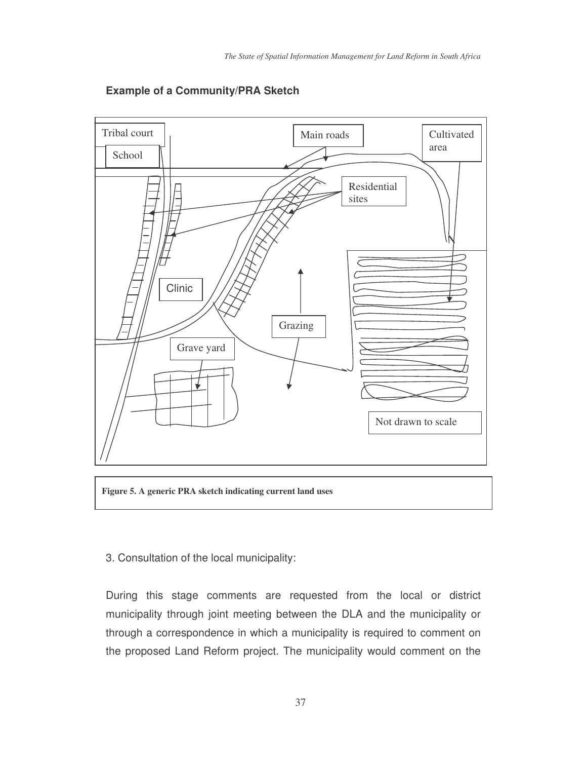**Example of a Community/PRA Sketch**

Tribal court

School

Main roads

Cultivated area

Residential sites

Clinic

Grazing

Grave yard

Not drawn to scale

**Figure 5. A generic PRA sketch indicating current land uses**

3. Consultation of the local municipality:

During this stage comments are requested from the local or district municipality through joint meeting between the DLA and the municipality or through a correspondence in which a municipality is required to comment on the proposed Land Reform project. The municipality would comment on the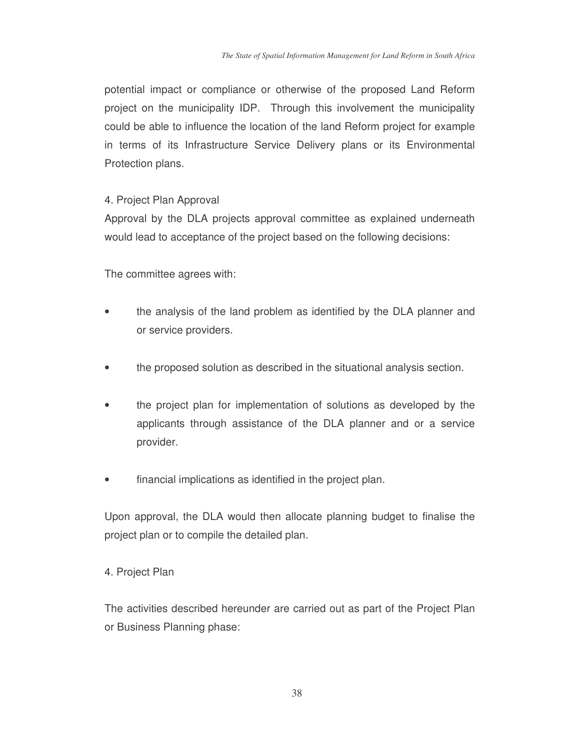potential impact or compliance or otherwise of the proposed Land Reform project on the municipality IDP. Through this involvement the municipality could be able to influence the location of the land Reform project for example in terms of its Infrastructure Service Delivery plans or its Environmental Protection plans.

4. Project Plan Approval

Approval by the DLA projects approval committee as explained underneath would lead to acceptance of the project based on the following decisions:

The committee agrees with:

- the analysis of the land problem as identified by the DLA planner and or service providers.
- the proposed solution as described in the situational analysis section.
- the project plan for implementation of solutions as developed by the applicants through assistance of the DLA planner and or a service provider.
- financial implications as identified in the project plan.

Upon approval, the DLA would then allocate planning budget to finalise the project plan or to compile the detailed plan.

4. Project Plan

The activities described hereunder are carried out as part of the Project Plan or Business Planning phase: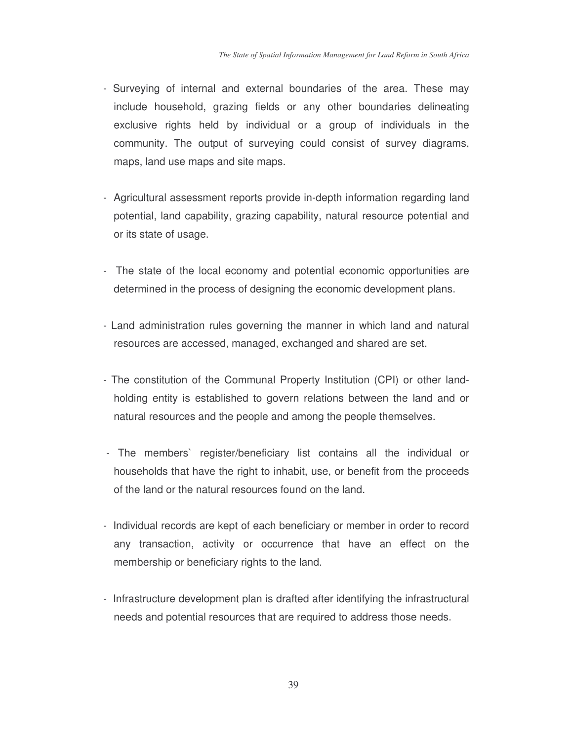- Surveying of internal and external boundaries of the area. These may include household, grazing fields or any other boundaries delineating exclusive rights held by individual or a group of individuals in the community. The output of surveying could consist of survey diagrams, maps, land use maps and site maps.

- Agricultural assessment reports provide in-depth information regarding land potential, land capability, grazing capability, natural resource potential and or its state of usage.

- The state of the local economy and potential economic opportunities are determined in the process of designing the economic development plans.

- Land administration rules governing the manner in which land and natural resources are accessed, managed, exchanged and shared are set.

- The constitution of the Communal Property Institution (CPI) or other land-holding entity is established to govern relations between the land and or natural resources and the people and among the people themselves.

- The members` register/beneficiary list contains all the individual or households that have the right to inhabit, use, or benefit from the proceeds of the land or the natural resources found on the land.

- Individual records are kept of each beneficiary or member in order to record any transaction, activity or occurrence that have an effect on the membership or beneficiary rights to the land.

- Infrastructure development plan is drafted after identifying the infrastructural needs and potential resources that are required to address those needs.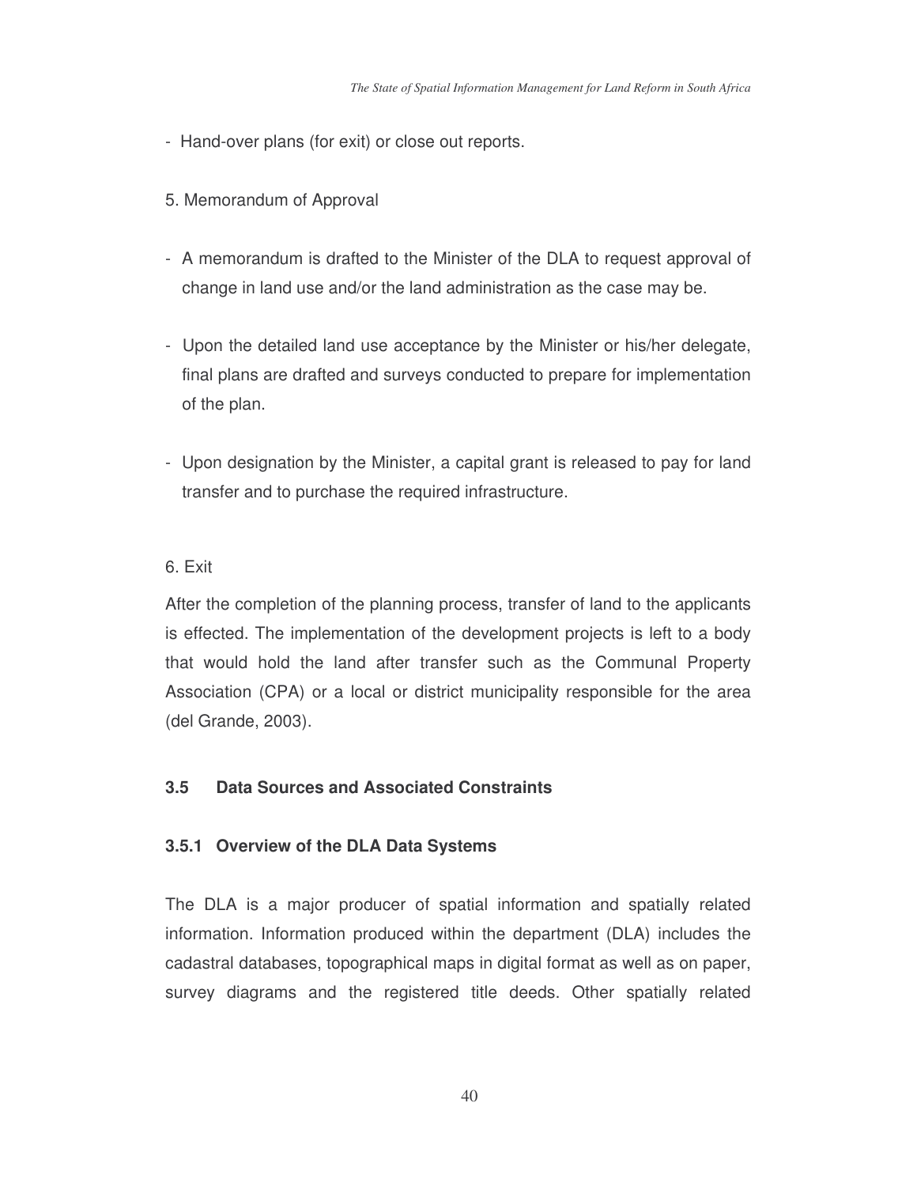- Hand-over plans (for exit) or close out reports.

5. Memorandum of Approval

- A memorandum is drafted to the Minister of the DLA to request approval of change in land use and/or the land administration as the case may be.

- Upon the detailed land use acceptance by the Minister or his/her delegate, final plans are drafted and surveys conducted to prepare for implementation of the plan.

- Upon designation by the Minister, a capital grant is released to pay for land transfer and to purchase the required infrastructure.

6. Exit

After the completion of the planning process, transfer of land to the applicants is effected. The implementation of the development projects is left to a body that would hold the land after transfer such as the Communal Property Association (CPA) or a local or district municipality responsible for the area (del Grande, 2003).

## 3.5 Data Sources and Associated Constraints

### 3.5.1 Overview of the DLA Data Systems

The DLA is a major producer of spatial information and spatially related information. Information produced within the department (DLA) includes the cadastral databases, topographical maps in digital format as well as on paper, survey diagrams and the registered title deeds. Other spatially related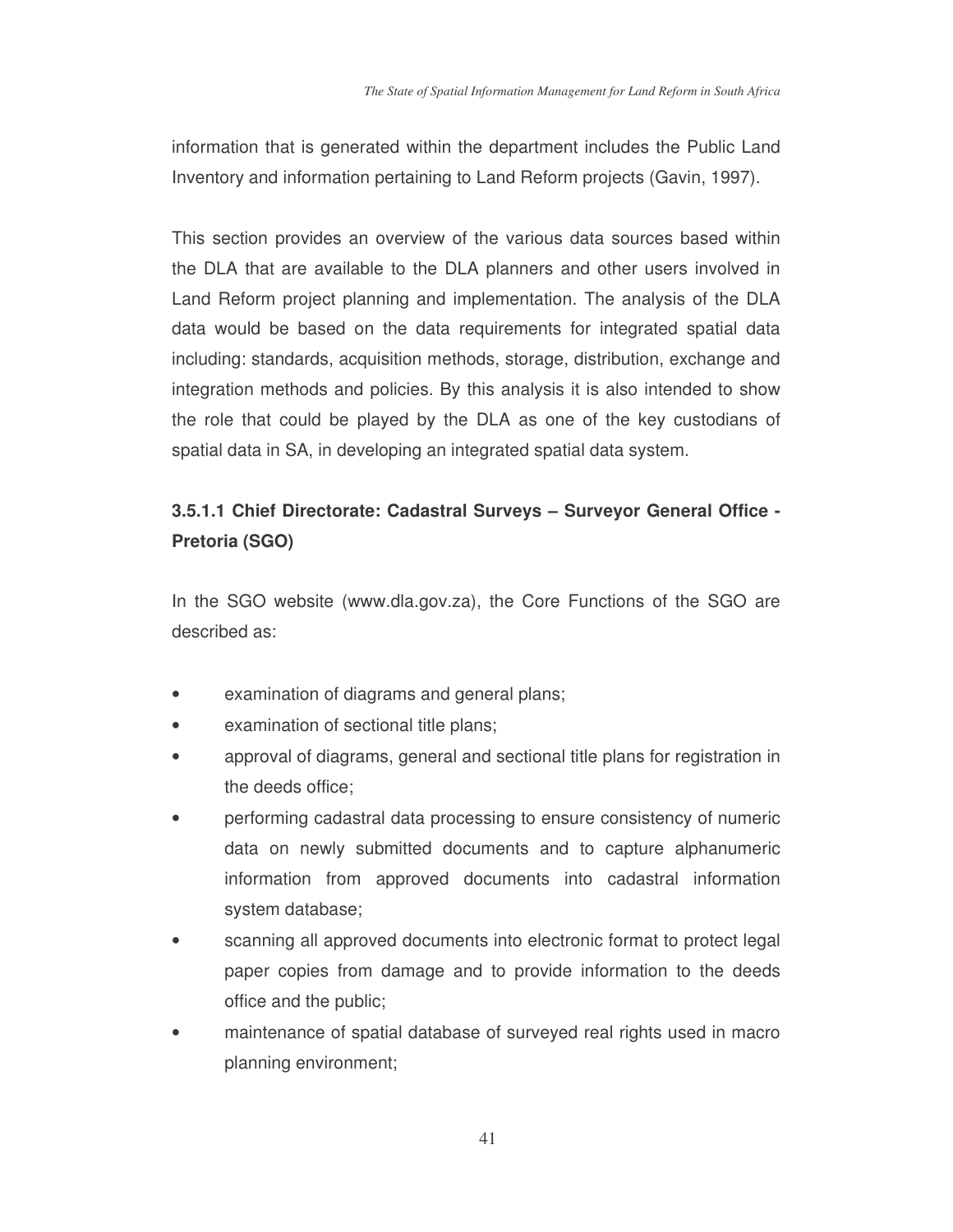information that is generated within the department includes the Public Land Inventory and information pertaining to Land Reform projects (Gavin, 1997).

This section provides an overview of the various data sources based within the DLA that are available to the DLA planners and other users involved in Land Reform project planning and implementation. The analysis of the DLA data would be based on the data requirements for integrated spatial data including: standards, acquisition methods, storage, distribution, exchange and integration methods and policies. By this analysis it is also intended to show the role that could be played by the DLA as one of the key custodians of spatial data in SA, in developing an integrated spatial data system.

#### 3.5.1.1 Chief Directorate: Cadastral Surveys – Surveyor General Office - Pretoria (SGO)

In the SGO website (www.dla.gov.za), the Core Functions of the SGO are described as:

- examination of diagrams and general plans;
- examination of sectional title plans;
- approval of diagrams, general and sectional title plans for registration in the deeds office;
- performing cadastral data processing to ensure consistency of numeric data on newly submitted documents and to capture alphanumeric information from approved documents into cadastral information system database;
- scanning all approved documents into electronic format to protect legal paper copies from damage and to provide information to the deeds office and the public;
- maintenance of spatial database of surveyed real rights used in macro planning environment;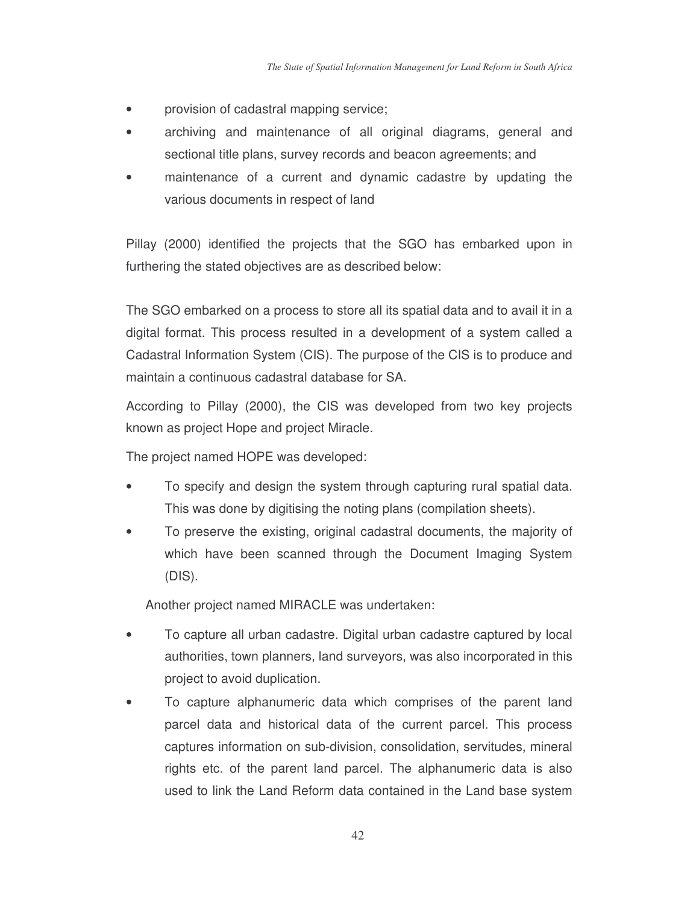- provision of cadastral mapping service;
- archiving and maintenance of all original diagrams, general and sectional title plans, survey records and beacon agreements; and
- maintenance of a current and dynamic cadastre by updating the various documents in respect of land

Pillay (2000) identified the projects that the SGO has embarked upon in furthering the stated objectives are as described below:

The SGO embarked on a process to store all its spatial data and to avail it in a digital format. This process resulted in a development of a system called a Cadastral Information System (CIS). The purpose of the CIS is to produce and maintain a continuous cadastral database for SA.

According to Pillay (2000), the CIS was developed from two key projects known as project Hope and project Miracle.

The project named HOPE was developed:

- To specify and design the system through capturing rural spatial data. This was done by digitising the noting plans (compilation sheets).
- To preserve the existing, original cadastral documents, the majority of which have been scanned through the Document Imaging System (DIS).

Another project named MIRACLE was undertaken:

- To capture all urban cadastre. Digital urban cadastre captured by local authorities, town planners, land surveyors, was also incorporated in this project to avoid duplication.
- To capture alphanumeric data which comprises of the parent land parcel data and historical data of the current parcel. This process captures information on sub-division, consolidation, servitudes, mineral rights etc. of the parent land parcel. The alphanumeric data is also used to link the Land Reform data contained in the Land base system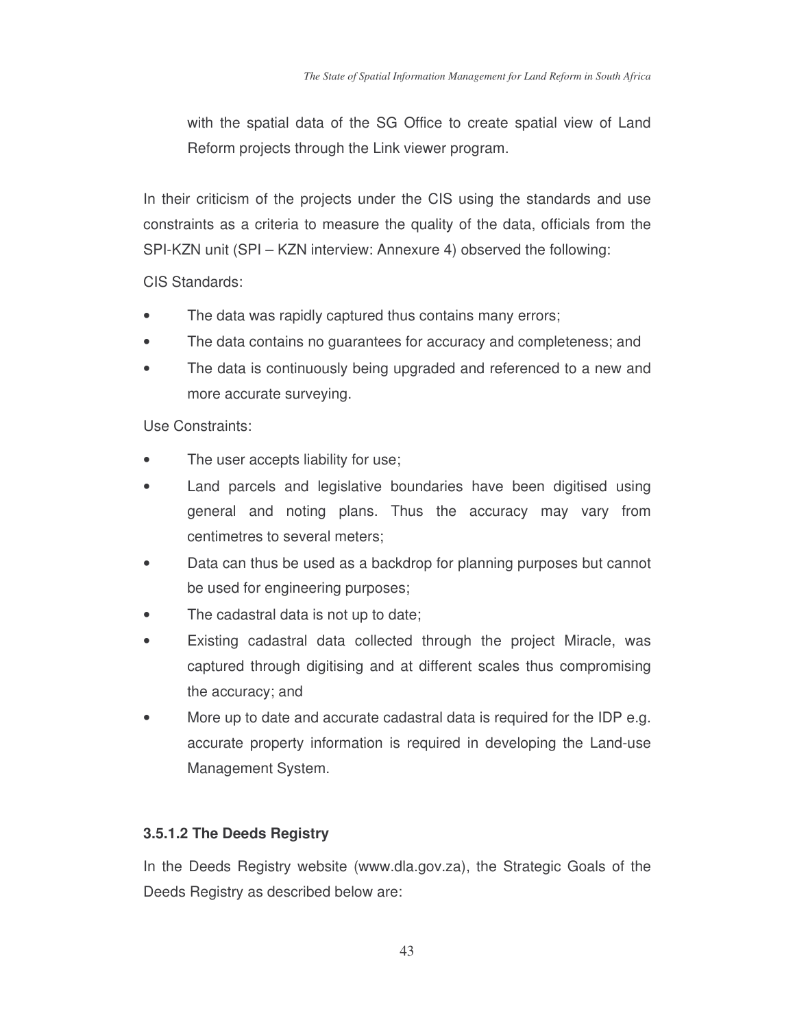with the spatial data of the SG Office to create spatial view of Land Reform projects through the Link viewer program.

In their criticism of the projects under the CIS using the standards and use constraints as a criteria to measure the quality of the data, officials from the SPI-KZN unit (SPI – KZN interview: Annexure 4) observed the following:

CIS Standards:

- The data was rapidly captured thus contains many errors;
- The data contains no guarantees for accuracy and completeness; and
- The data is continuously being upgraded and referenced to a new and more accurate surveying.

Use Constraints:

- The user accepts liability for use;
- Land parcels and legislative boundaries have been digitised using general and noting plans. Thus the accuracy may vary from centimetres to several meters;
- Data can thus be used as a backdrop for planning purposes but cannot be used for engineering purposes;
- The cadastral data is not up to date;
- Existing cadastral data collected through the project Miracle, was captured through digitising and at different scales thus compromising the accuracy; and
- More up to date and accurate cadastral data is required for the IDP e.g. accurate property information is required in developing the Land-use Management System.

#### 3.5.1.2 The Deeds Registry

In the Deeds Registry website (www.dla.gov.za), the Strategic Goals of the Deeds Registry as described below are: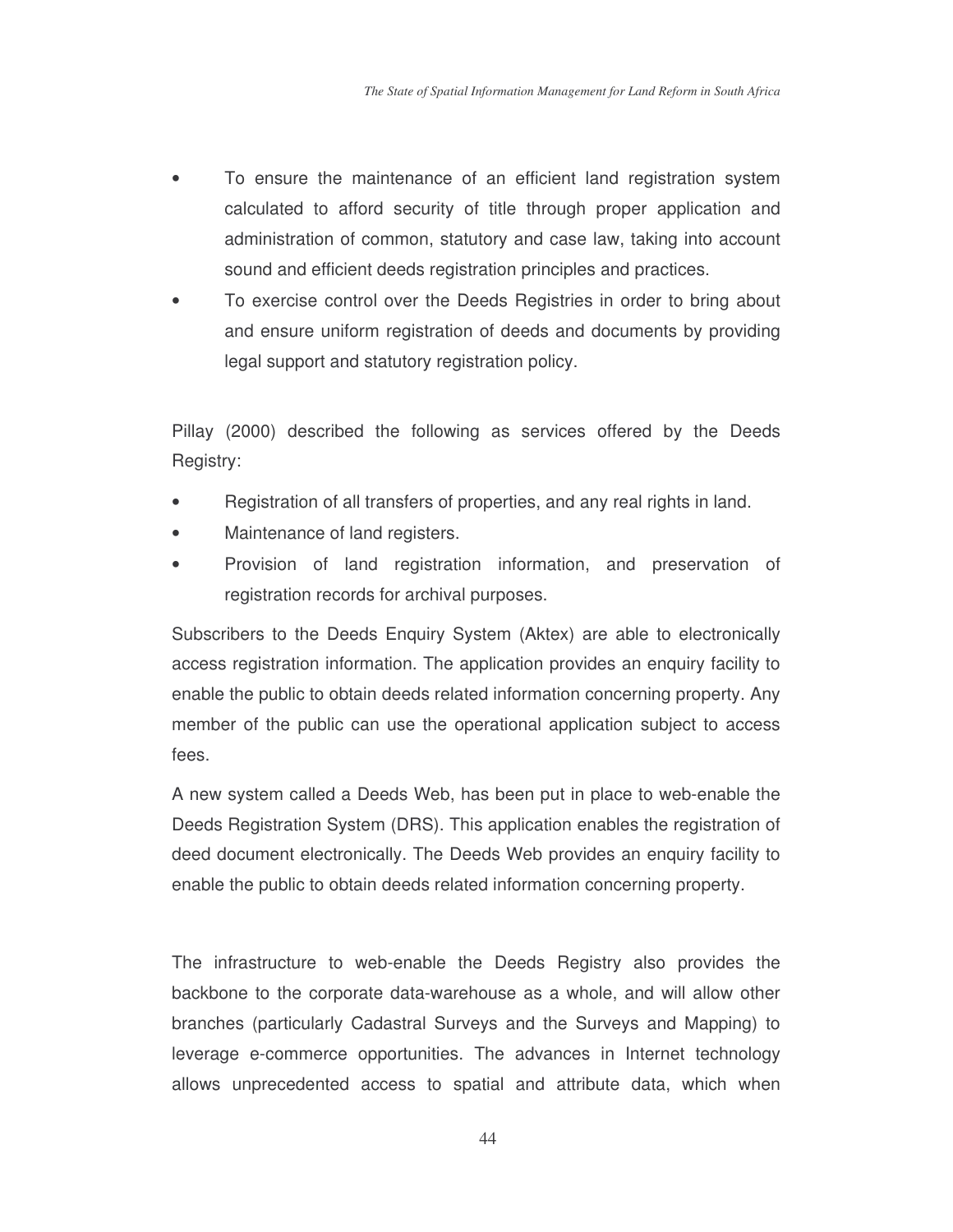- To ensure the maintenance of an efficient land registration system calculated to afford security of title through proper application and administration of common, statutory and case law, taking into account sound and efficient deeds registration principles and practices.
- To exercise control over the Deeds Registries in order to bring about and ensure uniform registration of deeds and documents by providing legal support and statutory registration policy.

Pillay (2000) described the following as services offered by the Deeds Registry:

- Registration of all transfers of properties, and any real rights in land.
- Maintenance of land registers.
- Provision of land registration information, and preservation of registration records for archival purposes.

Subscribers to the Deeds Enquiry System (Aktex) are able to electronically access registration information. The application provides an enquiry facility to enable the public to obtain deeds related information concerning property. Any member of the public can use the operational application subject to access fees.

A new system called a Deeds Web, has been put in place to web-enable the Deeds Registration System (DRS). This application enables the registration of deed document electronically. The Deeds Web provides an enquiry facility to enable the public to obtain deeds related information concerning property.

The infrastructure to web-enable the Deeds Registry also provides the backbone to the corporate data-warehouse as a whole, and will allow other branches (particularly Cadastral Surveys and the Surveys and Mapping) to leverage e-commerce opportunities. The advances in Internet technology allows unprecedented access to spatial and attribute data, which when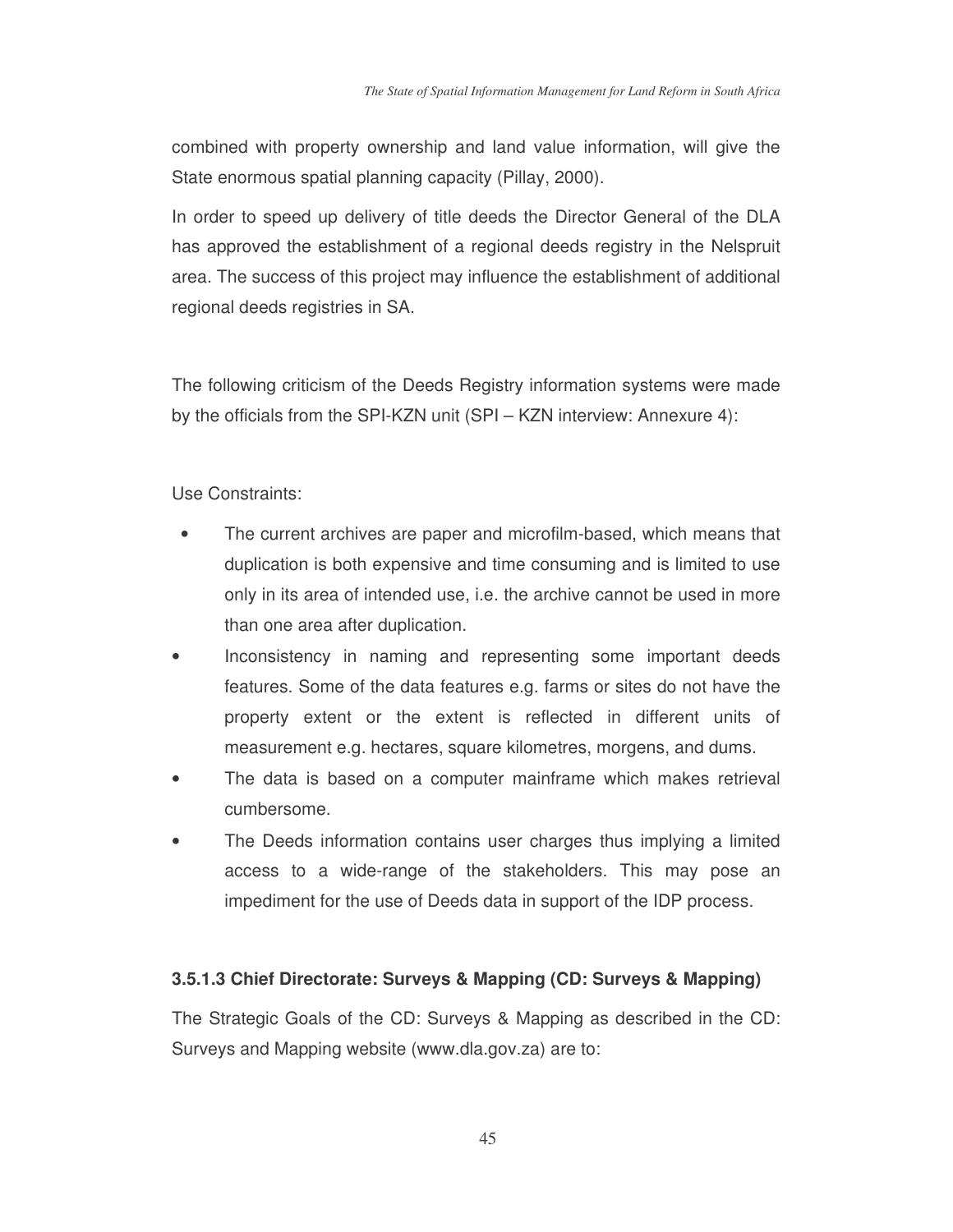combined with property ownership and land value information, will give the State enormous spatial planning capacity (Pillay, 2000).

In order to speed up delivery of title deeds the Director General of the DLA has approved the establishment of a regional deeds registry in the Nelspruit area. The success of this project may influence the establishment of additional regional deeds registries in SA.

The following criticism of the Deeds Registry information systems were made by the officials from the SPI-KZN unit (SPI – KZN interview: Annexure 4):

Use Constraints:

- The current archives are paper and microfilm-based, which means that duplication is both expensive and time consuming and is limited to use only in its area of intended use, i.e. the archive cannot be used in more than one area after duplication.
- Inconsistency in naming and representing some important deeds features. Some of the data features e.g. farms or sites do not have the property extent or the extent is reflected in different units of measurement e.g. hectares, square kilometres, morgens, and dums.
- The data is based on a computer mainframe which makes retrieval cumbersome.
- The Deeds information contains user charges thus implying a limited access to a wide-range of the stakeholders. This may pose an impediment for the use of Deeds data in support of the IDP process.

#### 3.5.1.3 Chief Directorate: Surveys & Mapping (CD: Surveys & Mapping)

The Strategic Goals of the CD: Surveys & Mapping as described in the CD: Surveys and Mapping website (www.dla.gov.za) are to: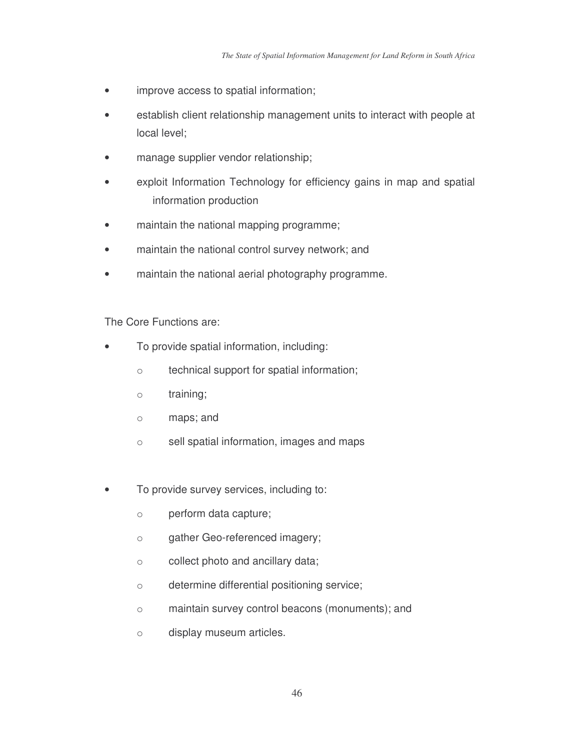- improve access to spatial information;
- establish client relationship management units to interact with people at local level;
- manage supplier vendor relationship;
- exploit Information Technology for efficiency gains in map and spatial information production
- maintain the national mapping programme;
- maintain the national control survey network; and
- maintain the national aerial photography programme.

The Core Functions are:

- To provide spatial information, including:
  - technical support for spatial information;
  - training;
  - maps; and
  - sell spatial information, images and maps

- To provide survey services, including to:
  - perform data capture;
  - gather Geo-referenced imagery;
  - collect photo and ancillary data;
  - determine differential positioning service;
  - maintain survey control beacons (monuments); and
  - display museum articles.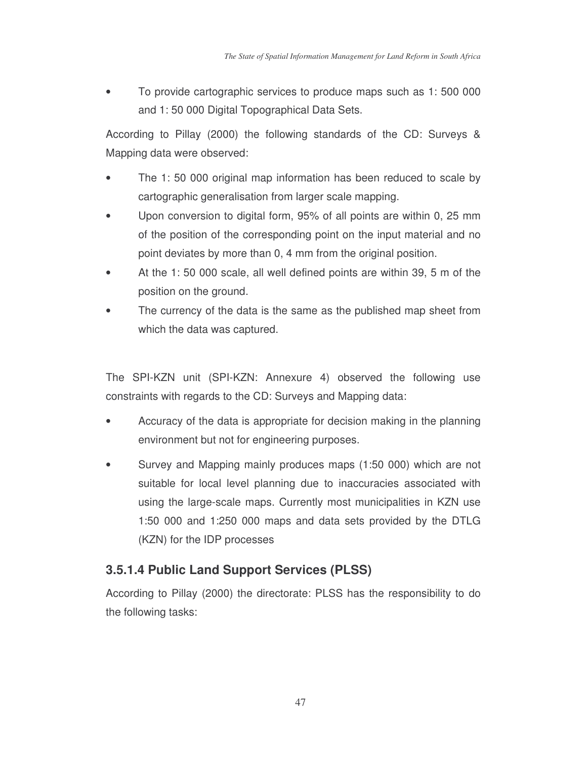- To provide cartographic services to produce maps such as 1: 500 000 and 1: 50 000 Digital Topographical Data Sets.

According to Pillay (2000) the following standards of the CD: Surveys & Mapping data were observed:

- The 1: 50 000 original map information has been reduced to scale by cartographic generalisation from larger scale mapping.
- Upon conversion to digital form, 95% of all points are within 0, 25 mm of the position of the corresponding point on the input material and no point deviates by more than 0, 4 mm from the original position.
- At the 1: 50 000 scale, all well defined points are within 39, 5 m of the position on the ground.
- The currency of the data is the same as the published map sheet from which the data was captured.

The SPI-KZN unit (SPI-KZN: Annexure 4) observed the following use constraints with regards to the CD: Surveys and Mapping data:

- Accuracy of the data is appropriate for decision making in the planning environment but not for engineering purposes.
- Survey and Mapping mainly produces maps (1:50 000) which are not suitable for local level planning due to inaccuracies associated with using the large-scale maps. Currently most municipalities in KZN use 1:50 000 and 1:250 000 maps and data sets provided by the DTLG (KZN) for the IDP processes

#### 3.5.1.4 Public Land Support Services (PLSS)

According to Pillay (2000) the directorate: PLSS has the responsibility to do the following tasks: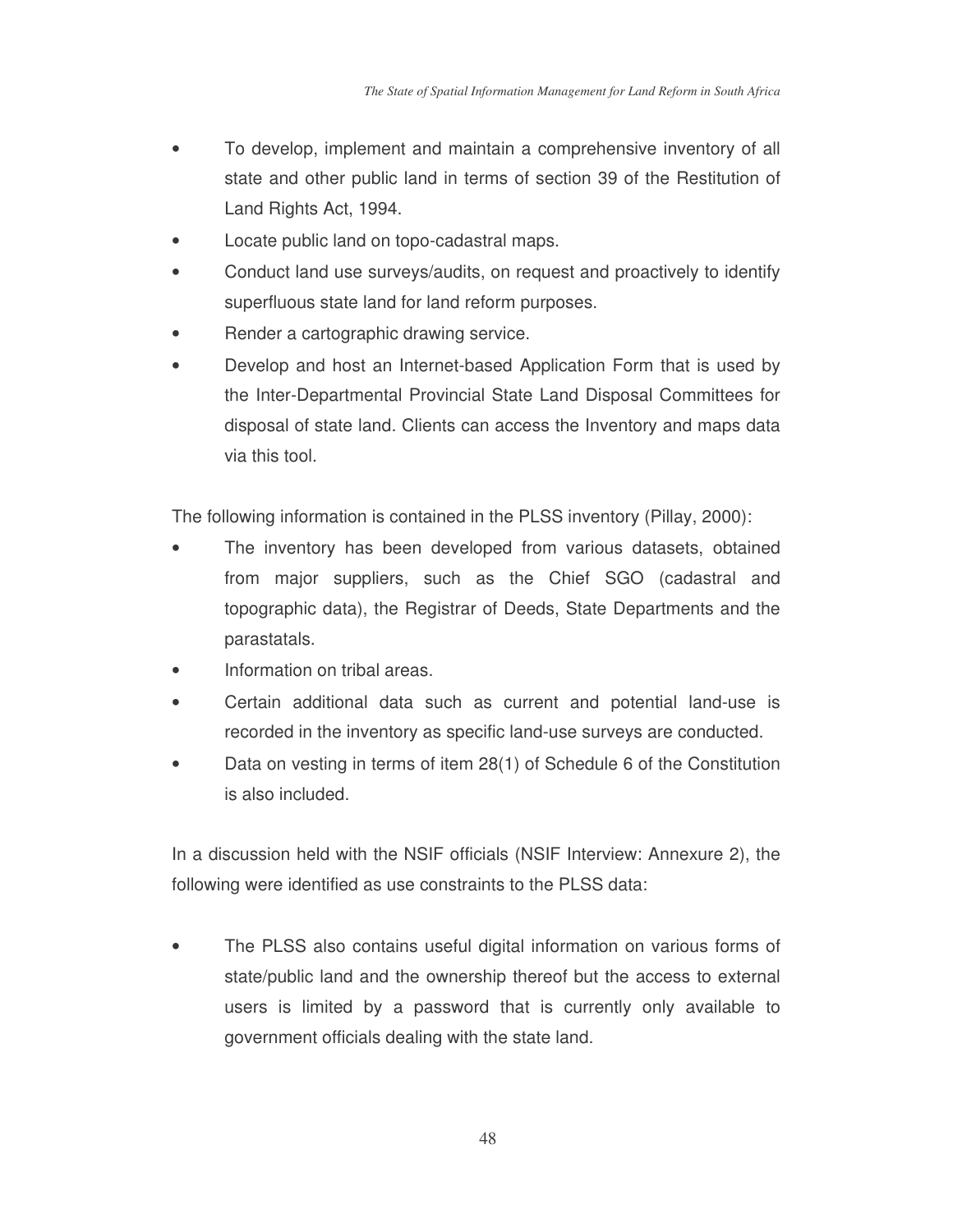- To develop, implement and maintain a comprehensive inventory of all state and other public land in terms of section 39 of the Restitution of Land Rights Act, 1994.
- Locate public land on topo-cadastral maps.
- Conduct land use surveys/audits, on request and proactively to identify superfluous state land for land reform purposes.
- Render a cartographic drawing service.
- Develop and host an Internet-based Application Form that is used by the Inter-Departmental Provincial State Land Disposal Committees for disposal of state land. Clients can access the Inventory and maps data via this tool.

The following information is contained in the PLSS inventory (Pillay, 2000):

- The inventory has been developed from various datasets, obtained from major suppliers, such as the Chief SGO (cadastral and topographic data), the Registrar of Deeds, State Departments and the parastatals.
- Information on tribal areas.
- Certain additional data such as current and potential land-use is recorded in the inventory as specific land-use surveys are conducted.
- Data on vesting in terms of item 28(1) of Schedule 6 of the Constitution is also included.

In a discussion held with the NSIF officials (NSIF Interview: Annexure 2), the following were identified as use constraints to the PLSS data:

- The PLSS also contains useful digital information on various forms of state/public land and the ownership thereof but the access to external users is limited by a password that is currently only available to government officials dealing with the state land.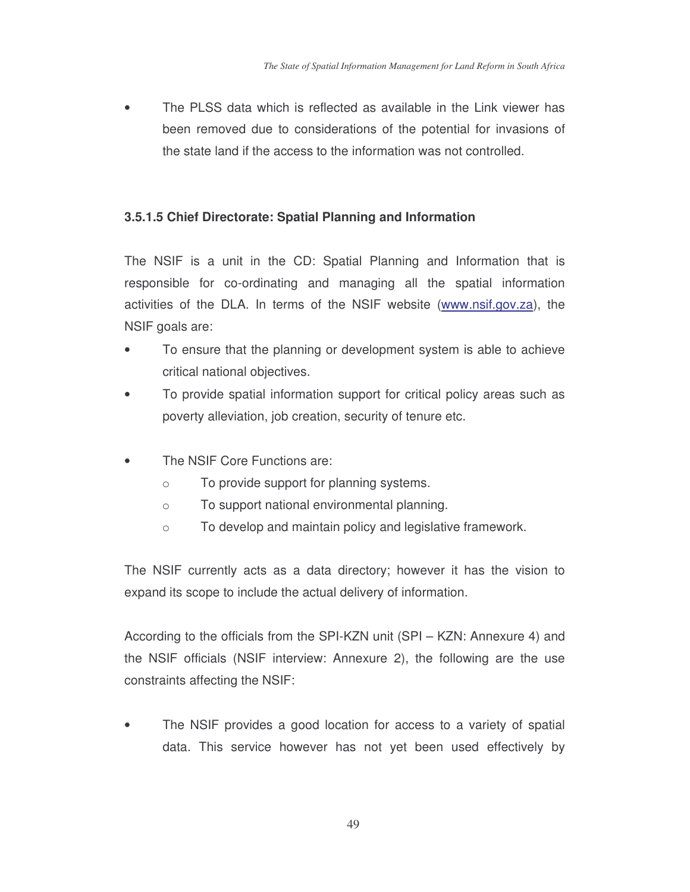- The PLSS data which is reflected as available in the Link viewer has been removed due to considerations of the potential for invasions of the state land if the access to the information was not controlled.

#### 3.5.1.5 Chief Directorate: Spatial Planning and Information

The NSIF is a unit in the CD: Spatial Planning and Information that is responsible for co-ordinating and managing all the spatial information activities of the DLA. In terms of the NSIF website (www.nsif.gov.za), the NSIF goals are:

- To ensure that the planning or development system is able to achieve critical national objectives.
- To provide spatial information support for critical policy areas such as poverty alleviation, job creation, security of tenure etc.

- The NSIF Core Functions are:
  - To provide support for planning systems.
  - To support national environmental planning.
  - To develop and maintain policy and legislative framework.

The NSIF currently acts as a data directory; however it has the vision to expand its scope to include the actual delivery of information.

According to the officials from the SPI-KZN unit (SPI – KZN: Annexure 4) and the NSIF officials (NSIF interview: Annexure 2), the following are the use constraints affecting the NSIF:

- The NSIF provides a good location for access to a variety of spatial data. This service however has not yet been used effectively by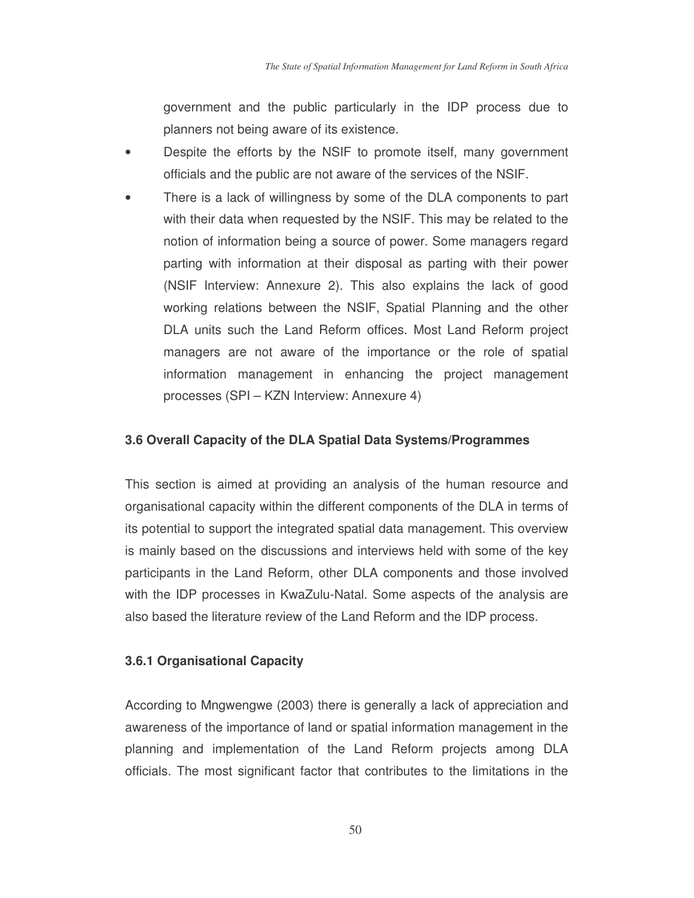government and the public particularly in the IDP process due to planners not being aware of its existence.

- Despite the efforts by the NSIF to promote itself, many government officials and the public are not aware of the services of the NSIF.
- There is a lack of willingness by some of the DLA components to part with their data when requested by the NSIF. This may be related to the notion of information being a source of power. Some managers regard parting with information at their disposal as parting with their power (NSIF Interview: Annexure 2). This also explains the lack of good working relations between the NSIF, Spatial Planning and the other DLA units such the Land Reform offices. Most Land Reform project managers are not aware of the importance or the role of spatial information management in enhancing the project management processes (SPI – KZN Interview: Annexure 4)

### 3.6 Overall Capacity of the DLA Spatial Data Systems/Programmes

This section is aimed at providing an analysis of the human resource and organisational capacity within the different components of the DLA in terms of its potential to support the integrated spatial data management. This overview is mainly based on the discussions and interviews held with some of the key participants in the Land Reform, other DLA components and those involved with the IDP processes in KwaZulu-Natal. Some aspects of the analysis are also based the literature review of the Land Reform and the IDP process.

#### 3.6.1 Organisational Capacity

According to Mngwengwe (2003) there is generally a lack of appreciation and awareness of the importance of land or spatial information management in the planning and implementation of the Land Reform projects among DLA officials. The most significant factor that contributes to the limitations in the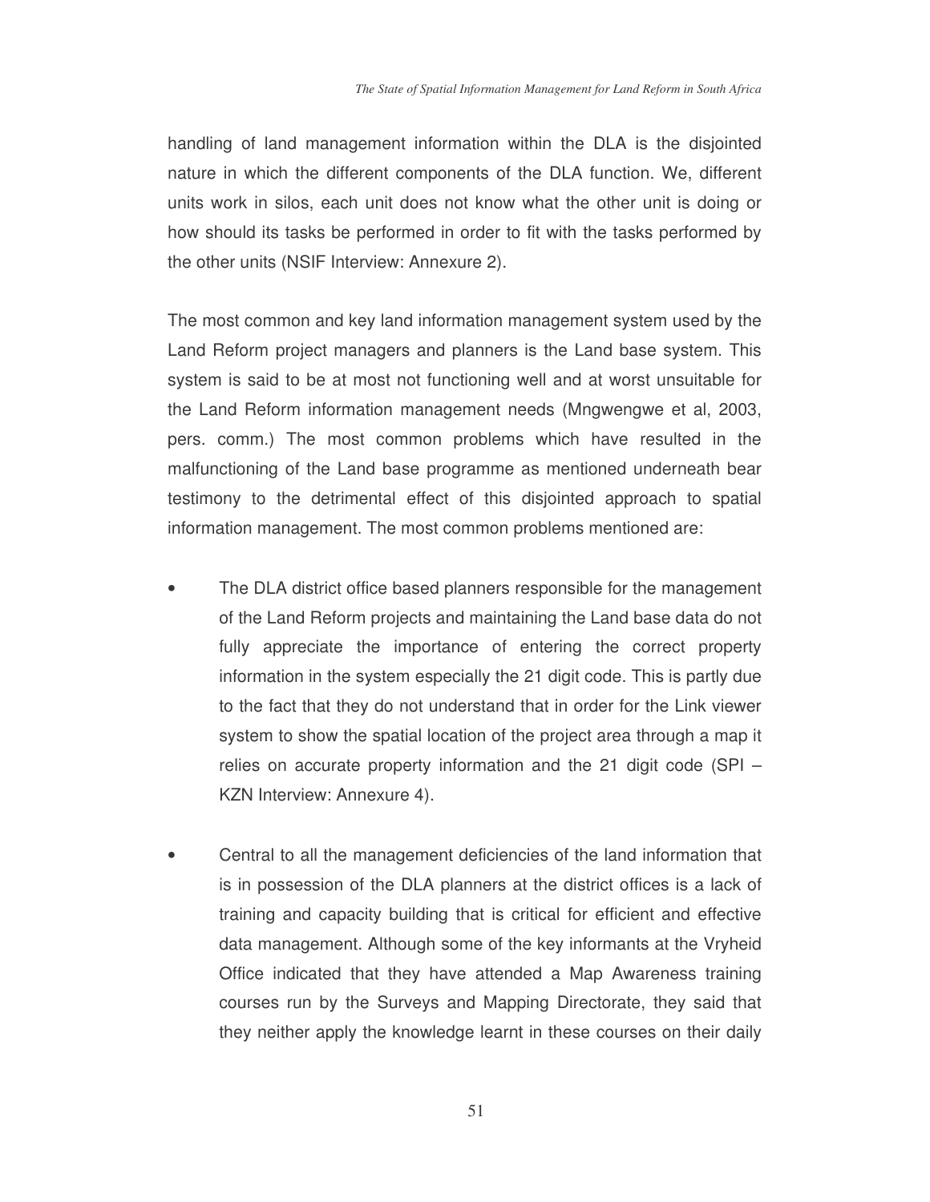handling of land management information within the DLA is the disjointed nature in which the different components of the DLA function. We, different units work in silos, each unit does not know what the other unit is doing or how should its tasks be performed in order to fit with the tasks performed by the other units (NSIF Interview: Annexure 2).

The most common and key land information management system used by the Land Reform project managers and planners is the Land base system. This system is said to be at most not functioning well and at worst unsuitable for the Land Reform information management needs (Mngwengwe et al, 2003, pers. comm.) The most common problems which have resulted in the malfunctioning of the Land base programme as mentioned underneath bear testimony to the detrimental effect of this disjointed approach to spatial information management. The most common problems mentioned are:

- The DLA district office based planners responsible for the management of the Land Reform projects and maintaining the Land base data do not fully appreciate the importance of entering the correct property information in the system especially the 21 digit code. This is partly due to the fact that they do not understand that in order for the Link viewer system to show the spatial location of the project area through a map it relies on accurate property information and the 21 digit code (SPI – KZN Interview: Annexure 4).

- Central to all the management deficiencies of the land information that is in possession of the DLA planners at the district offices is a lack of training and capacity building that is critical for efficient and effective data management. Although some of the key informants at the Vryheid Office indicated that they have attended a Map Awareness training courses run by the Surveys and Mapping Directorate, they said that they neither apply the knowledge learnt in these courses on their daily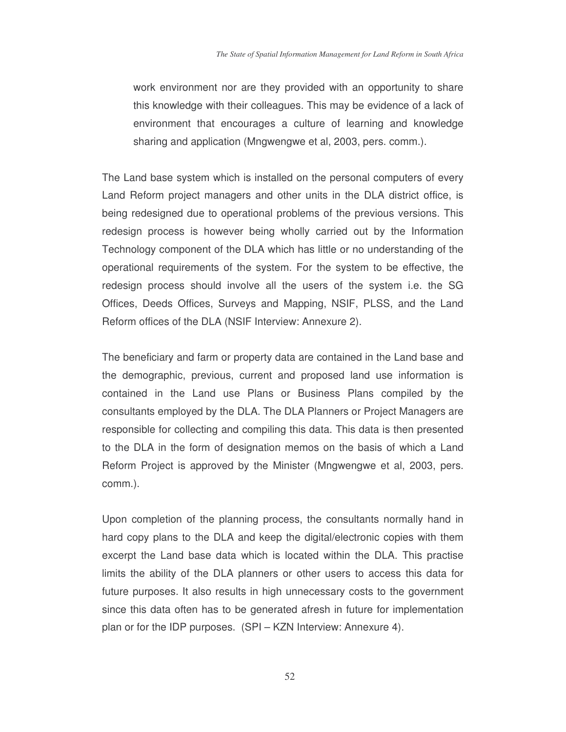work environment nor are they provided with an opportunity to share this knowledge with their colleagues. This may be evidence of a lack of environment that encourages a culture of learning and knowledge sharing and application (Mngwengwe et al, 2003, pers. comm.).

The Land base system which is installed on the personal computers of every Land Reform project managers and other units in the DLA district office, is being redesigned due to operational problems of the previous versions. This redesign process is however being wholly carried out by the Information Technology component of the DLA which has little or no understanding of the operational requirements of the system. For the system to be effective, the redesign process should involve all the users of the system i.e. the SG Offices, Deeds Offices, Surveys and Mapping, NSIF, PLSS, and the Land Reform offices of the DLA (NSIF Interview: Annexure 2).

The beneficiary and farm or property data are contained in the Land base and the demographic, previous, current and proposed land use information is contained in the Land use Plans or Business Plans compiled by the consultants employed by the DLA. The DLA Planners or Project Managers are responsible for collecting and compiling this data. This data is then presented to the DLA in the form of designation memos on the basis of which a Land Reform Project is approved by the Minister (Mngwengwe et al, 2003, pers. comm.).

Upon completion of the planning process, the consultants normally hand in hard copy plans to the DLA and keep the digital/electronic copies with them excerpt the Land base data which is located within the DLA. This practise limits the ability of the DLA planners or other users to access this data for future purposes. It also results in high unnecessary costs to the government since this data often has to be generated afresh in future for implementation plan or for the IDP purposes. (SPI – KZN Interview: Annexure 4).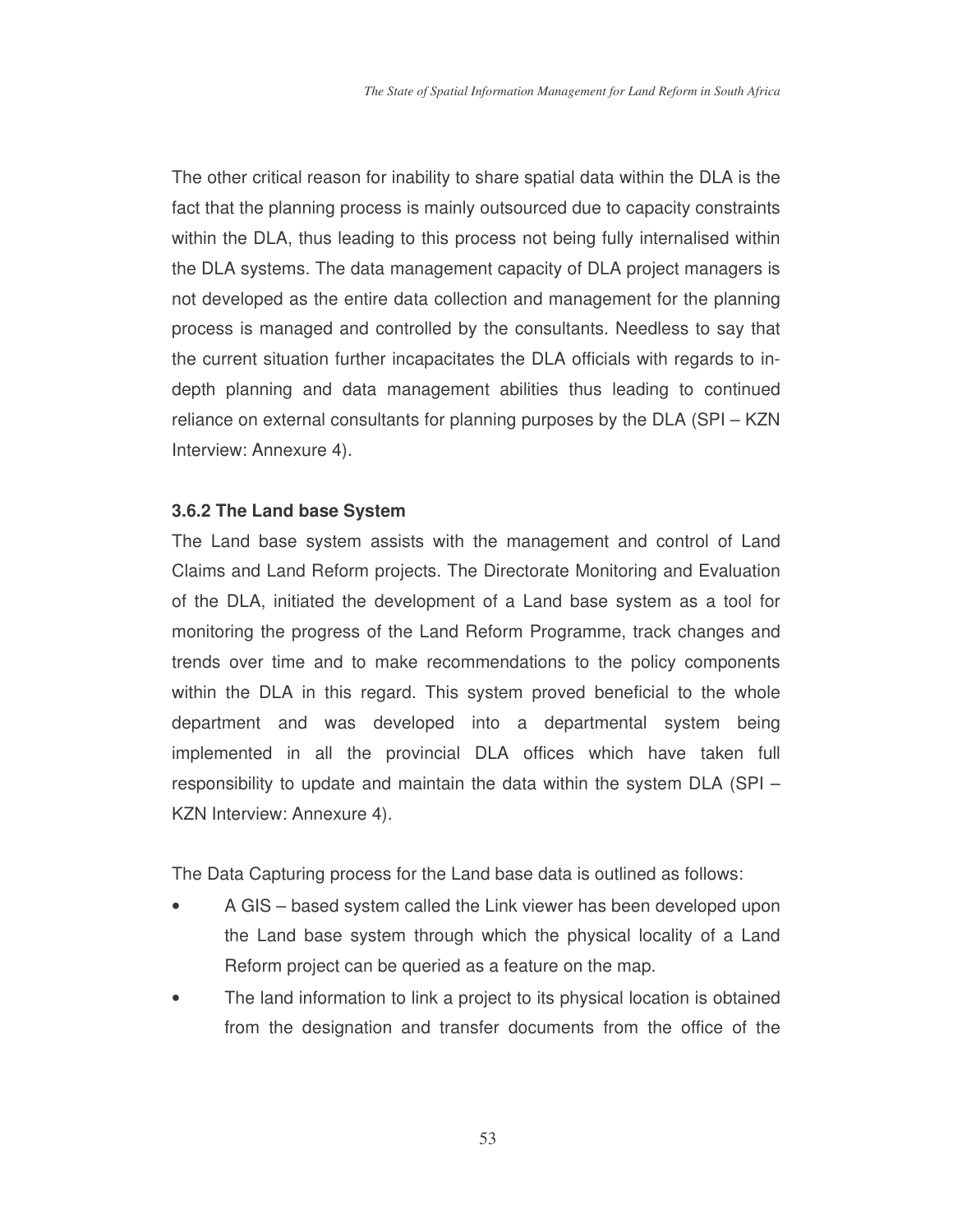The other critical reason for inability to share spatial data within the DLA is the fact that the planning process is mainly outsourced due to capacity constraints within the DLA, thus leading to this process not being fully internalised within the DLA systems. The data management capacity of DLA project managers is not developed as the entire data collection and management for the planning process is managed and controlled by the consultants. Needless to say that the current situation further incapacitates the DLA officials with regards to in-depth planning and data management abilities thus leading to continued reliance on external consultants for planning purposes by the DLA (SPI – KZN Interview: Annexure 4).

### 3.6.2 The Land base System

The Land base system assists with the management and control of Land Claims and Land Reform projects. The Directorate Monitoring and Evaluation of the DLA, initiated the development of a Land base system as a tool for monitoring the progress of the Land Reform Programme, track changes and trends over time and to make recommendations to the policy components within the DLA in this regard. This system proved beneficial to the whole department and was developed into a departmental system being implemented in all the provincial DLA offices which have taken full responsibility to update and maintain the data within the system DLA (SPI – KZN Interview: Annexure 4).

The Data Capturing process for the Land base data is outlined as follows:

- A GIS – based system called the Link viewer has been developed upon the Land base system through which the physical locality of a Land Reform project can be queried as a feature on the map.
- The land information to link a project to its physical location is obtained from the designation and transfer documents from the office of the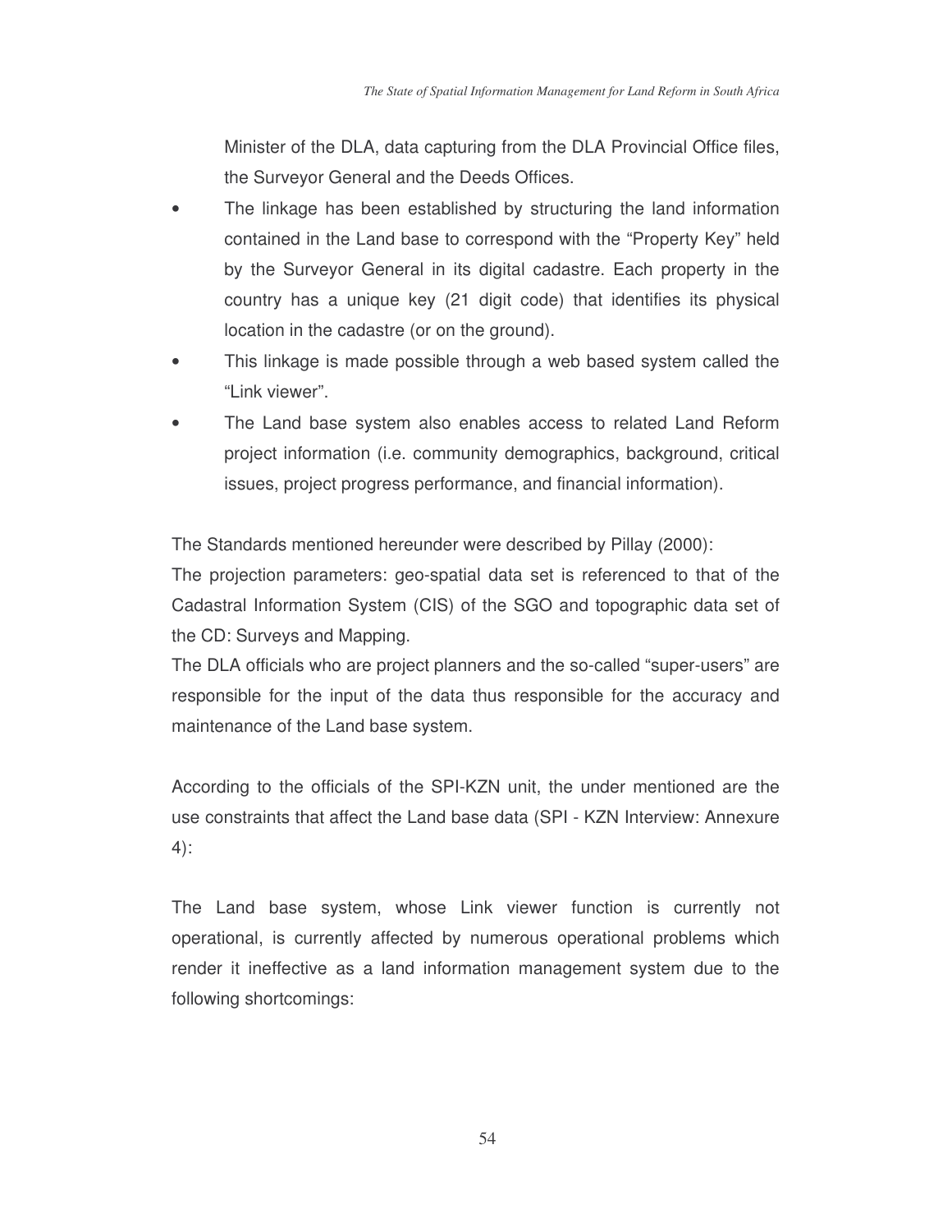Minister of the DLA, data capturing from the DLA Provincial Office files, the Surveyor General and the Deeds Offices.

- The linkage has been established by structuring the land information contained in the Land base to correspond with the "Property Key" held by the Surveyor General in its digital cadastre. Each property in the country has a unique key (21 digit code) that identifies its physical location in the cadastre (or on the ground).
- This linkage is made possible through a web based system called the "Link viewer".
- The Land base system also enables access to related Land Reform project information (i.e. community demographics, background, critical issues, project progress performance, and financial information).

The Standards mentioned hereunder were described by Pillay (2000):

The projection parameters: geo-spatial data set is referenced to that of the Cadastral Information System (CIS) of the SGO and topographic data set of the CD: Surveys and Mapping.

The DLA officials who are project planners and the so-called "super-users" are responsible for the input of the data thus responsible for the accuracy and maintenance of the Land base system.

According to the officials of the SPI-KZN unit, the under mentioned are the use constraints that affect the Land base data (SPI - KZN Interview: Annexure 4):

The Land base system, whose Link viewer function is currently not operational, is currently affected by numerous operational problems which render it ineffective as a land information management system due to the following shortcomings: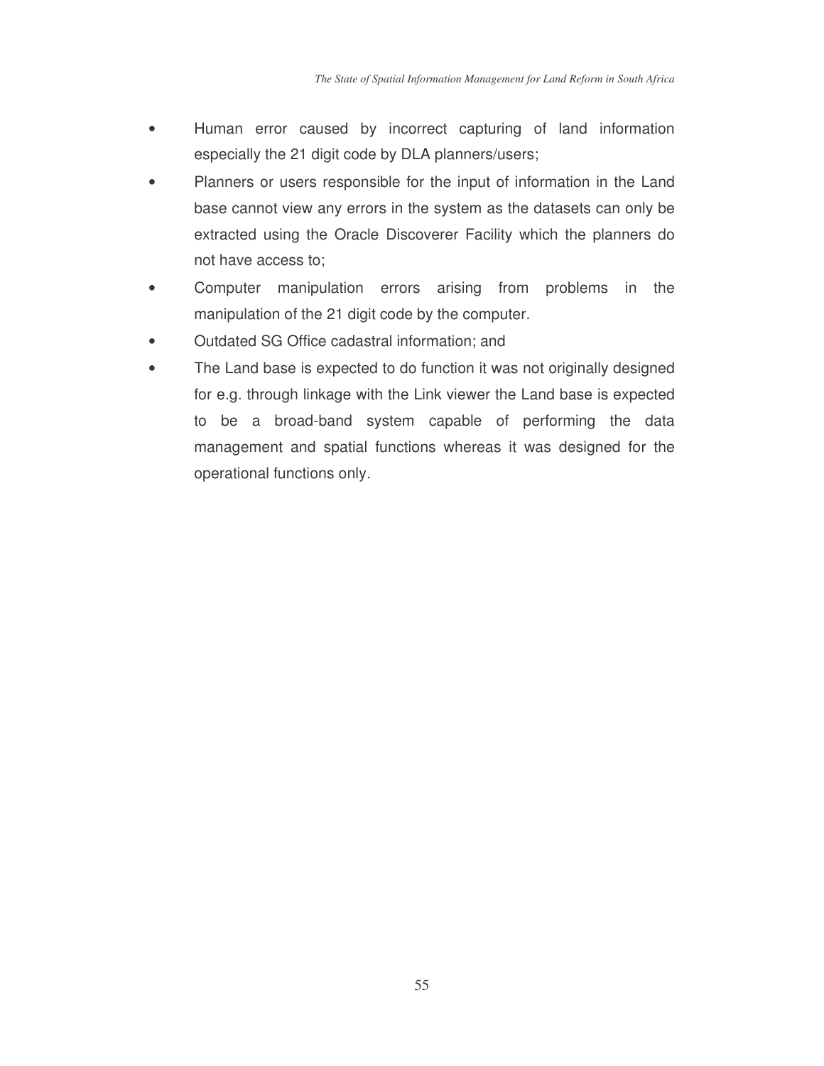- Human error caused by incorrect capturing of land information especially the 21 digit code by DLA planners/users;
- Planners or users responsible for the input of information in the Land base cannot view any errors in the system as the datasets can only be extracted using the Oracle Discoverer Facility which the planners do not have access to;
- Computer manipulation errors arising from problems in the manipulation of the 21 digit code by the computer.
- Outdated SG Office cadastral information; and
- The Land base is expected to do function it was not originally designed for e.g. through linkage with the Link viewer the Land base is expected to be a broad-band system capable of performing the data management and spatial functions whereas it was designed for the operational functions only.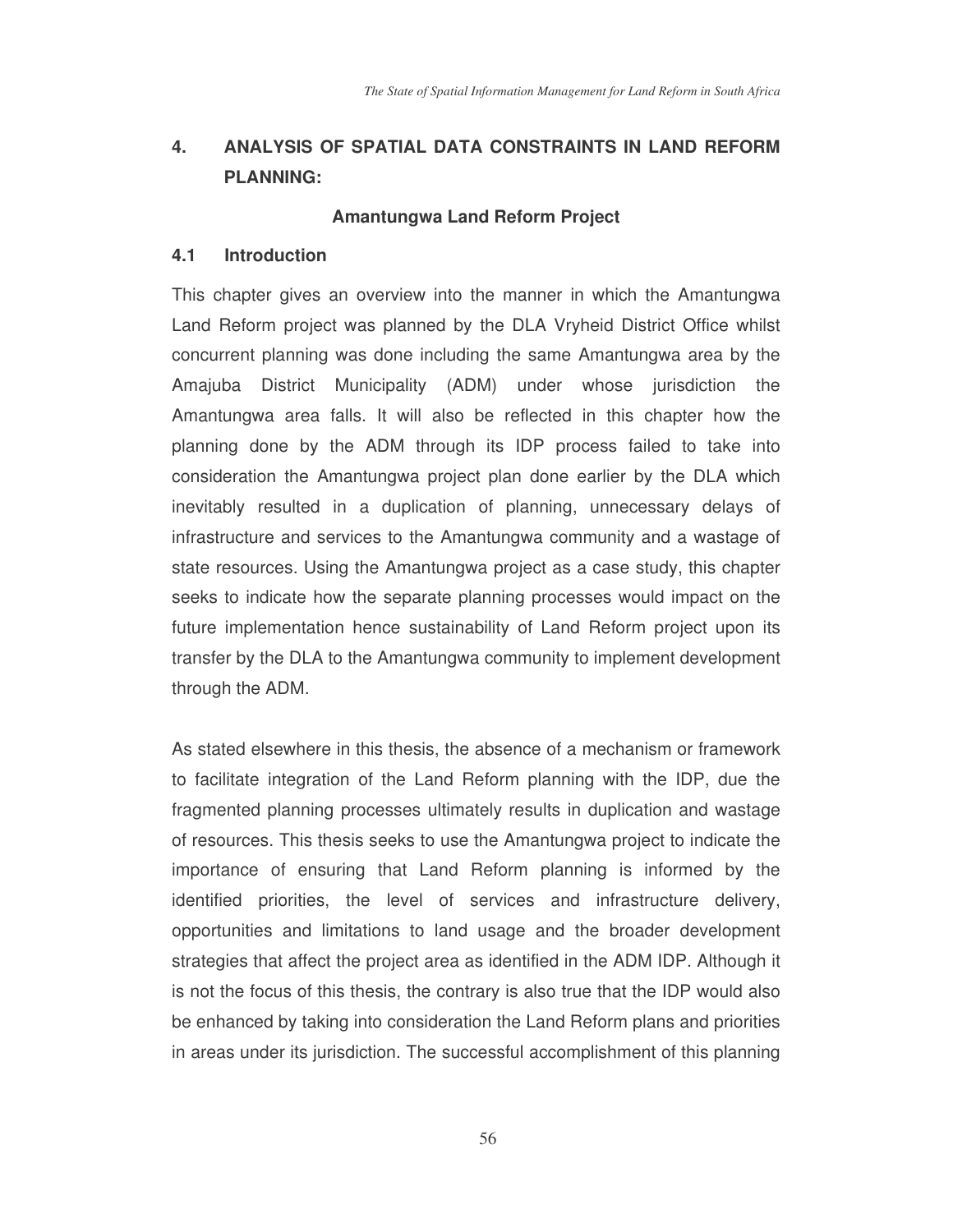## 4. ANALYSIS OF SPATIAL DATA CONSTRAINTS IN LAND REFORM PLANNING:

**Amantungwa Land Reform Project**

### 4.1 Introduction

This chapter gives an overview into the manner in which the Amantungwa Land Reform project was planned by the DLA Vryheid District Office whilst concurrent planning was done including the same Amantungwa area by the Amajuba District Municipality (ADM) under whose jurisdiction the Amantungwa area falls. It will also be reflected in this chapter how the planning done by the ADM through its IDP process failed to take into consideration the Amantungwa project plan done earlier by the DLA which inevitably resulted in a duplication of planning, unnecessary delays of infrastructure and services to the Amantungwa community and a wastage of state resources. Using the Amantungwa project as a case study, this chapter seeks to indicate how the separate planning processes would impact on the future implementation hence sustainability of Land Reform project upon its transfer by the DLA to the Amantungwa community to implement development through the ADM.

As stated elsewhere in this thesis, the absence of a mechanism or framework to facilitate integration of the Land Reform planning with the IDP, due the fragmented planning processes ultimately results in duplication and wastage of resources. This thesis seeks to use the Amantungwa project to indicate the importance of ensuring that Land Reform planning is informed by the identified priorities, the level of services and infrastructure delivery, opportunities and limitations to land usage and the broader development strategies that affect the project area as identified in the ADM IDP. Although it is not the focus of this thesis, the contrary is also true that the IDP would also be enhanced by taking into consideration the Land Reform plans and priorities in areas under its jurisdiction. The successful accomplishment of this planning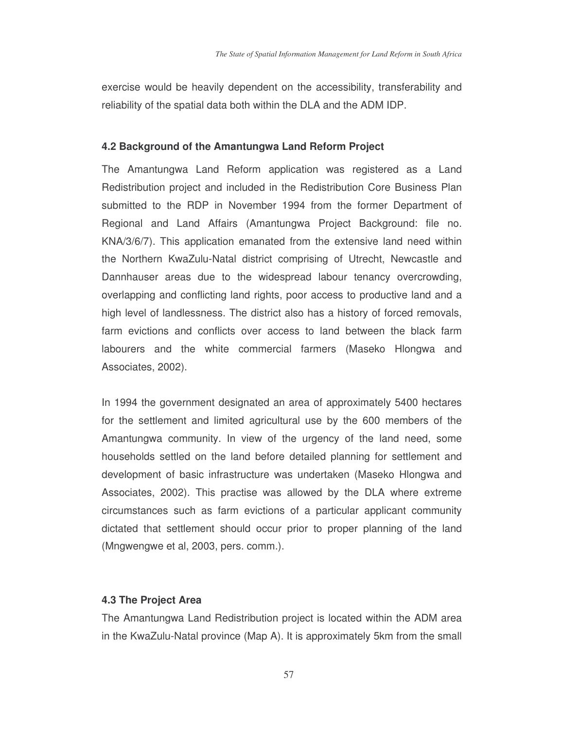exercise would be heavily dependent on the accessibility, transferability and reliability of the spatial data both within the DLA and the ADM IDP.

### 4.2 Background of the Amantungwa Land Reform Project

The Amantungwa Land Reform application was registered as a Land Redistribution project and included in the Redistribution Core Business Plan submitted to the RDP in November 1994 from the former Department of Regional and Land Affairs (Amantungwa Project Background: file no. KNA/3/6/7). This application emanated from the extensive land need within the Northern KwaZulu-Natal district comprising of Utrecht, Newcastle and Dannhauser areas due to the widespread labour tenancy overcrowding, overlapping and conflicting land rights, poor access to productive land and a high level of landlessness. The district also has a history of forced removals, farm evictions and conflicts over access to land between the black farm labourers and the white commercial farmers (Maseko Hlongwa and Associates, 2002).

In 1994 the government designated an area of approximately 5400 hectares for the settlement and limited agricultural use by the 600 members of the Amantungwa community. In view of the urgency of the land need, some households settled on the land before detailed planning for settlement and development of basic infrastructure was undertaken (Maseko Hlongwa and Associates, 2002). This practise was allowed by the DLA where extreme circumstances such as farm evictions of a particular applicant community dictated that settlement should occur prior to proper planning of the land (Mngwengwe et al, 2003, pers. comm.).

### 4.3 The Project Area

The Amantungwa Land Redistribution project is located within the ADM area in the KwaZulu-Natal province (Map A). It is approximately 5km from the small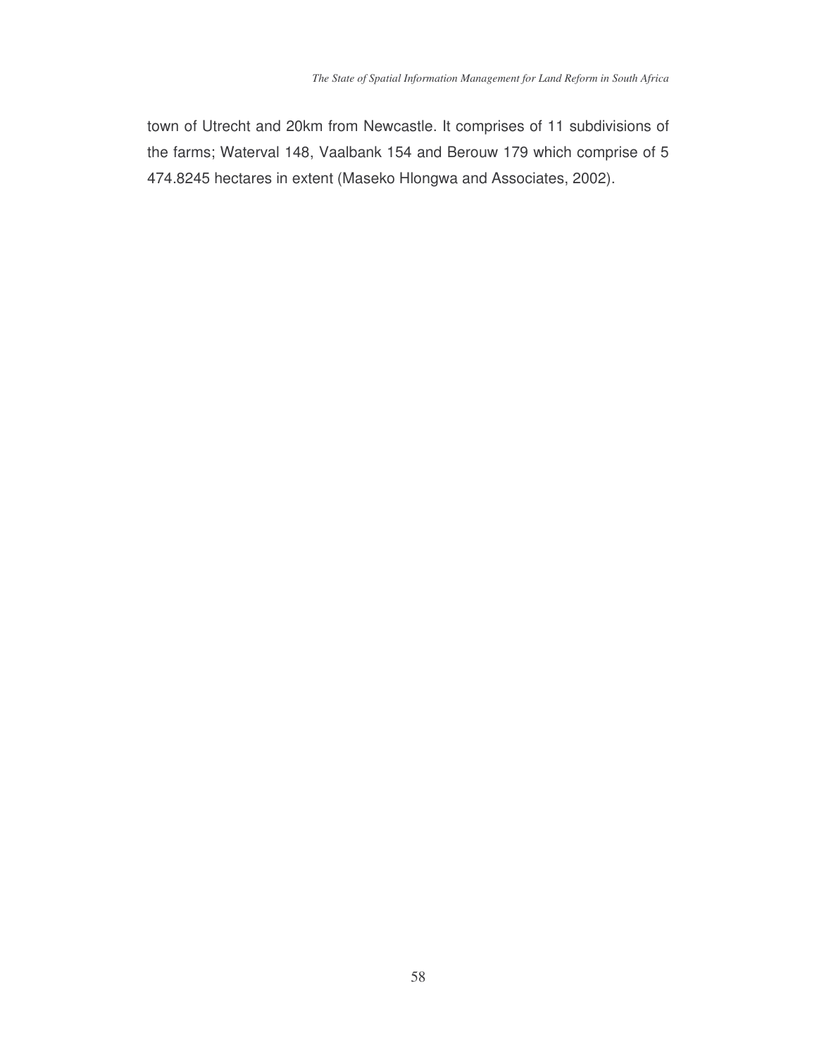town of Utrecht and 20km from Newcastle. It comprises of 11 subdivisions of the farms; Waterval 148, Vaalbank 154 and Berouw 179 which comprise of 5 474.8245 hectares in extent (Maseko Hlongwa and Associates, 2002).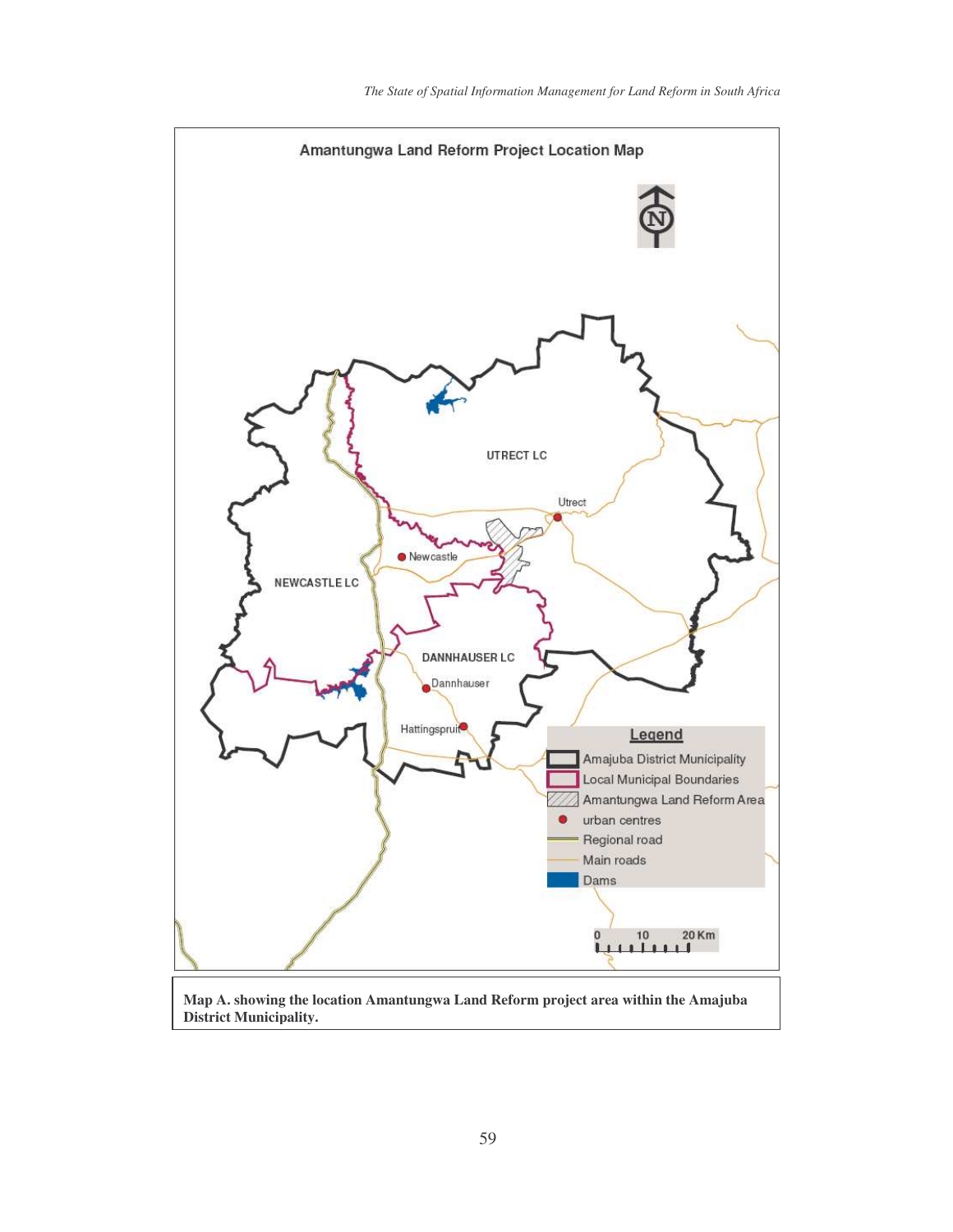Amantungwa Land Reform Project Location Map

Map A. showing the location Amantungwa Land Reform project area within the Amajuba District Municipality.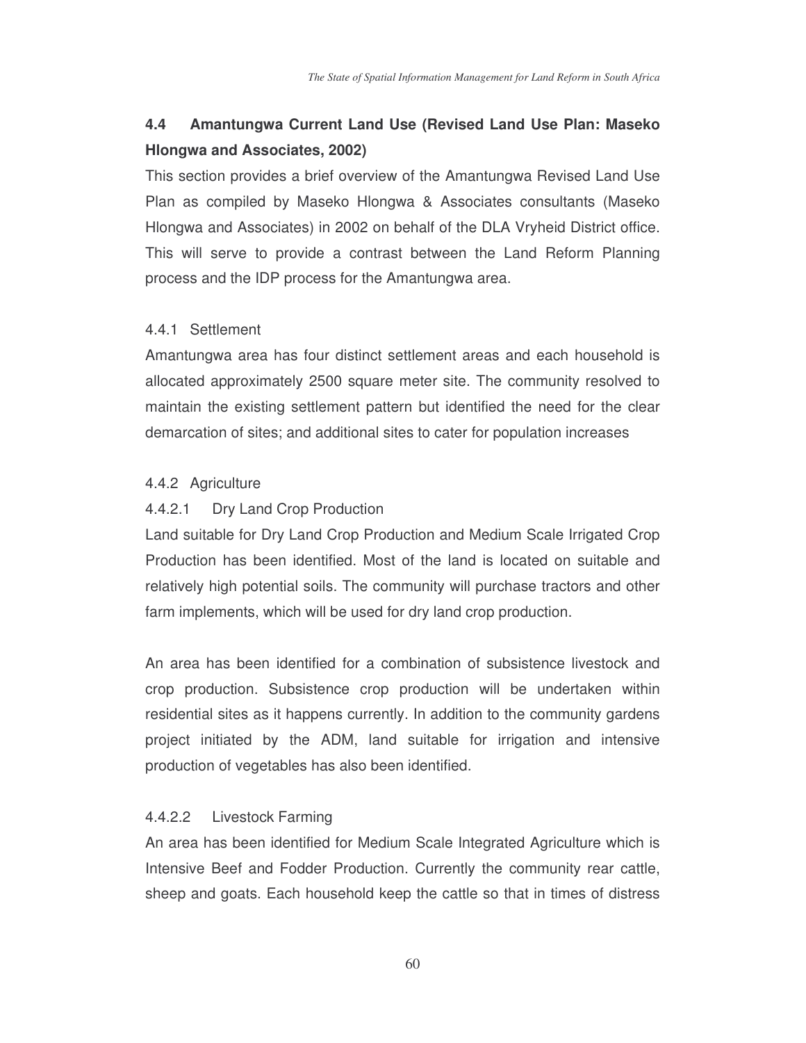## 4.4 Amantungwa Current Land Use (Revised Land Use Plan: Maseko Hlongwa and Associates, 2002)

This section provides a brief overview of the Amantungwa Revised Land Use Plan as compiled by Maseko Hlongwa & Associates consultants (Maseko Hlongwa and Associates) in 2002 on behalf of the DLA Vryheid District office. This will serve to provide a contrast between the Land Reform Planning process and the IDP process for the Amantungwa area.

### 4.4.1 Settlement

Amantungwa area has four distinct settlement areas and each household is allocated approximately 2500 square meter site. The community resolved to maintain the existing settlement pattern but identified the need for the clear demarcation of sites; and additional sites to cater for population increases

### 4.4.2 Agriculture

#### 4.4.2.1 Dry Land Crop Production

Land suitable for Dry Land Crop Production and Medium Scale Irrigated Crop Production has been identified. Most of the land is located on suitable and relatively high potential soils. The community will purchase tractors and other farm implements, which will be used for dry land crop production.

An area has been identified for a combination of subsistence livestock and crop production. Subsistence crop production will be undertaken within residential sites as it happens currently. In addition to the community gardens project initiated by the ADM, land suitable for irrigation and intensive production of vegetables has also been identified.

#### 4.4.2.2 Livestock Farming

An area has been identified for Medium Scale Integrated Agriculture which is Intensive Beef and Fodder Production. Currently the community rear cattle, sheep and goats. Each household keep the cattle so that in times of distress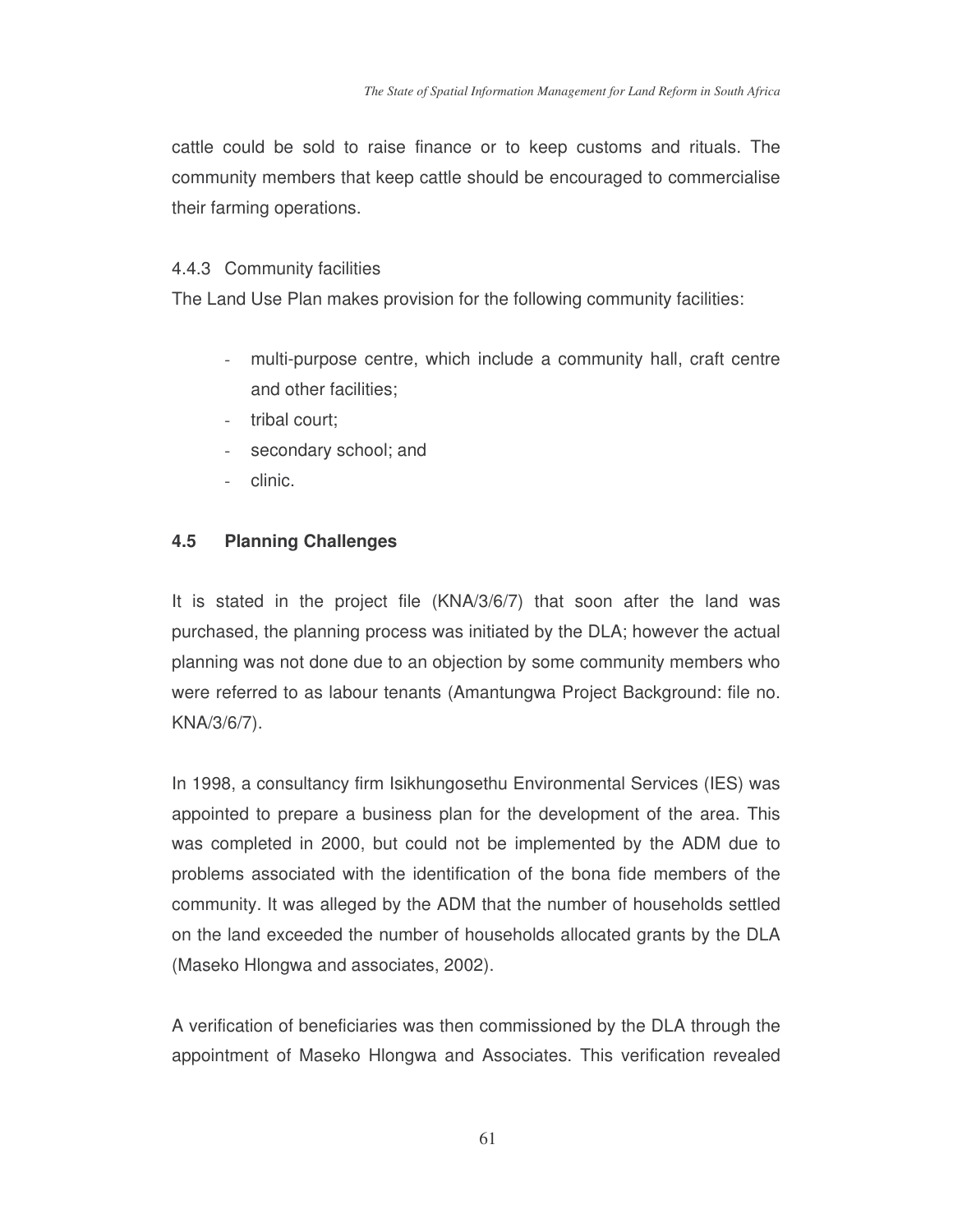cattle could be sold to raise finance or to keep customs and rituals. The community members that keep cattle should be encouraged to commercialise their farming operations.

#### 4.4.3 Community facilities

The Land Use Plan makes provision for the following community facilities:

- multi-purpose centre, which include a community hall, craft centre and other facilities;
- tribal court;
- secondary school; and
- clinic.

### 4.5 Planning Challenges

It is stated in the project file (KNA/3/6/7) that soon after the land was purchased, the planning process was initiated by the DLA; however the actual planning was not done due to an objection by some community members who were referred to as labour tenants (Amantungwa Project Background: file no. KNA/3/6/7).

In 1998, a consultancy firm Isikhungosethu Environmental Services (IES) was appointed to prepare a business plan for the development of the area. This was completed in 2000, but could not be implemented by the ADM due to problems associated with the identification of the bona fide members of the community. It was alleged by the ADM that the number of households settled on the land exceeded the number of households allocated grants by the DLA (Maseko Hlongwa and associates, 2002).

A verification of beneficiaries was then commissioned by the DLA through the appointment of Maseko Hlongwa and Associates. This verification revealed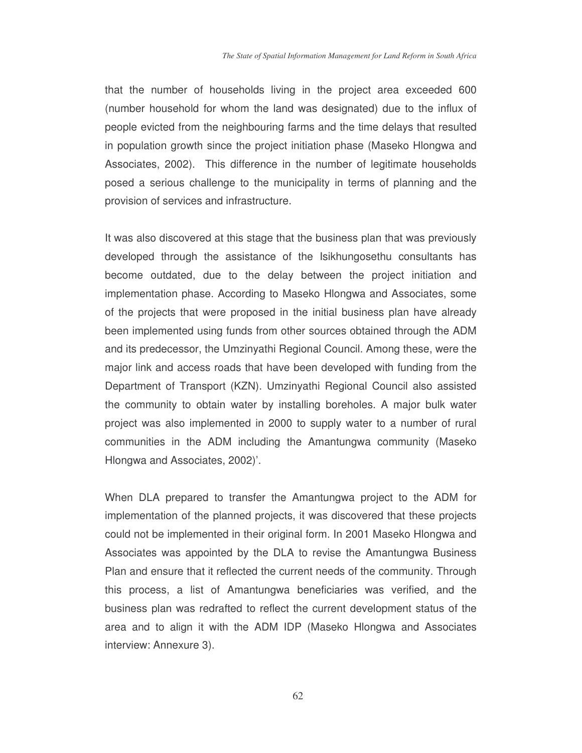that the number of households living in the project area exceeded 600 (number household for whom the land was designated) due to the influx of people evicted from the neighbouring farms and the time delays that resulted in population growth since the project initiation phase (Maseko Hlongwa and Associates, 2002). This difference in the number of legitimate households posed a serious challenge to the municipality in terms of planning and the provision of services and infrastructure.

It was also discovered at this stage that the business plan that was previously developed through the assistance of the Isikhungosethu consultants has become outdated, due to the delay between the project initiation and implementation phase. According to Maseko Hlongwa and Associates, some of the projects that were proposed in the initial business plan have already been implemented using funds from other sources obtained through the ADM and its predecessor, the Umzinyathi Regional Council. Among these, were the major link and access roads that have been developed with funding from the Department of Transport (KZN). Umzinyathi Regional Council also assisted the community to obtain water by installing boreholes. A major bulk water project was also implemented in 2000 to supply water to a number of rural communities in the ADM including the Amantungwa community (Maseko Hlongwa and Associates, 2002)'.

When DLA prepared to transfer the Amantungwa project to the ADM for implementation of the planned projects, it was discovered that these projects could not be implemented in their original form. In 2001 Maseko Hlongwa and Associates was appointed by the DLA to revise the Amantungwa Business Plan and ensure that it reflected the current needs of the community. Through this process, a list of Amantungwa beneficiaries was verified, and the business plan was redrafted to reflect the current development status of the area and to align it with the ADM IDP (Maseko Hlongwa and Associates interview: Annexure 3).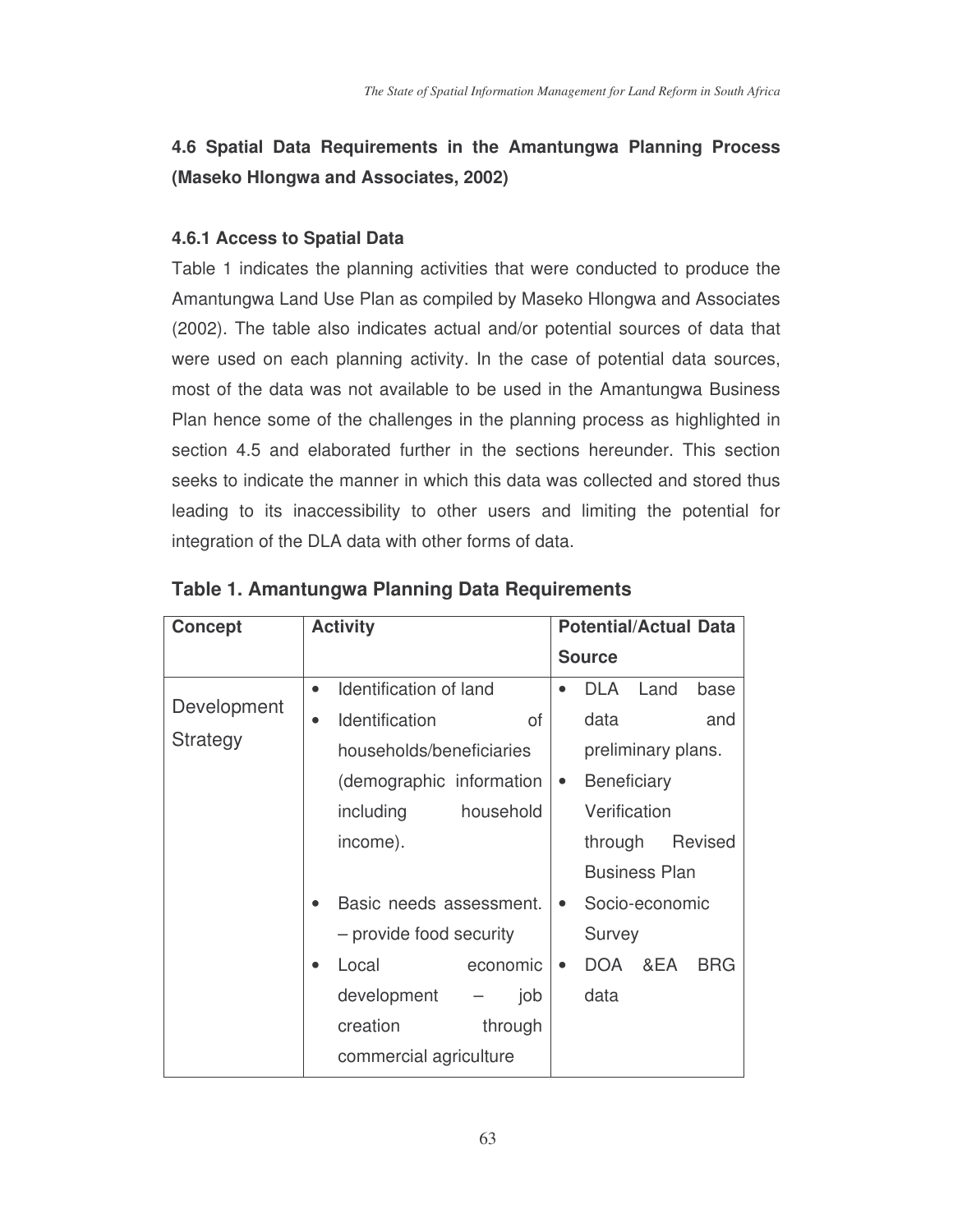## 4.6 Spatial Data Requirements in the Amantungwa Planning Process (Maseko Hlongwa and Associates, 2002)

### 4.6.1 Access to Spatial Data

Table 1 indicates the planning activities that were conducted to produce the Amantungwa Land Use Plan as compiled by Maseko Hlongwa and Associates (2002). The table also indicates actual and/or potential sources of data that were used on each planning activity. In the case of potential data sources, most of the data was not available to be used in the Amantungwa Business Plan hence some of the challenges in the planning process as highlighted in section 4.5 and elaborated further in the sections hereunder. This section seeks to indicate the manner in which this data was collected and stored thus leading to its inaccessibility to other users and limiting the potential for integration of the DLA data with other forms of data.

**Table 1. Amantungwa Planning Data Requirements**

| Concept | Activity | Potential/Actual Data Source |
|---|---|---|
| Development Strategy | • Identification of land<br>• Identification of households/beneficiaries (demographic information including household income).<br>• Basic needs assessment. – provide food security<br>• Local economic development – job creation through commercial agriculture | • DLA Land base data and preliminary plans.<br>• Beneficiary Verification through Revised Business Plan<br>• Socio-economic Survey<br>• DOA &EA BRG data |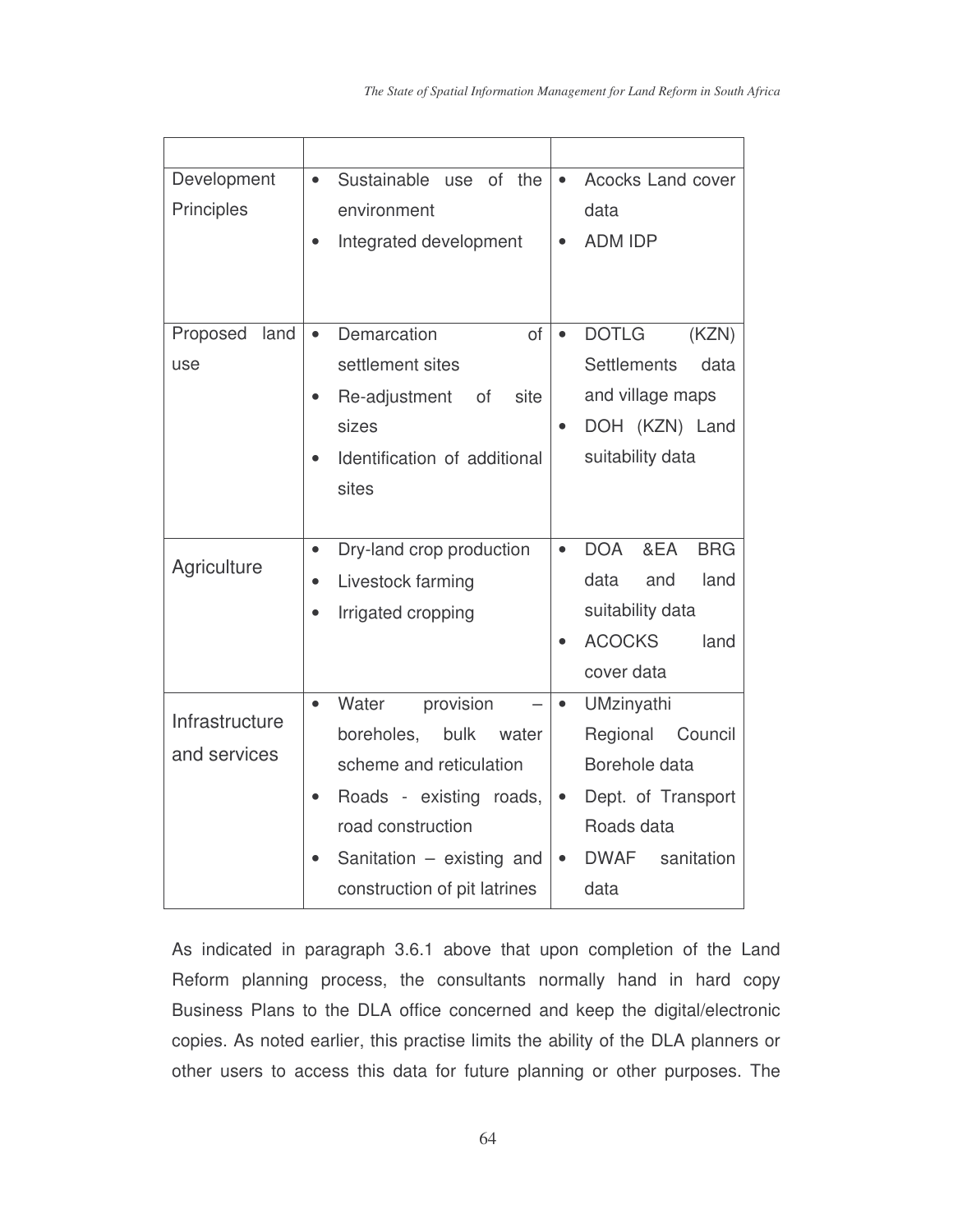| | | |
|---|---|---|
| Development Principles | • Sustainable use of the environment<br>• Integrated development | • Acocks Land cover data<br>• ADM IDP |
| Proposed land use | • Demarcation of settlement sites<br>• Re-adjustment of site sizes<br>• Identification of additional sites | • DOTLG (KZN) Settlements data and village maps<br>• DOH (KZN) Land suitability data |
| Agriculture | • Dry-land crop production<br>• Livestock farming<br>• Irrigated cropping | • DOA &EA BRG data and land suitability data<br>• ACOCKS land cover data |
| Infrastructure and services | • Water provision – boreholes, bulk water scheme and reticulation<br>• Roads - existing roads, road construction<br>• Sanitation – existing and construction of pit latrines | • UMzinyathi Regional Council Borehole data<br>• Dept. of Transport Roads data<br>• DWAF sanitation data |

As indicated in paragraph 3.6.1 above that upon completion of the Land Reform planning process, the consultants normally hand in hard copy Business Plans to the DLA office concerned and keep the digital/electronic copies. As noted earlier, this practise limits the ability of the DLA planners or other users to access this data for future planning or other purposes. The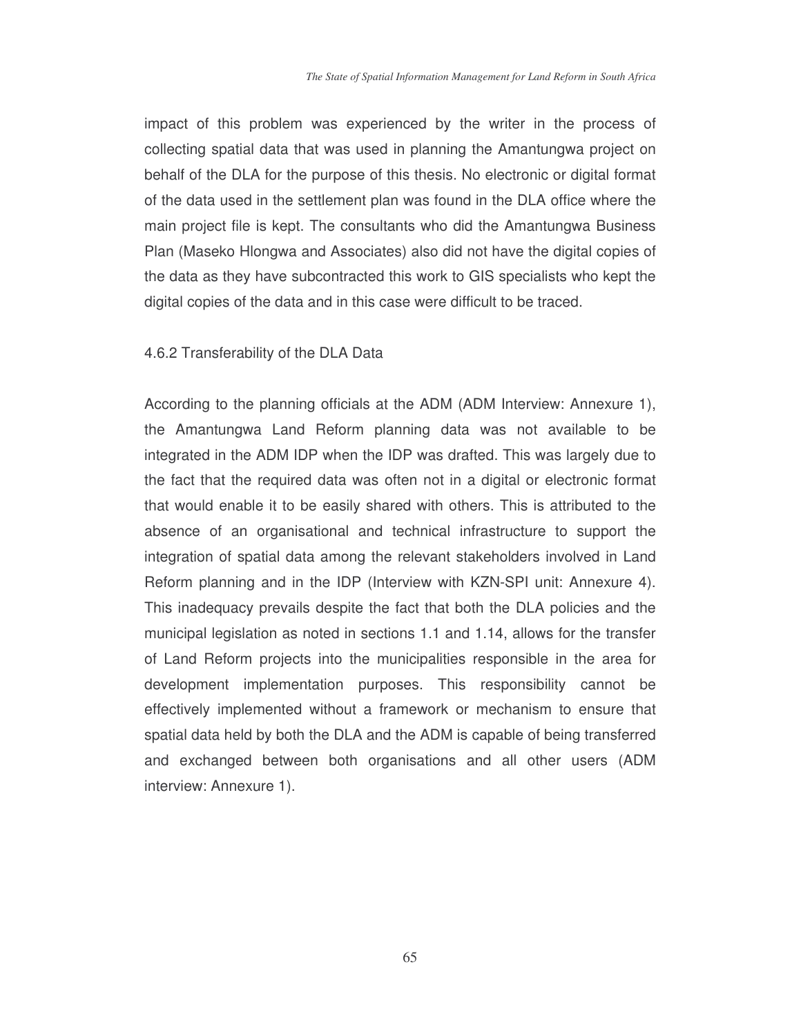impact of this problem was experienced by the writer in the process of collecting spatial data that was used in planning the Amantungwa project on behalf of the DLA for the purpose of this thesis. No electronic or digital format of the data used in the settlement plan was found in the DLA office where the main project file is kept. The consultants who did the Amantungwa Business Plan (Maseko Hlongwa and Associates) also did not have the digital copies of the data as they have subcontracted this work to GIS specialists who kept the digital copies of the data and in this case were difficult to be traced.

### 4.6.2 Transferability of the DLA Data

According to the planning officials at the ADM (ADM Interview: Annexure 1), the Amantungwa Land Reform planning data was not available to be integrated in the ADM IDP when the IDP was drafted. This was largely due to the fact that the required data was often not in a digital or electronic format that would enable it to be easily shared with others. This is attributed to the absence of an organisational and technical infrastructure to support the integration of spatial data among the relevant stakeholders involved in Land Reform planning and in the IDP (Interview with KZN-SPI unit: Annexure 4). This inadequacy prevails despite the fact that both the DLA policies and the municipal legislation as noted in sections 1.1 and 1.14, allows for the transfer of Land Reform projects into the municipalities responsible in the area for development implementation purposes. This responsibility cannot be effectively implemented without a framework or mechanism to ensure that spatial data held by both the DLA and the ADM is capable of being transferred and exchanged between both organisations and all other users (ADM interview: Annexure 1).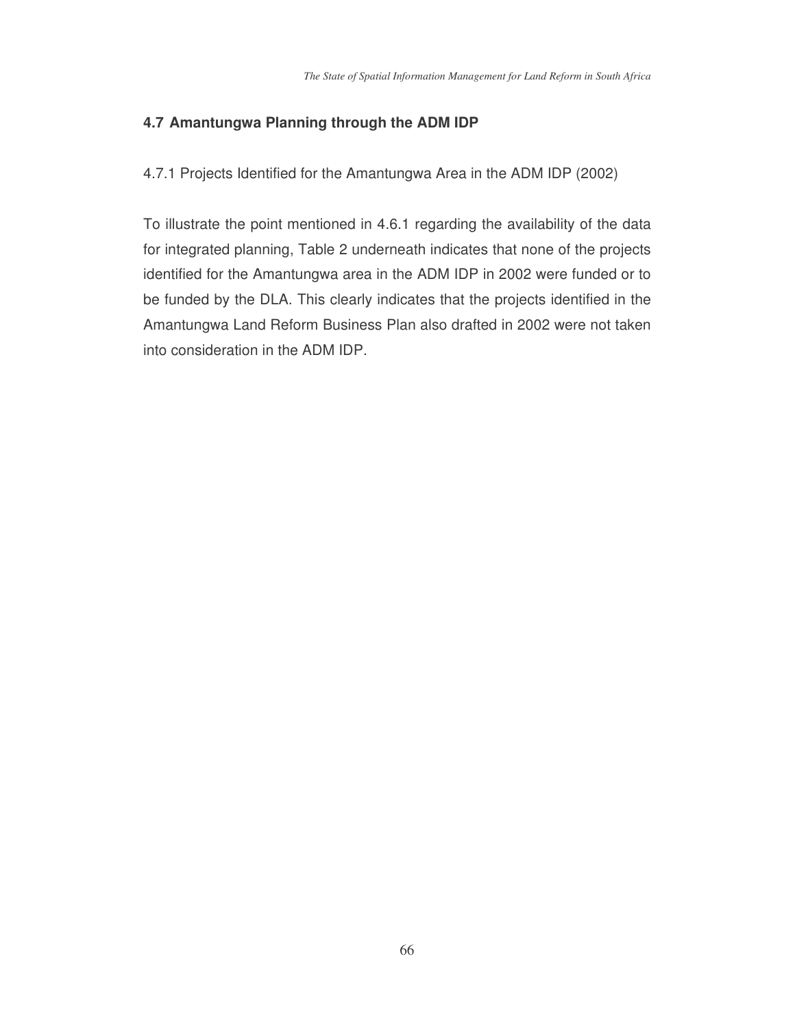## 4.7 Amantungwa Planning through the ADM IDP

4.7.1 Projects Identified for the Amantungwa Area in the ADM IDP (2002)

To illustrate the point mentioned in 4.6.1 regarding the availability of the data for integrated planning, Table 2 underneath indicates that none of the projects identified for the Amantungwa area in the ADM IDP in 2002 were funded or to be funded by the DLA. This clearly indicates that the projects identified in the Amantungwa Land Reform Business Plan also drafted in 2002 were not taken into consideration in the ADM IDP.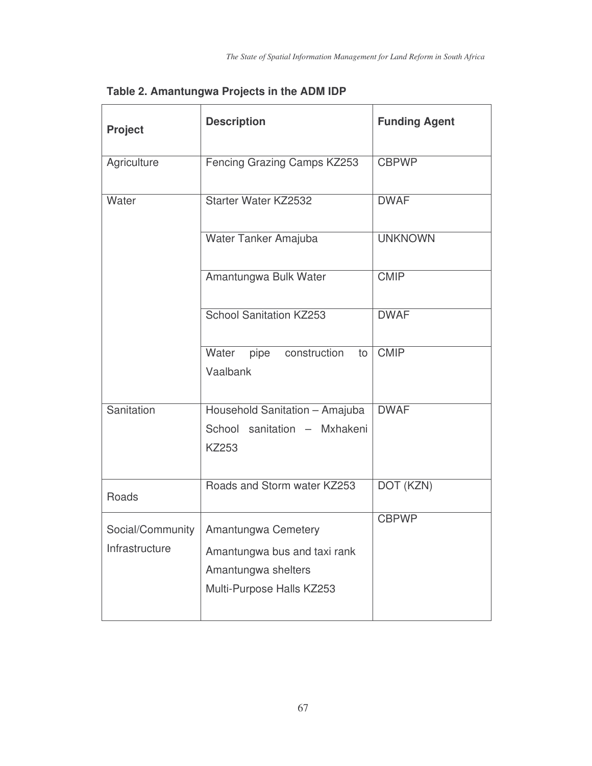**Table 2. Amantungwa Projects in the ADM IDP**

| Project | Description | Funding Agent |
|---|---|---|
| Agriculture | Fencing Grazing Camps KZ253 | CBPWP |
| Water | Starter Water KZ2532 | DWAF |
| | Water Tanker Amajuba | UNKNOWN |
| | Amantungwa Bulk Water | CMIP |
| | School Sanitation KZ253 | DWAF |
| | Water pipe construction to Vaalbank | CMIP |
| Sanitation | Household Sanitation – Amajuba<br>School sanitation – Mxhakeni KZ253 | DWAF |
| Roads | Roads and Storm water KZ253 | DOT (KZN) |
| Social/Community Infrastructure | Amantungwa Cemetery<br>Amantungwa bus and taxi rank<br>Amantungwa shelters<br>Multi-Purpose Halls KZ253 | CBPWP |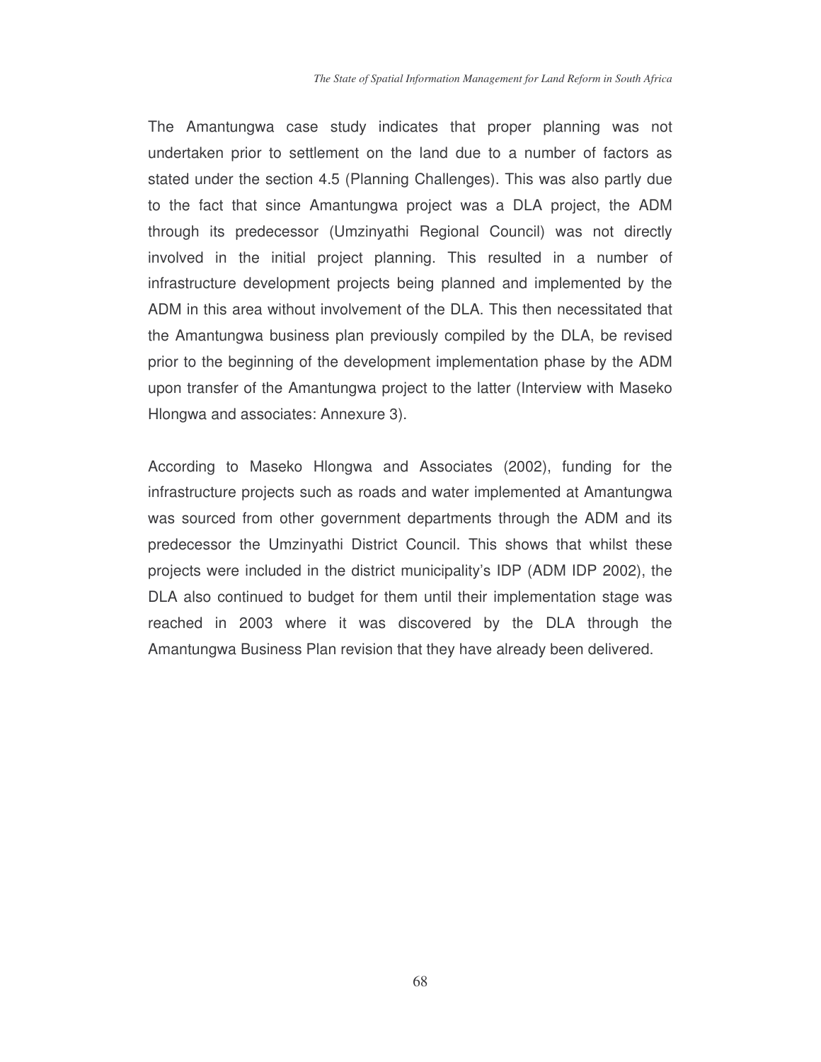The Amantungwa case study indicates that proper planning was not undertaken prior to settlement on the land due to a number of factors as stated under the section 4.5 (Planning Challenges). This was also partly due to the fact that since Amantungwa project was a DLA project, the ADM through its predecessor (Umzinyathi Regional Council) was not directly involved in the initial project planning. This resulted in a number of infrastructure development projects being planned and implemented by the ADM in this area without involvement of the DLA. This then necessitated that the Amantungwa business plan previously compiled by the DLA, be revised prior to the beginning of the development implementation phase by the ADM upon transfer of the Amantungwa project to the latter (Interview with Maseko Hlongwa and associates: Annexure 3).

According to Maseko Hlongwa and Associates (2002), funding for the infrastructure projects such as roads and water implemented at Amantungwa was sourced from other government departments through the ADM and its predecessor the Umzinyathi District Council. This shows that whilst these projects were included in the district municipality's IDP (ADM IDP 2002), the DLA also continued to budget for them until their implementation stage was reached in 2003 where it was discovered by the DLA through the Amantungwa Business Plan revision that they have already been delivered.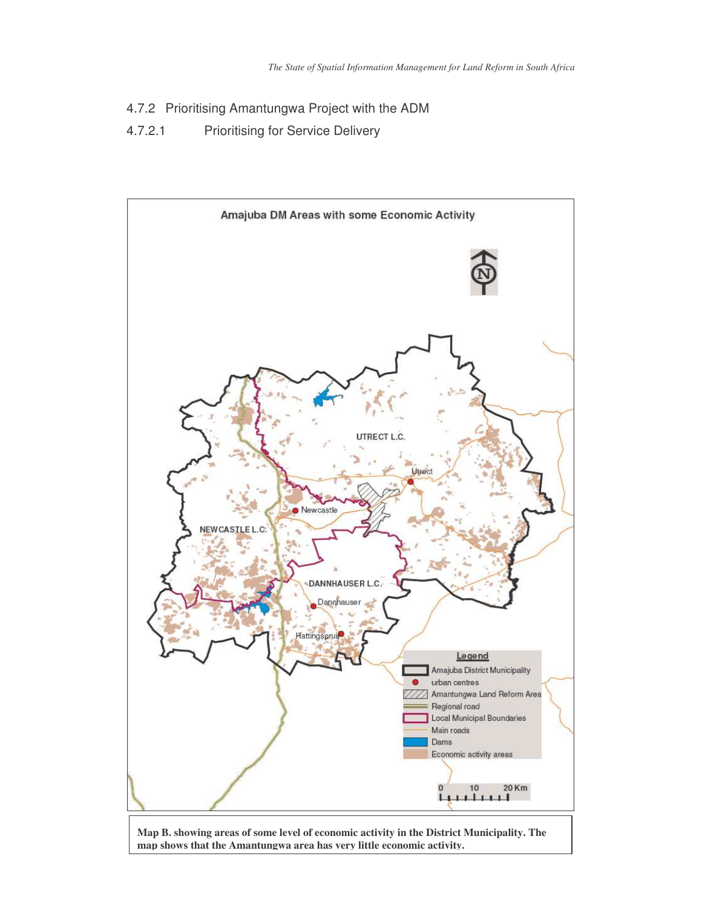### 4.7.2 Prioritising Amantungwa Project with the ADM

#### 4.7.2.1 Prioritising for Service Delivery

**Map B. showing areas of some level of economic activity in the District Municipality. The map shows that the Amantungwa area has very little economic activity.**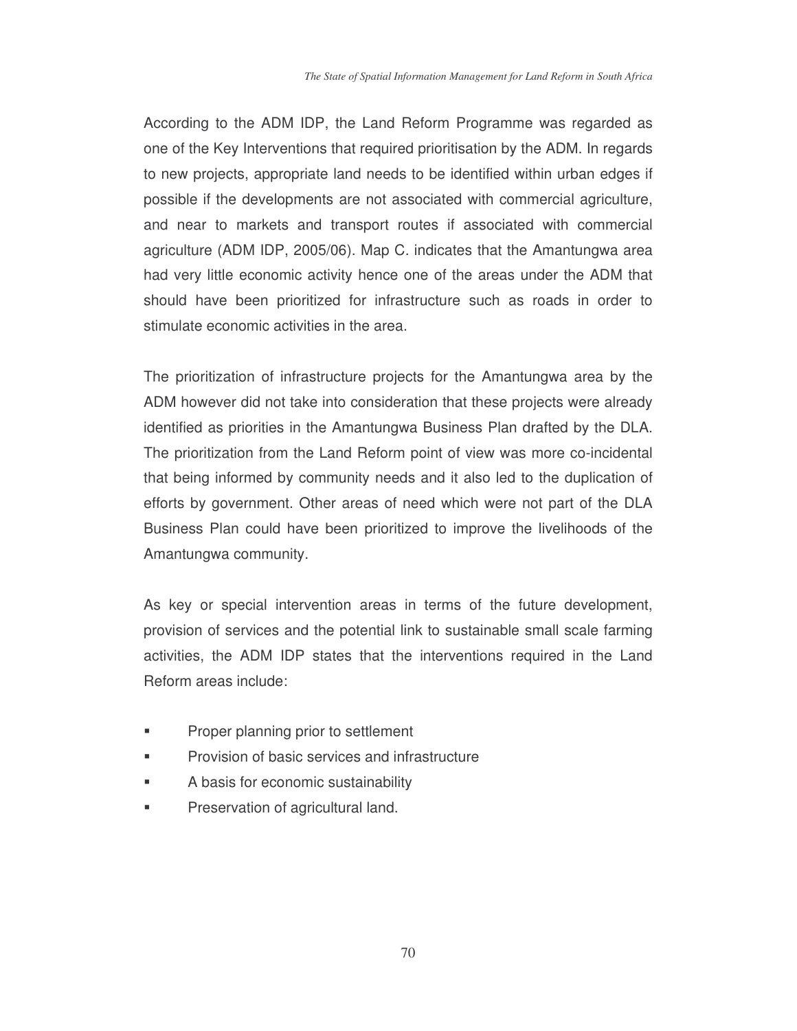According to the ADM IDP, the Land Reform Programme was regarded as one of the Key Interventions that required prioritisation by the ADM. In regards to new projects, appropriate land needs to be identified within urban edges if possible if the developments are not associated with commercial agriculture, and near to markets and transport routes if associated with commercial agriculture (ADM IDP, 2005/06). Map C. indicates that the Amantungwa area had very little economic activity hence one of the areas under the ADM that should have been prioritized for infrastructure such as roads in order to stimulate economic activities in the area.

The prioritization of infrastructure projects for the Amantungwa area by the ADM however did not take into consideration that these projects were already identified as priorities in the Amantungwa Business Plan drafted by the DLA. The prioritization from the Land Reform point of view was more co-incidental that being informed by community needs and it also led to the duplication of efforts by government. Other areas of need which were not part of the DLA Business Plan could have been prioritized to improve the livelihoods of the Amantungwa community.

As key or special intervention areas in terms of the future development, provision of services and the potential link to sustainable small scale farming activities, the ADM IDP states that the interventions required in the Land Reform areas include:

- Proper planning prior to settlement
- Provision of basic services and infrastructure
- A basis for economic sustainability
- Preservation of agricultural land.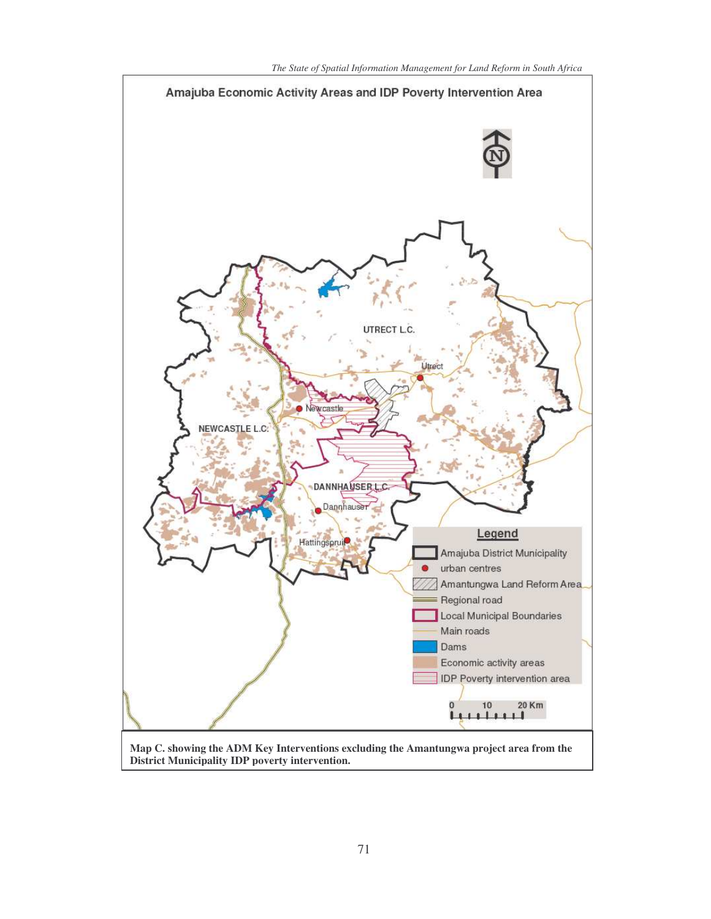**Map C. showing the ADM Key Interventions excluding the Amantungwa project area from the District Municipality IDP poverty intervention.**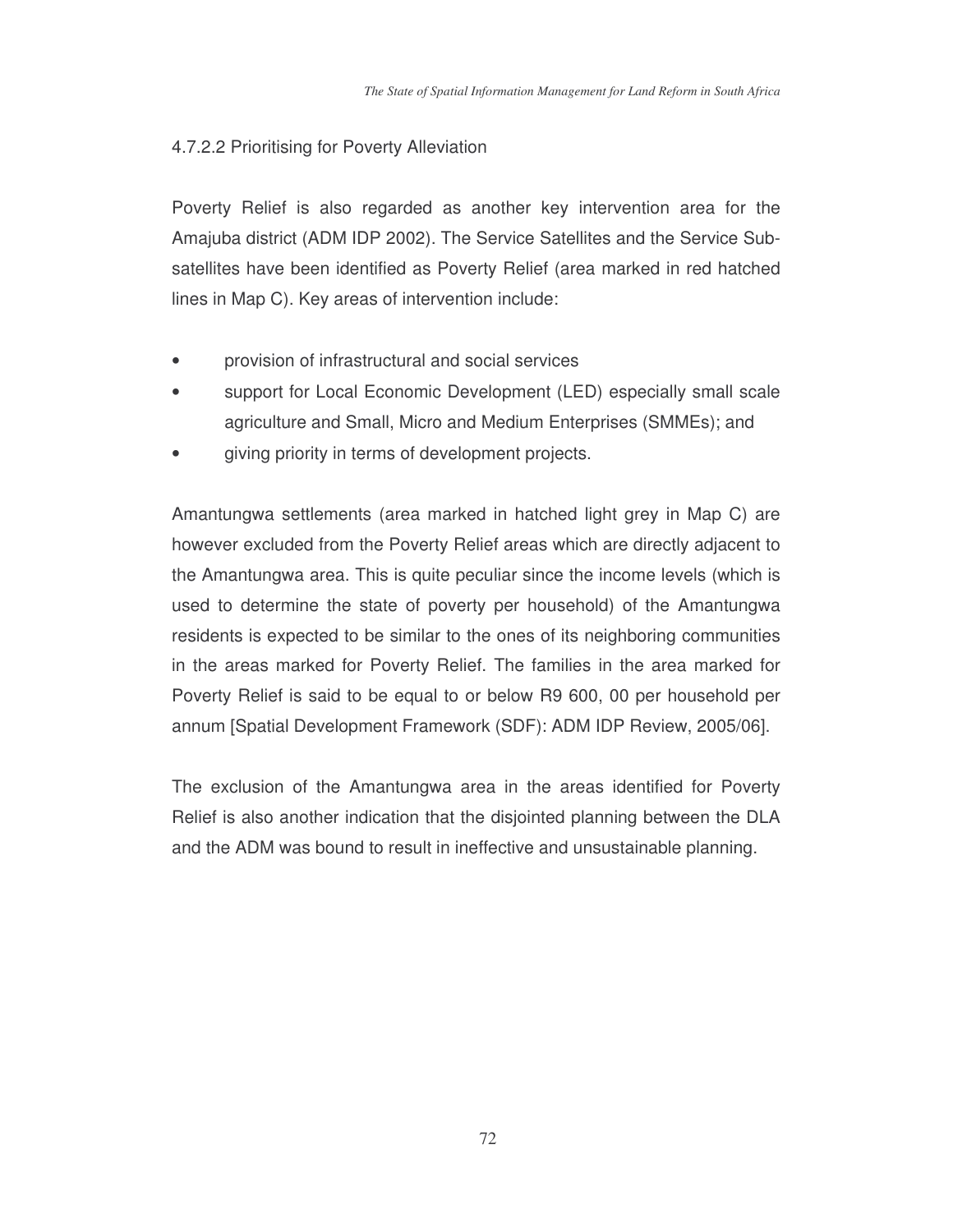#### 4.7.2.2 Prioritising for Poverty Alleviation

Poverty Relief is also regarded as another key intervention area for the Amajuba district (ADM IDP 2002). The Service Satellites and the Service Sub-satellites have been identified as Poverty Relief (area marked in red hatched lines in Map C). Key areas of intervention include:

- provision of infrastructural and social services
- support for Local Economic Development (LED) especially small scale agriculture and Small, Micro and Medium Enterprises (SMMEs); and
- giving priority in terms of development projects.

Amantungwa settlements (area marked in hatched light grey in Map C) are however excluded from the Poverty Relief areas which are directly adjacent to the Amantungwa area. This is quite peculiar since the income levels (which is used to determine the state of poverty per household) of the Amantungwa residents is expected to be similar to the ones of its neighboring communities in the areas marked for Poverty Relief. The families in the area marked for Poverty Relief is said to be equal to or below R9 600, 00 per household per annum [Spatial Development Framework (SDF): ADM IDP Review, 2005/06].

The exclusion of the Amantungwa area in the areas identified for Poverty Relief is also another indication that the disjointed planning between the DLA and the ADM was bound to result in ineffective and unsustainable planning.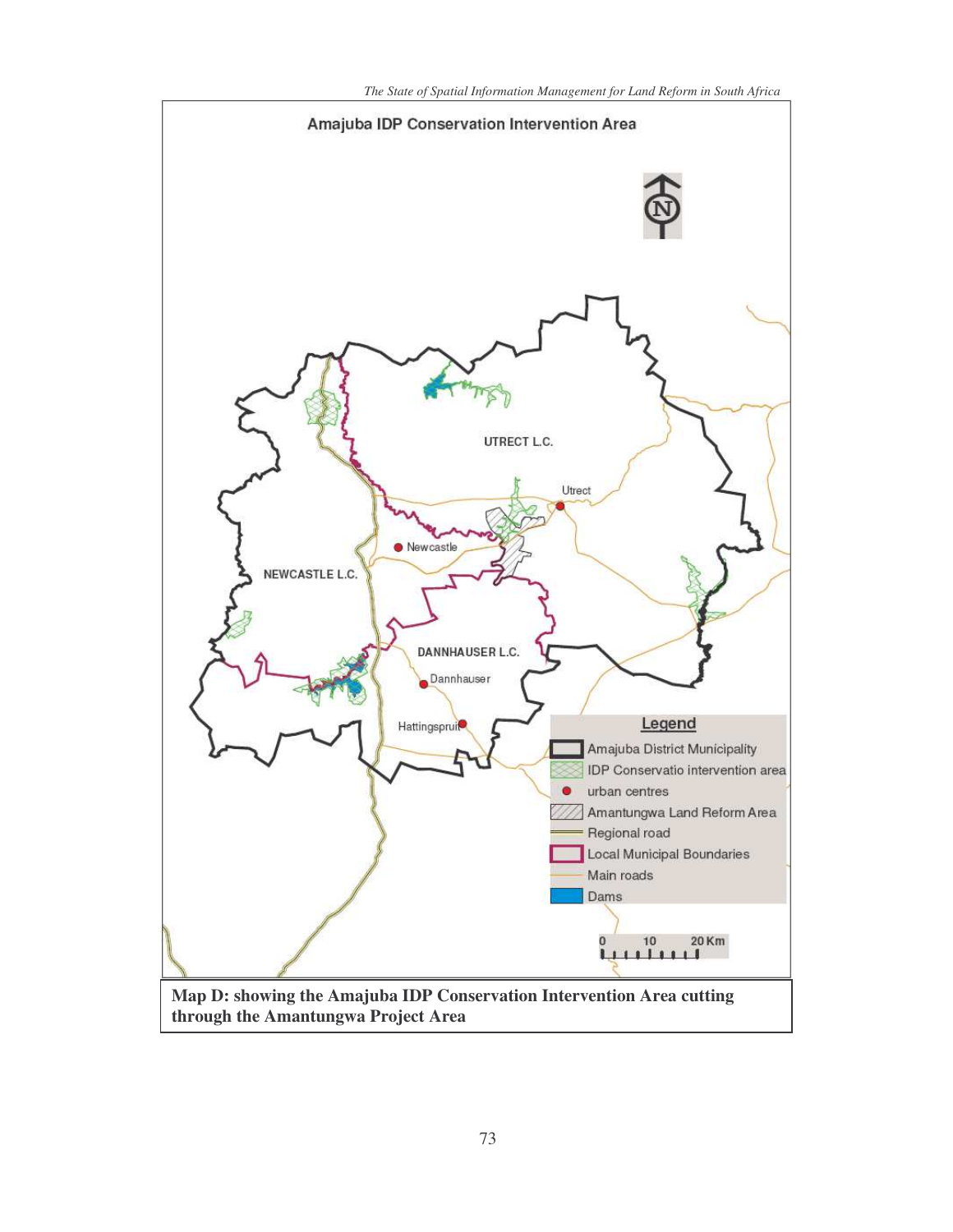**Map D: showing the Amajuba IDP Conservation Intervention Area cutting through the Amantungwa Project Area**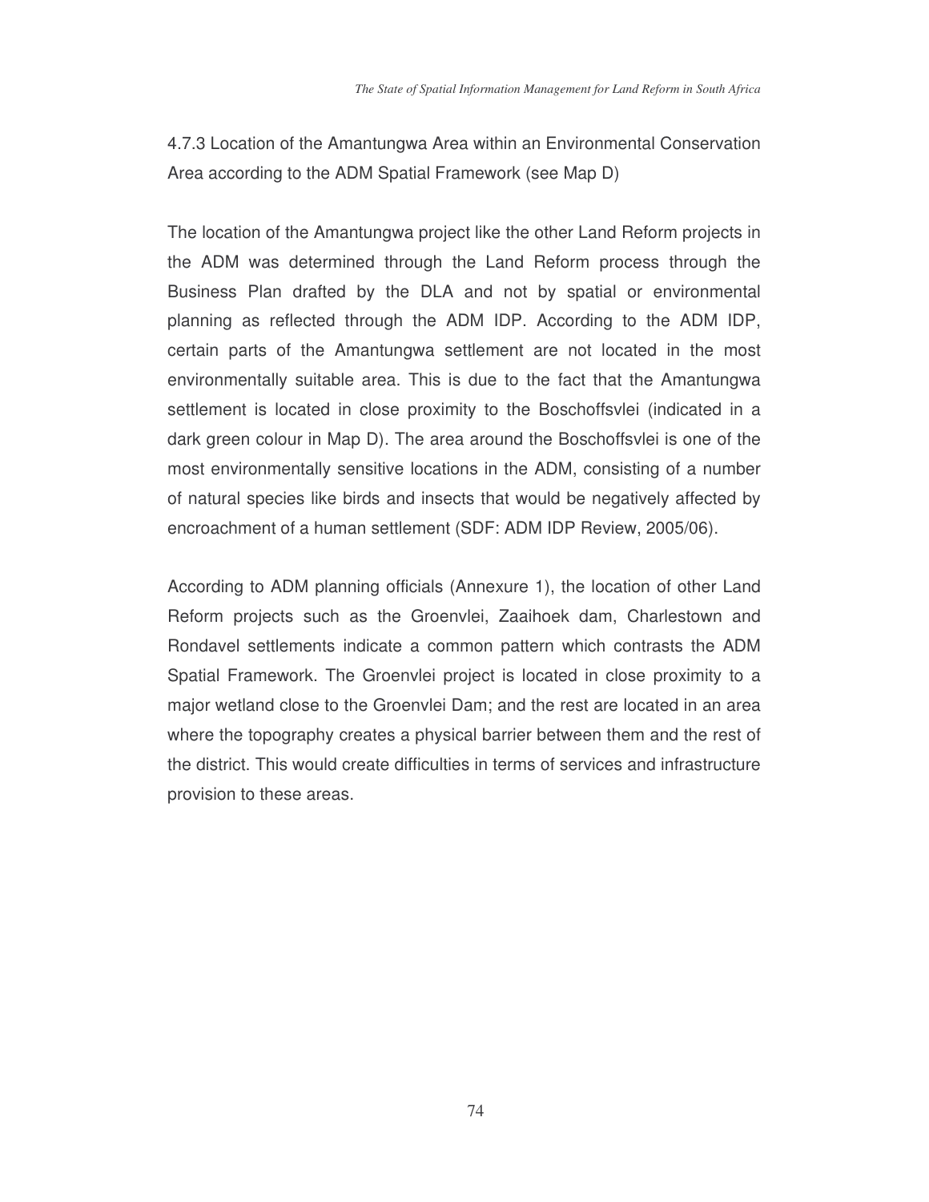### 4.7.3 Location of the Amantungwa Area within an Environmental Conservation Area according to the ADM Spatial Framework (see Map D)

The location of the Amantungwa project like the other Land Reform projects in the ADM was determined through the Land Reform process through the Business Plan drafted by the DLA and not by spatial or environmental planning as reflected through the ADM IDP. According to the ADM IDP, certain parts of the Amantungwa settlement are not located in the most environmentally suitable area. This is due to the fact that the Amantungwa settlement is located in close proximity to the Boschoffsvlei (indicated in a dark green colour in Map D). The area around the Boschoffsvlei is one of the most environmentally sensitive locations in the ADM, consisting of a number of natural species like birds and insects that would be negatively affected by encroachment of a human settlement (SDF: ADM IDP Review, 2005/06).

According to ADM planning officials (Annexure 1), the location of other Land Reform projects such as the Groenvlei, Zaaihoek dam, Charlestown and Rondavel settlements indicate a common pattern which contrasts the ADM Spatial Framework. The Groenvlei project is located in close proximity to a major wetland close to the Groenvlei Dam; and the rest are located in an area where the topography creates a physical barrier between them and the rest of the district. This would create difficulties in terms of services and infrastructure provision to these areas.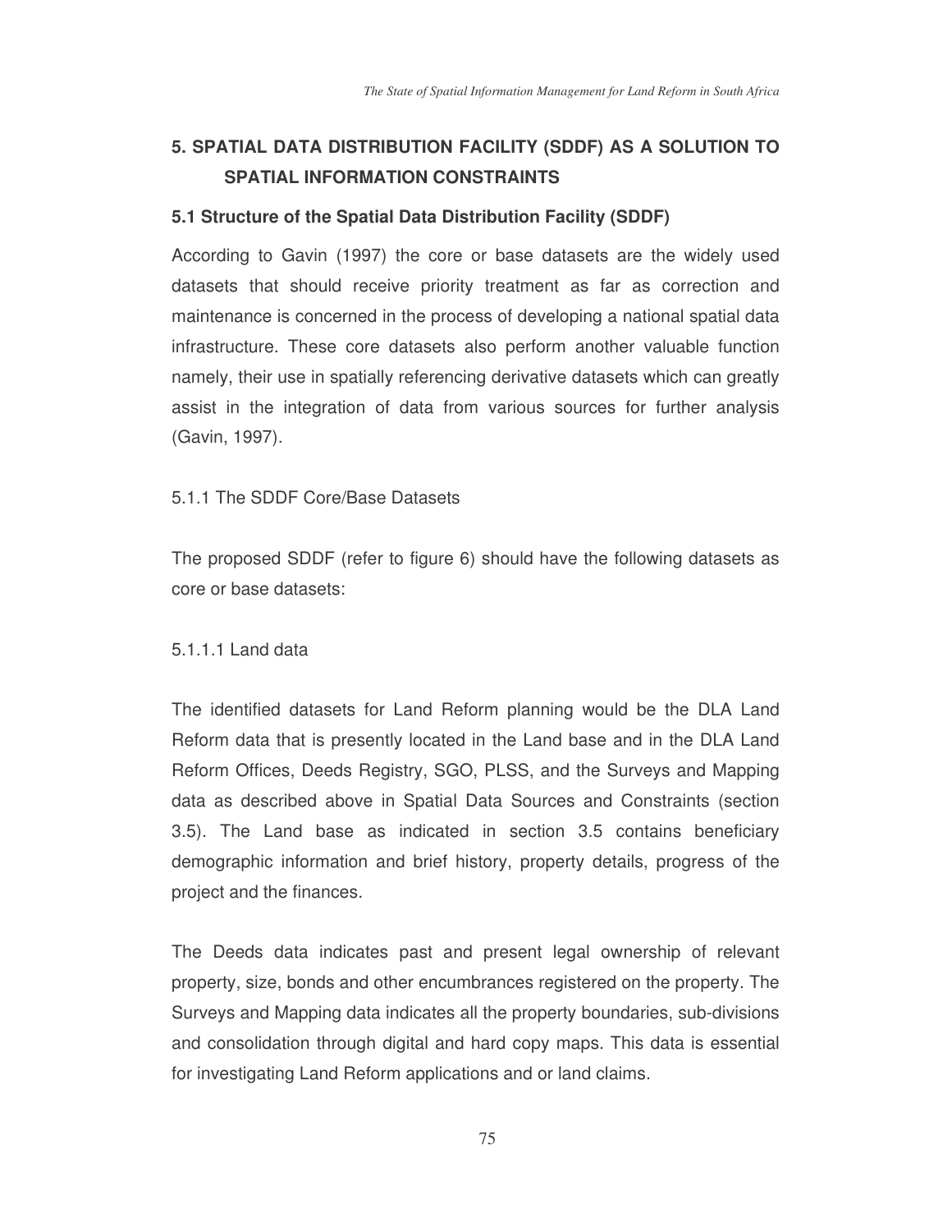## 5. SPATIAL DATA DISTRIBUTION FACILITY (SDDF) AS A SOLUTION TO SPATIAL INFORMATION CONSTRAINTS

### 5.1 Structure of the Spatial Data Distribution Facility (SDDF)

According to Gavin (1997) the core or base datasets are the widely used datasets that should receive priority treatment as far as correction and maintenance is concerned in the process of developing a national spatial data infrastructure. These core datasets also perform another valuable function namely, their use in spatially referencing derivative datasets which can greatly assist in the integration of data from various sources for further analysis (Gavin, 1997).

#### 5.1.1 The SDDF Core/Base Datasets

The proposed SDDF (refer to figure 6) should have the following datasets as core or base datasets:

##### 5.1.1.1 Land data

The identified datasets for Land Reform planning would be the DLA Land Reform data that is presently located in the Land base and in the DLA Land Reform Offices, Deeds Registry, SGO, PLSS, and the Surveys and Mapping data as described above in Spatial Data Sources and Constraints (section 3.5). The Land base as indicated in section 3.5 contains beneficiary demographic information and brief history, property details, progress of the project and the finances.

The Deeds data indicates past and present legal ownership of relevant property, size, bonds and other encumbrances registered on the property. The Surveys and Mapping data indicates all the property boundaries, sub-divisions and consolidation through digital and hard copy maps. This data is essential for investigating Land Reform applications and or land claims.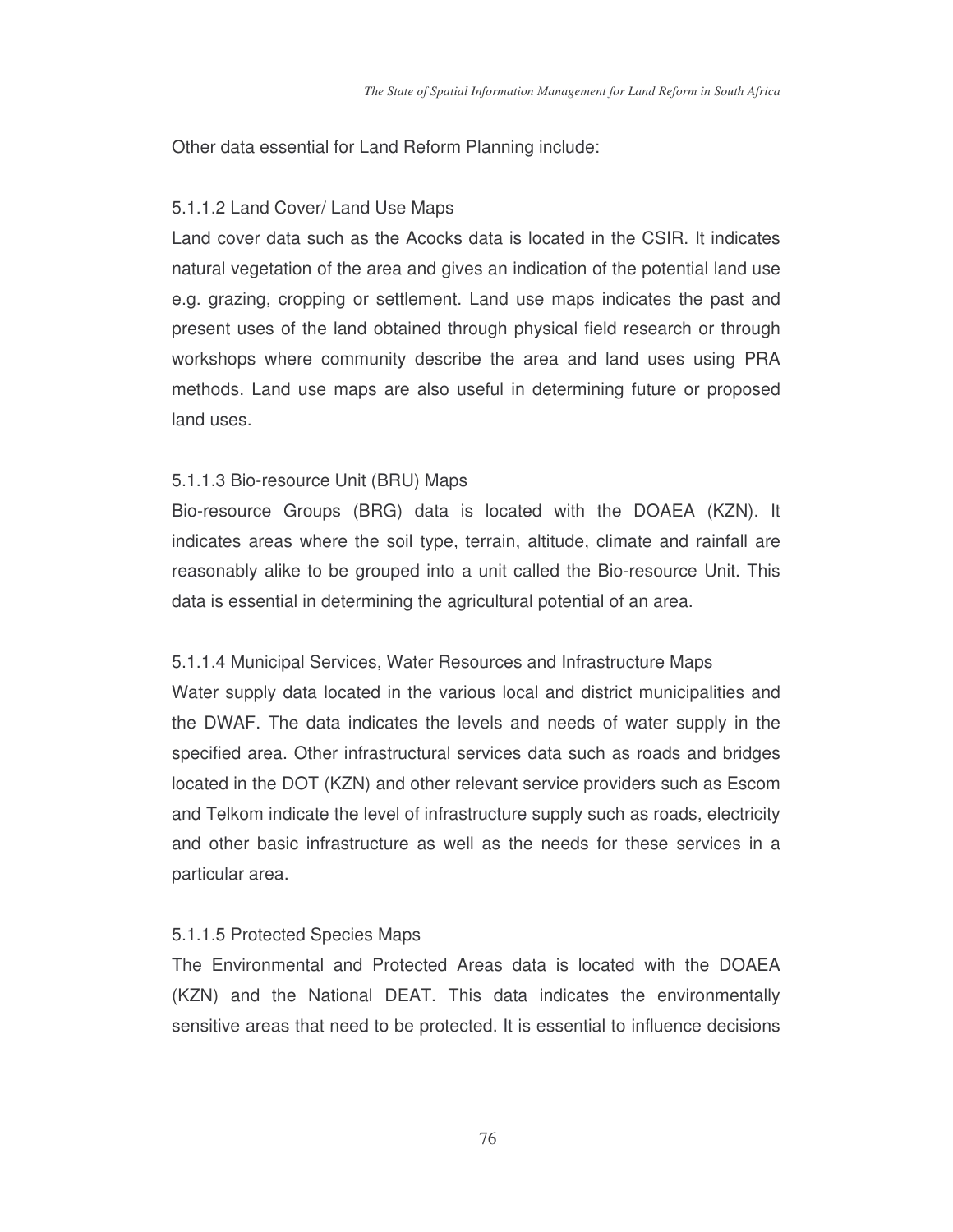Other data essential for Land Reform Planning include:

#### 5.1.1.2 Land Cover/ Land Use Maps

Land cover data such as the Acocks data is located in the CSIR. It indicates natural vegetation of the area and gives an indication of the potential land use e.g. grazing, cropping or settlement. Land use maps indicates the past and present uses of the land obtained through physical field research or through workshops where community describe the area and land uses using PRA methods. Land use maps are also useful in determining future or proposed land uses.

#### 5.1.1.3 Bio-resource Unit (BRU) Maps

Bio-resource Groups (BRG) data is located with the DOAEA (KZN). It indicates areas where the soil type, terrain, altitude, climate and rainfall are reasonably alike to be grouped into a unit called the Bio-resource Unit. This data is essential in determining the agricultural potential of an area.

#### 5.1.1.4 Municipal Services, Water Resources and Infrastructure Maps

Water supply data located in the various local and district municipalities and the DWAF. The data indicates the levels and needs of water supply in the specified area. Other infrastructural services data such as roads and bridges located in the DOT (KZN) and other relevant service providers such as Escom and Telkom indicate the level of infrastructure supply such as roads, electricity and other basic infrastructure as well as the needs for these services in a particular area.

#### 5.1.1.5 Protected Species Maps

The Environmental and Protected Areas data is located with the DOAEA (KZN) and the National DEAT. This data indicates the environmentally sensitive areas that need to be protected. It is essential to influence decisions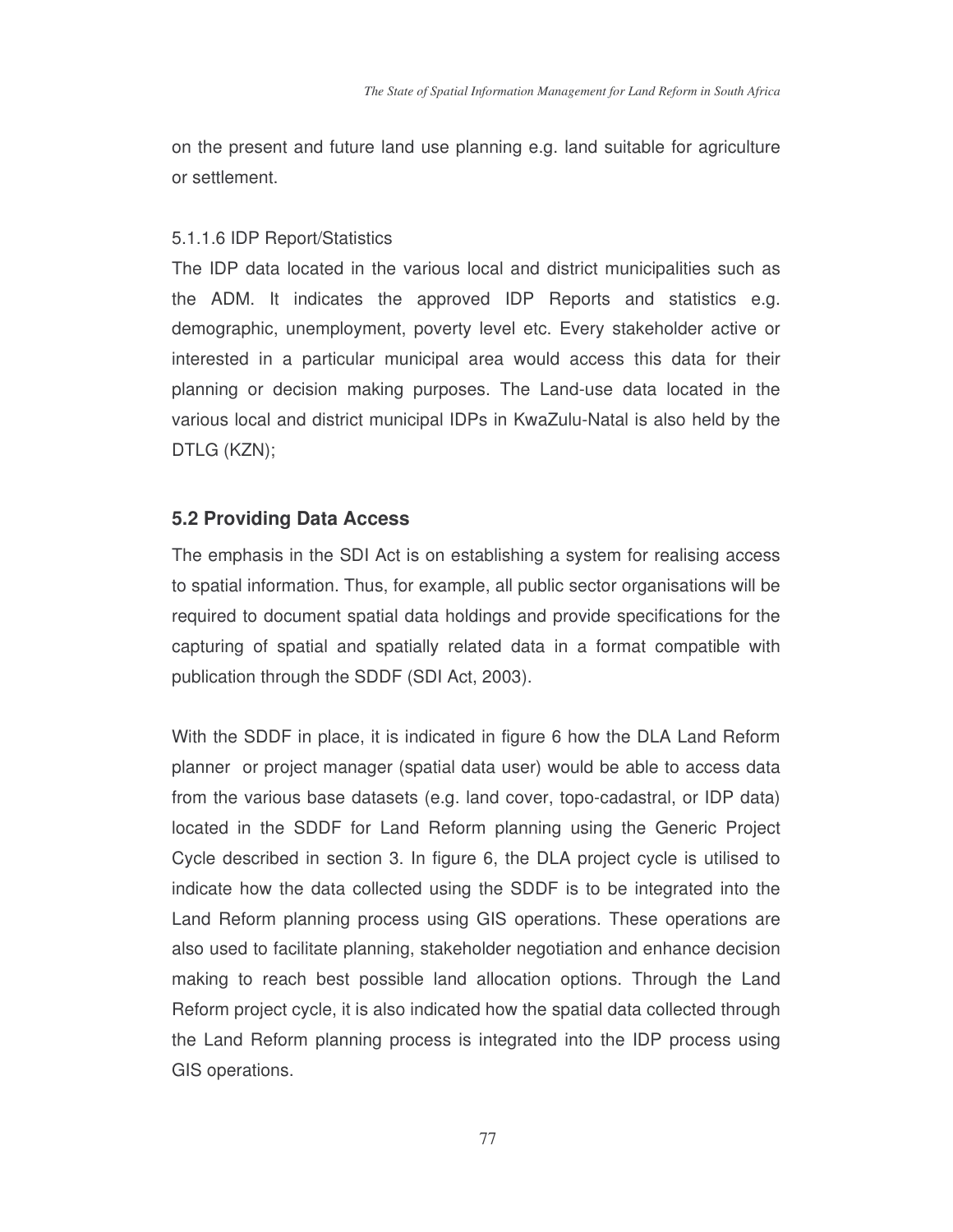on the present and future land use planning e.g. land suitable for agriculture or settlement.

5.1.1.6 IDP Report/Statistics

The IDP data located in the various local and district municipalities such as the ADM. It indicates the approved IDP Reports and statistics e.g. demographic, unemployment, poverty level etc. Every stakeholder active or interested in a particular municipal area would access this data for their planning or decision making purposes. The Land-use data located in the various local and district municipal IDPs in KwaZulu-Natal is also held by the DTLG (KZN);

## 5.2 Providing Data Access

The emphasis in the SDI Act is on establishing a system for realising access to spatial information. Thus, for example, all public sector organisations will be required to document spatial data holdings and provide specifications for the capturing of spatial and spatially related data in a format compatible with publication through the SDDF (SDI Act, 2003).

With the SDDF in place, it is indicated in figure 6 how the DLA Land Reform planner or project manager (spatial data user) would be able to access data from the various base datasets (e.g. land cover, topo-cadastral, or IDP data) located in the SDDF for Land Reform planning using the Generic Project Cycle described in section 3. In figure 6, the DLA project cycle is utilised to indicate how the data collected using the SDDF is to be integrated into the Land Reform planning process using GIS operations. These operations are also used to facilitate planning, stakeholder negotiation and enhance decision making to reach best possible land allocation options. Through the Land Reform project cycle, it is also indicated how the spatial data collected through the Land Reform planning process is integrated into the IDP process using GIS operations.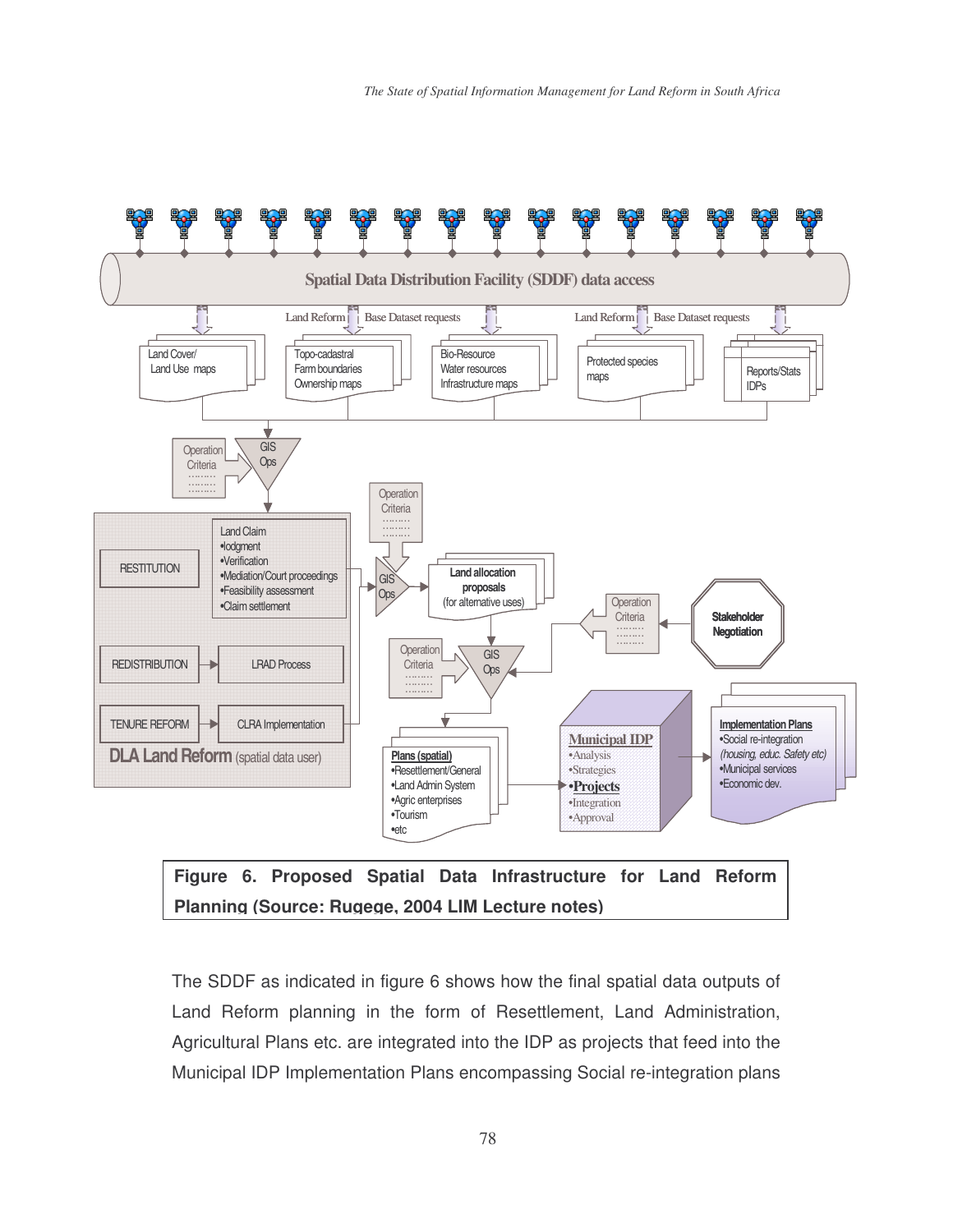**Figure 6. Proposed Spatial Data Infrastructure for Land Reform Planning (Source: Rugege, 2004 LIM Lecture notes)**

The SDDF as indicated in figure 6 shows how the final spatial data outputs of Land Reform planning in the form of Resettlement, Land Administration, Agricultural Plans etc. are integrated into the IDP as projects that feed into the Municipal IDP Implementation Plans encompassing Social re-integration plans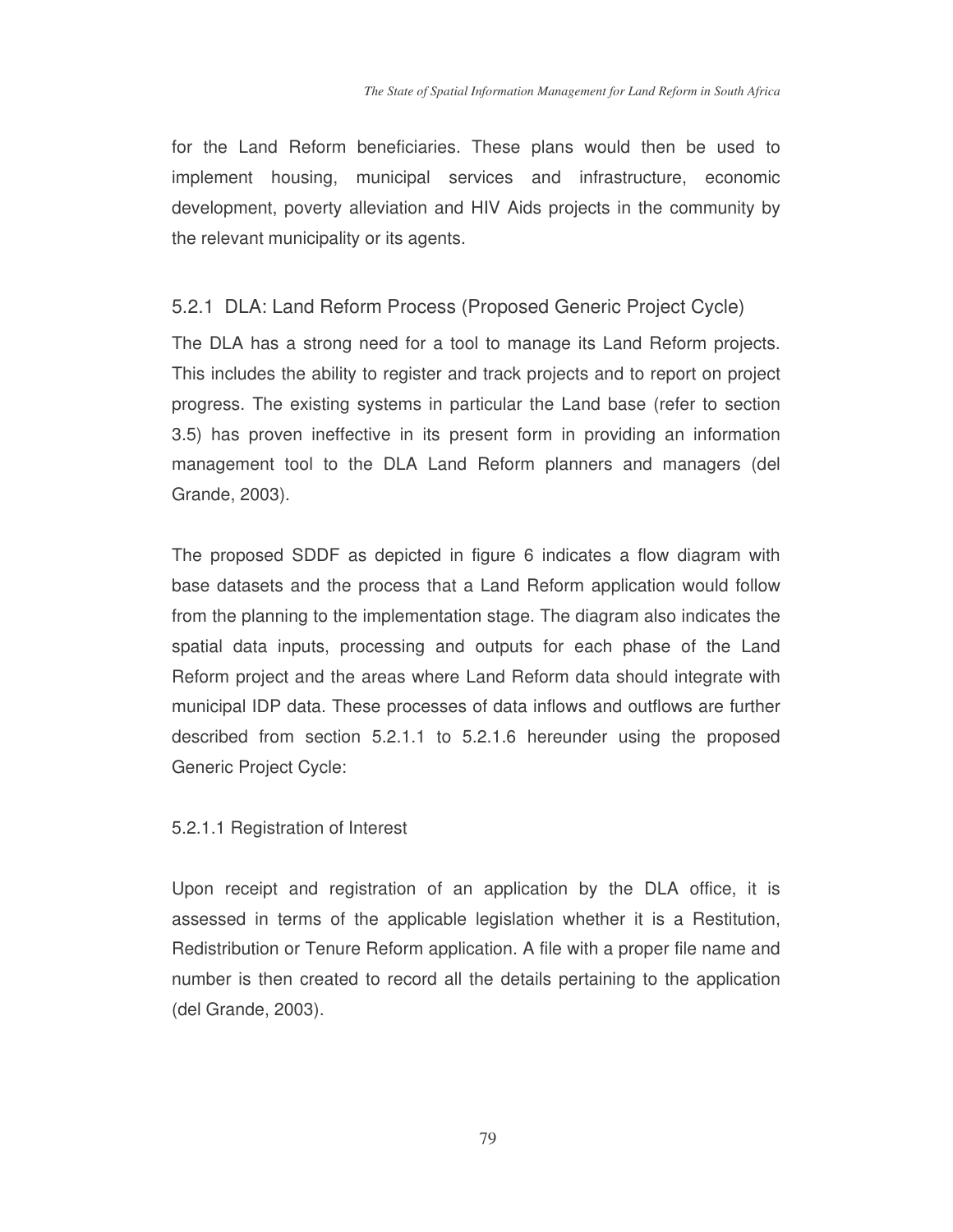for the Land Reform beneficiaries. These plans would then be used to implement housing, municipal services and infrastructure, economic development, poverty alleviation and HIV Aids projects in the community by the relevant municipality or its agents.

### 5.2.1 DLA: Land Reform Process (Proposed Generic Project Cycle)

The DLA has a strong need for a tool to manage its Land Reform projects. This includes the ability to register and track projects and to report on project progress. The existing systems in particular the Land base (refer to section 3.5) has proven ineffective in its present form in providing an information management tool to the DLA Land Reform planners and managers (del Grande, 2003).

The proposed SDDF as depicted in figure 6 indicates a flow diagram with base datasets and the process that a Land Reform application would follow from the planning to the implementation stage. The diagram also indicates the spatial data inputs, processing and outputs for each phase of the Land Reform project and the areas where Land Reform data should integrate with municipal IDP data. These processes of data inflows and outflows are further described from section 5.2.1.1 to 5.2.1.6 hereunder using the proposed Generic Project Cycle:

#### 5.2.1.1 Registration of Interest

Upon receipt and registration of an application by the DLA office, it is assessed in terms of the applicable legislation whether it is a Restitution, Redistribution or Tenure Reform application. A file with a proper file name and number is then created to record all the details pertaining to the application (del Grande, 2003).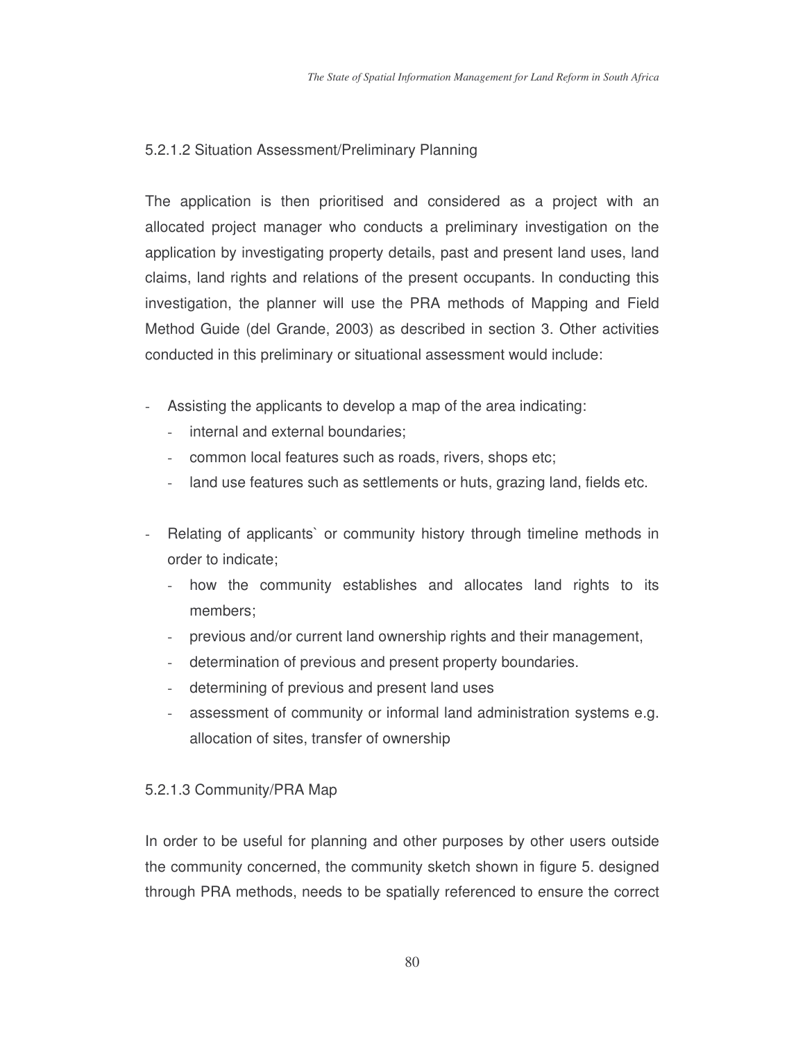#### 5.2.1.2 Situation Assessment/Preliminary Planning

The application is then prioritised and considered as a project with an allocated project manager who conducts a preliminary investigation on the application by investigating property details, past and present land uses, land claims, land rights and relations of the present occupants. In conducting this investigation, the planner will use the PRA methods of Mapping and Field Method Guide (del Grande, 2003) as described in section 3. Other activities conducted in this preliminary or situational assessment would include:

- Assisting the applicants to develop a map of the area indicating:
  - internal and external boundaries;
  - common local features such as roads, rivers, shops etc;
  - land use features such as settlements or huts, grazing land, fields etc.

- Relating of applicants` or community history through timeline methods in order to indicate;
  - how the community establishes and allocates land rights to its members;
  - previous and/or current land ownership rights and their management,
  - determination of previous and present property boundaries.
  - determining of previous and present land uses
  - assessment of community or informal land administration systems e.g. allocation of sites, transfer of ownership

#### 5.2.1.3 Community/PRA Map

In order to be useful for planning and other purposes by other users outside the community concerned, the community sketch shown in figure 5. designed through PRA methods, needs to be spatially referenced to ensure the correct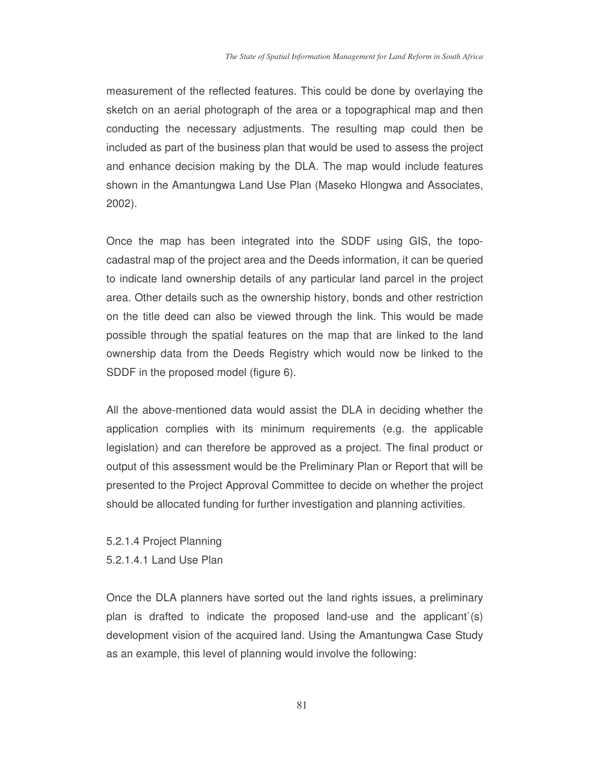measurement of the reflected features. This could be done by overlaying the sketch on an aerial photograph of the area or a topographical map and then conducting the necessary adjustments. The resulting map could then be included as part of the business plan that would be used to assess the project and enhance decision making by the DLA. The map would include features shown in the Amantungwa Land Use Plan (Maseko Hlongwa and Associates, 2002).

Once the map has been integrated into the SDDF using GIS, the topo-cadastral map of the project area and the Deeds information, it can be queried to indicate land ownership details of any particular land parcel in the project area. Other details such as the ownership history, bonds and other restriction on the title deed can also be viewed through the link. This would be made possible through the spatial features on the map that are linked to the land ownership data from the Deeds Registry which would now be linked to the SDDF in the proposed model (figure 6).

All the above-mentioned data would assist the DLA in deciding whether the application complies with its minimum requirements (e.g. the applicable legislation) and can therefore be approved as a project. The final product or output of this assessment would be the Preliminary Plan or Report that will be presented to the Project Approval Committee to decide on whether the project should be allocated funding for further investigation and planning activities.

#### 5.2.1.4 Project Planning

##### 5.2.1.4.1 Land Use Plan

Once the DLA planners have sorted out the land rights issues, a preliminary plan is drafted to indicate the proposed land-use and the applicant`(s) development vision of the acquired land. Using the Amantungwa Case Study as an example, this level of planning would involve the following: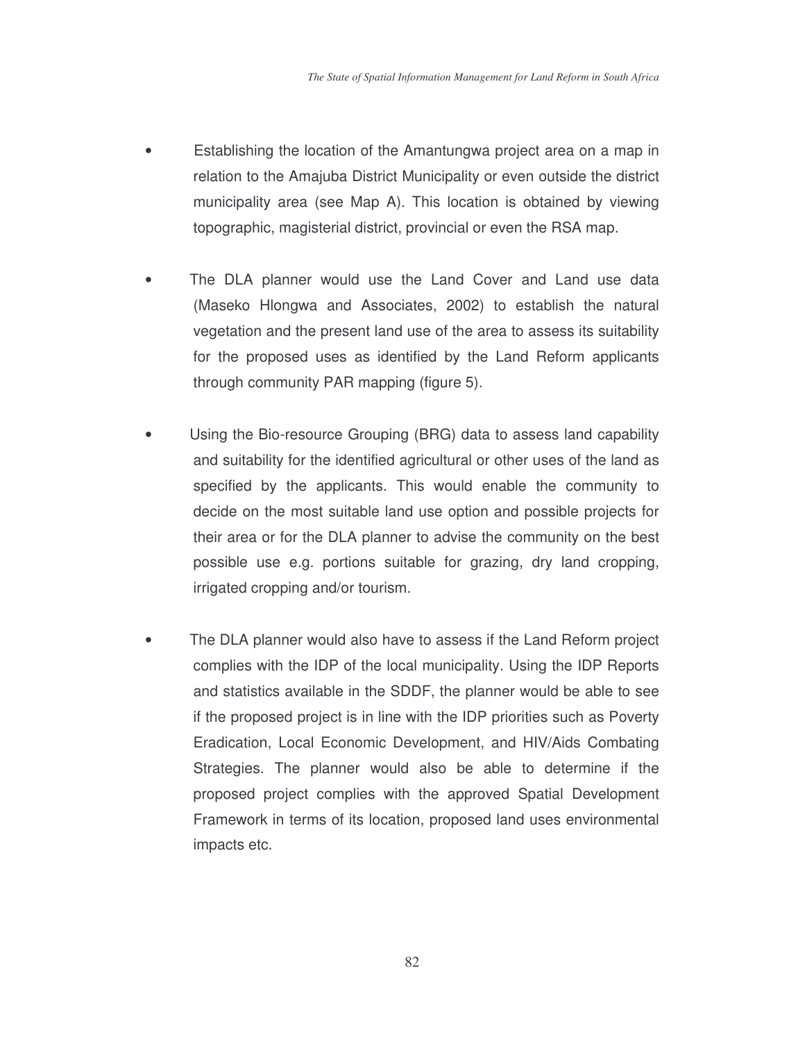- Establishing the location of the Amantungwa project area on a map in relation to the Amajuba District Municipality or even outside the district municipality area (see Map A). This location is obtained by viewing topographic, magisterial district, provincial or even the RSA map.

- The DLA planner would use the Land Cover and Land use data (Maseko Hlongwa and Associates, 2002) to establish the natural vegetation and the present land use of the area to assess its suitability for the proposed uses as identified by the Land Reform applicants through community PAR mapping (figure 5).

- Using the Bio-resource Grouping (BRG) data to assess land capability and suitability for the identified agricultural or other uses of the land as specified by the applicants. This would enable the community to decide on the most suitable land use option and possible projects for their area or for the DLA planner to advise the community on the best possible use e.g. portions suitable for grazing, dry land cropping, irrigated cropping and/or tourism.

- The DLA planner would also have to assess if the Land Reform project complies with the IDP of the local municipality. Using the IDP Reports and statistics available in the SDDF, the planner would be able to see if the proposed project is in line with the IDP priorities such as Poverty Eradication, Local Economic Development, and HIV/Aids Combating Strategies. The planner would also be able to determine if the proposed project complies with the approved Spatial Development Framework in terms of its location, proposed land uses environmental impacts etc.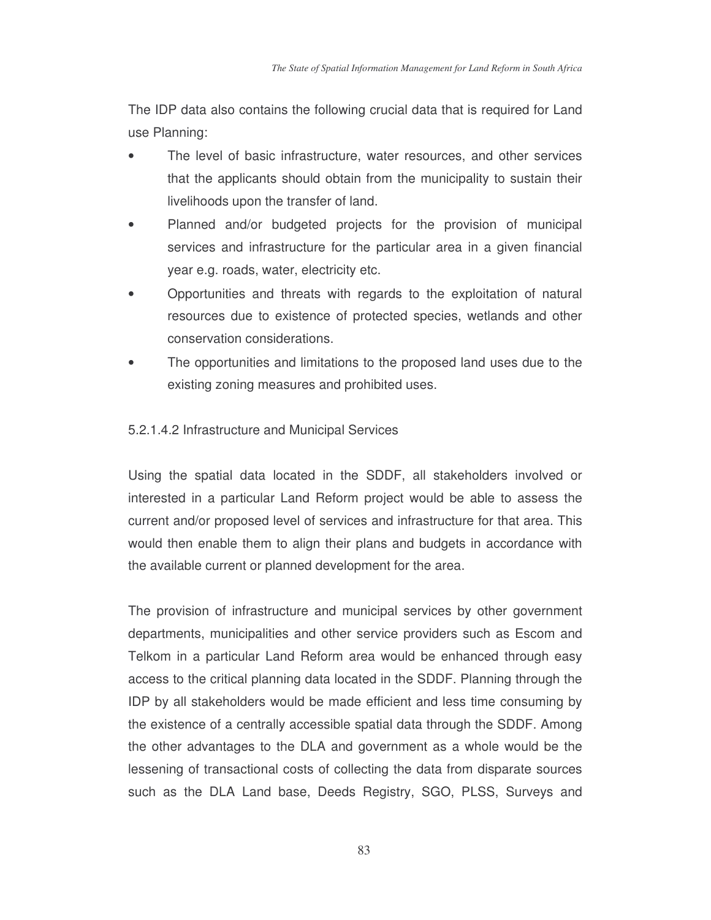The IDP data also contains the following crucial data that is required for Land use Planning:

- The level of basic infrastructure, water resources, and other services that the applicants should obtain from the municipality to sustain their livelihoods upon the transfer of land.
- Planned and/or budgeted projects for the provision of municipal services and infrastructure for the particular area in a given financial year e.g. roads, water, electricity etc.
- Opportunities and threats with regards to the exploitation of natural resources due to existence of protected species, wetlands and other conservation considerations.
- The opportunities and limitations to the proposed land uses due to the existing zoning measures and prohibited uses.

#### 5.2.1.4.2 Infrastructure and Municipal Services

Using the spatial data located in the SDDF, all stakeholders involved or interested in a particular Land Reform project would be able to assess the current and/or proposed level of services and infrastructure for that area. This would then enable them to align their plans and budgets in accordance with the available current or planned development for the area.

The provision of infrastructure and municipal services by other government departments, municipalities and other service providers such as Escom and Telkom in a particular Land Reform area would be enhanced through easy access to the critical planning data located in the SDDF. Planning through the IDP by all stakeholders would be made efficient and less time consuming by the existence of a centrally accessible spatial data through the SDDF. Among the other advantages to the DLA and government as a whole would be the lessening of transactional costs of collecting the data from disparate sources such as the DLA Land base, Deeds Registry, SGO, PLSS, Surveys and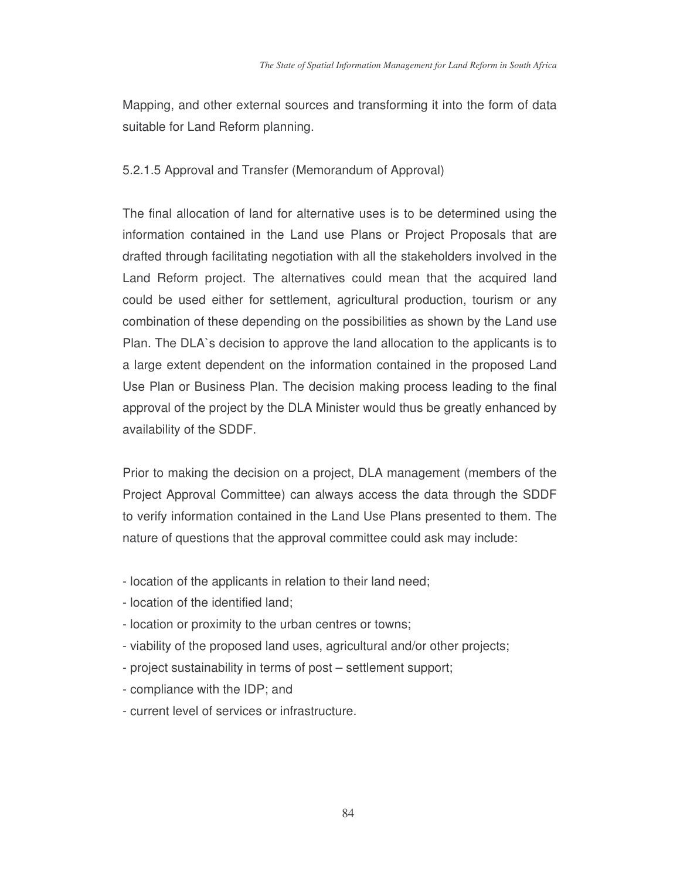Mapping, and other external sources and transforming it into the form of data suitable for Land Reform planning.

#### 5.2.1.5 Approval and Transfer (Memorandum of Approval)

The final allocation of land for alternative uses is to be determined using the information contained in the Land use Plans or Project Proposals that are drafted through facilitating negotiation with all the stakeholders involved in the Land Reform project. The alternatives could mean that the acquired land could be used either for settlement, agricultural production, tourism or any combination of these depending on the possibilities as shown by the Land use Plan. The DLA`s decision to approve the land allocation to the applicants is to a large extent dependent on the information contained in the proposed Land Use Plan or Business Plan. The decision making process leading to the final approval of the project by the DLA Minister would thus be greatly enhanced by availability of the SDDF.

Prior to making the decision on a project, DLA management (members of the Project Approval Committee) can always access the data through the SDDF to verify information contained in the Land Use Plans presented to them. The nature of questions that the approval committee could ask may include:

- location of the applicants in relation to their land need;
- location of the identified land;
- location or proximity to the urban centres or towns;
- viability of the proposed land uses, agricultural and/or other projects;
- project sustainability in terms of post – settlement support;
- compliance with the IDP; and
- current level of services or infrastructure.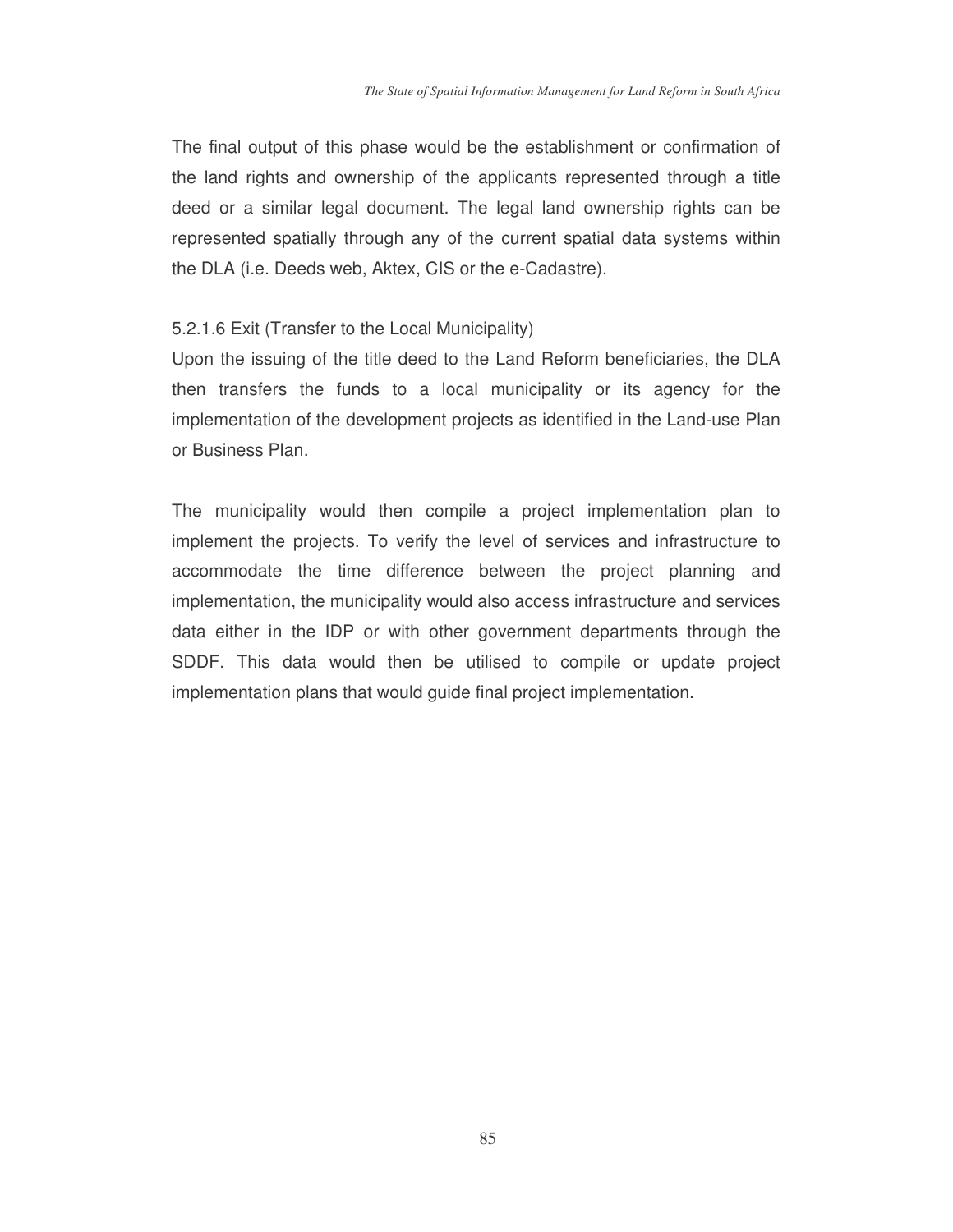The final output of this phase would be the establishment or confirmation of the land rights and ownership of the applicants represented through a title deed or a similar legal document. The legal land ownership rights can be represented spatially through any of the current spatial data systems within the DLA (i.e. Deeds web, Aktex, CIS or the e-Cadastre).

#### 5.2.1.6 Exit (Transfer to the Local Municipality)

Upon the issuing of the title deed to the Land Reform beneficiaries, the DLA then transfers the funds to a local municipality or its agency for the implementation of the development projects as identified in the Land-use Plan or Business Plan.

The municipality would then compile a project implementation plan to implement the projects. To verify the level of services and infrastructure to accommodate the time difference between the project planning and implementation, the municipality would also access infrastructure and services data either in the IDP or with other government departments through the SDDF. This data would then be utilised to compile or update project implementation plans that would guide final project implementation.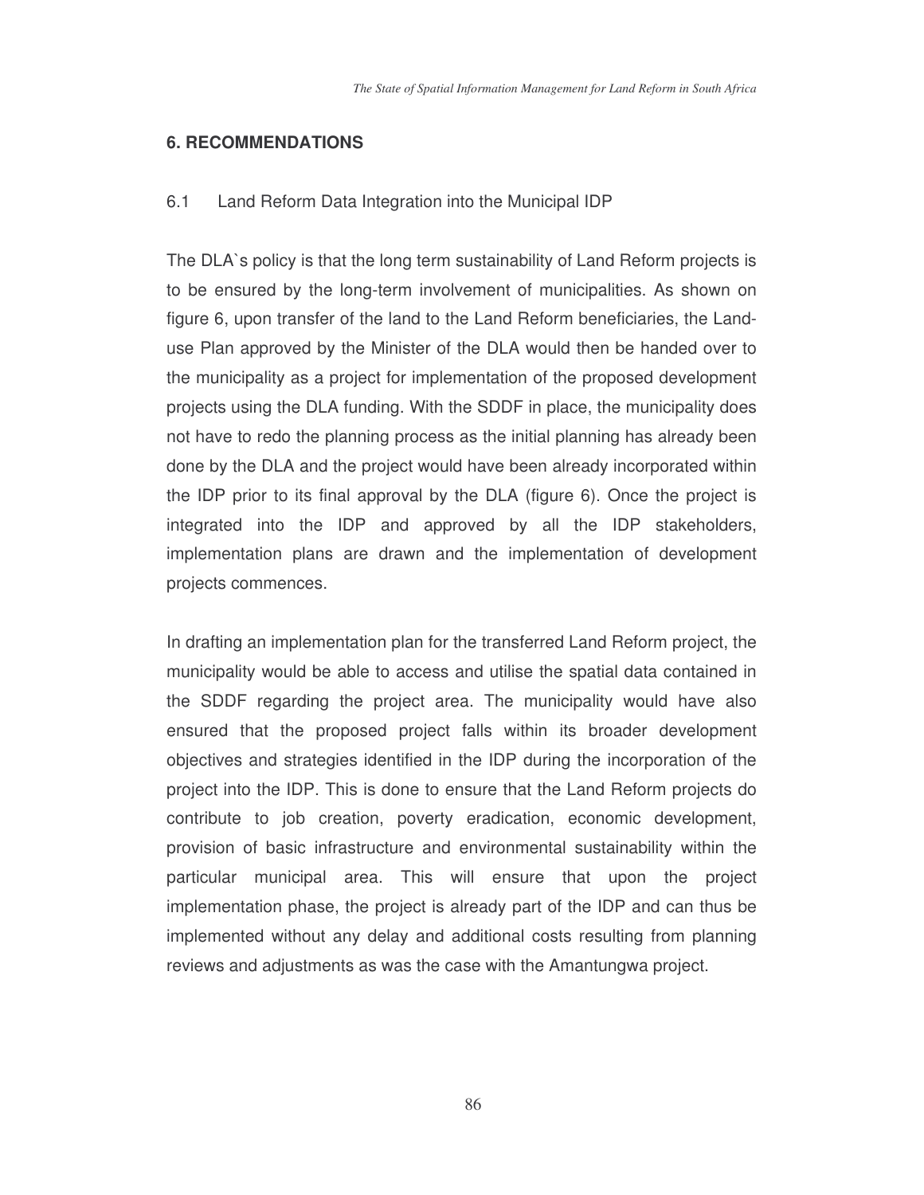## 6. RECOMMENDATIONS

### 6.1 Land Reform Data Integration into the Municipal IDP

The DLA`s policy is that the long term sustainability of Land Reform projects is to be ensured by the long-term involvement of municipalities. As shown on figure 6, upon transfer of the land to the Land Reform beneficiaries, the Land-use Plan approved by the Minister of the DLA would then be handed over to the municipality as a project for implementation of the proposed development projects using the DLA funding. With the SDDF in place, the municipality does not have to redo the planning process as the initial planning has already been done by the DLA and the project would have been already incorporated within the IDP prior to its final approval by the DLA (figure 6). Once the project is integrated into the IDP and approved by all the IDP stakeholders, implementation plans are drawn and the implementation of development projects commences.

In drafting an implementation plan for the transferred Land Reform project, the municipality would be able to access and utilise the spatial data contained in the SDDF regarding the project area. The municipality would have also ensured that the proposed project falls within its broader development objectives and strategies identified in the IDP during the incorporation of the project into the IDP. This is done to ensure that the Land Reform projects do contribute to job creation, poverty eradication, economic development, provision of basic infrastructure and environmental sustainability within the particular municipal area. This will ensure that upon the project implementation phase, the project is already part of the IDP and can thus be implemented without any delay and additional costs resulting from planning reviews and adjustments as was the case with the Amantungwa project.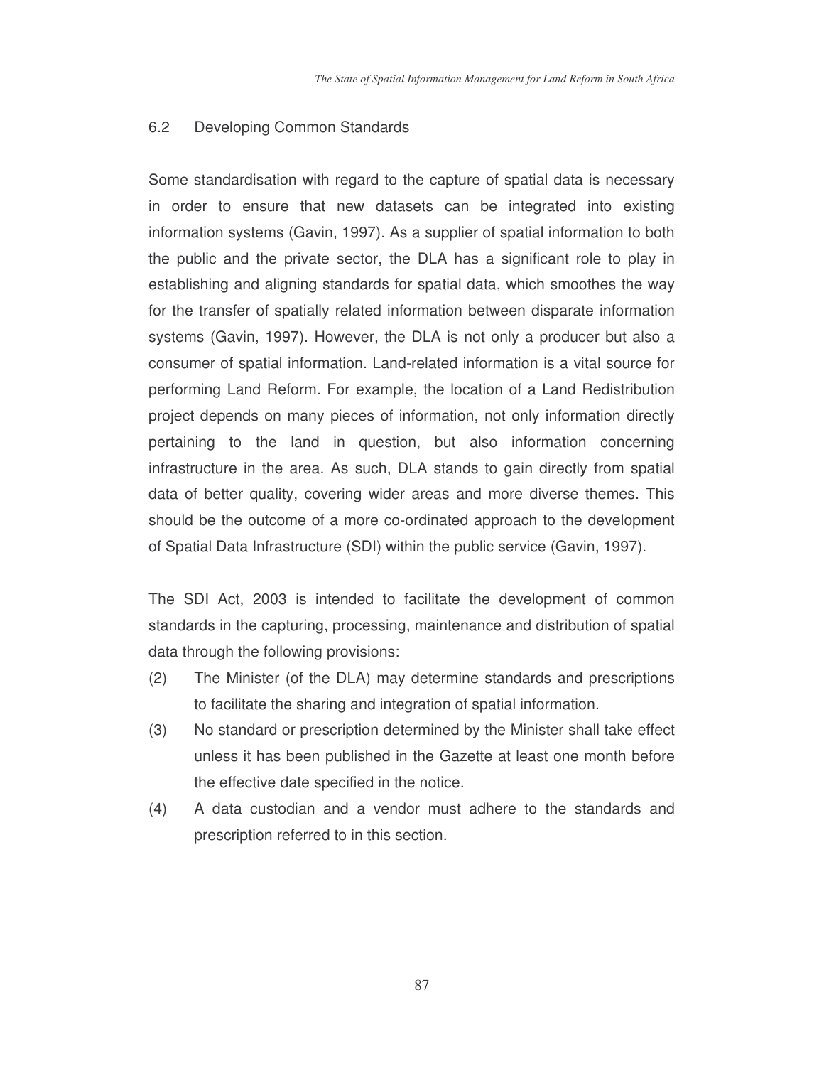## 6.2 Developing Common Standards

Some standardisation with regard to the capture of spatial data is necessary in order to ensure that new datasets can be integrated into existing information systems (Gavin, 1997). As a supplier of spatial information to both the public and the private sector, the DLA has a significant role to play in establishing and aligning standards for spatial data, which smoothes the way for the transfer of spatially related information between disparate information systems (Gavin, 1997). However, the DLA is not only a producer but also a consumer of spatial information. Land-related information is a vital source for performing Land Reform. For example, the location of a Land Redistribution project depends on many pieces of information, not only information directly pertaining to the land in question, but also information concerning infrastructure in the area. As such, DLA stands to gain directly from spatial data of better quality, covering wider areas and more diverse themes. This should be the outcome of a more co-ordinated approach to the development of Spatial Data Infrastructure (SDI) within the public service (Gavin, 1997).

The SDI Act, 2003 is intended to facilitate the development of common standards in the capturing, processing, maintenance and distribution of spatial data through the following provisions:

(2) The Minister (of the DLA) may determine standards and prescriptions to facilitate the sharing and integration of spatial information.

(3) No standard or prescription determined by the Minister shall take effect unless it has been published in the Gazette at least one month before the effective date specified in the notice.

(4) A data custodian and a vendor must adhere to the standards and prescription referred to in this section.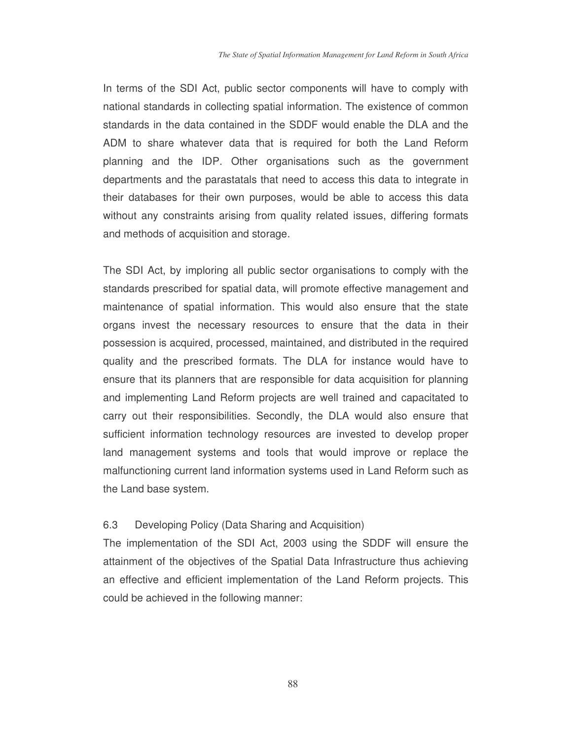In terms of the SDI Act, public sector components will have to comply with national standards in collecting spatial information. The existence of common standards in the data contained in the SDDF would enable the DLA and the ADM to share whatever data that is required for both the Land Reform planning and the IDP. Other organisations such as the government departments and the parastatals that need to access this data to integrate in their databases for their own purposes, would be able to access this data without any constraints arising from quality related issues, differing formats and methods of acquisition and storage.

The SDI Act, by imploring all public sector organisations to comply with the standards prescribed for spatial data, will promote effective management and maintenance of spatial information. This would also ensure that the state organs invest the necessary resources to ensure that the data in their possession is acquired, processed, maintained, and distributed in the required quality and the prescribed formats. The DLA for instance would have to ensure that its planners that are responsible for data acquisition for planning and implementing Land Reform projects are well trained and capacitated to carry out their responsibilities. Secondly, the DLA would also ensure that sufficient information technology resources are invested to develop proper land management systems and tools that would improve or replace the malfunctioning current land information systems used in Land Reform such as the Land base system.

### 6.3 Developing Policy (Data Sharing and Acquisition)

The implementation of the SDI Act, 2003 using the SDDF will ensure the attainment of the objectives of the Spatial Data Infrastructure thus achieving an effective and efficient implementation of the Land Reform projects. This could be achieved in the following manner: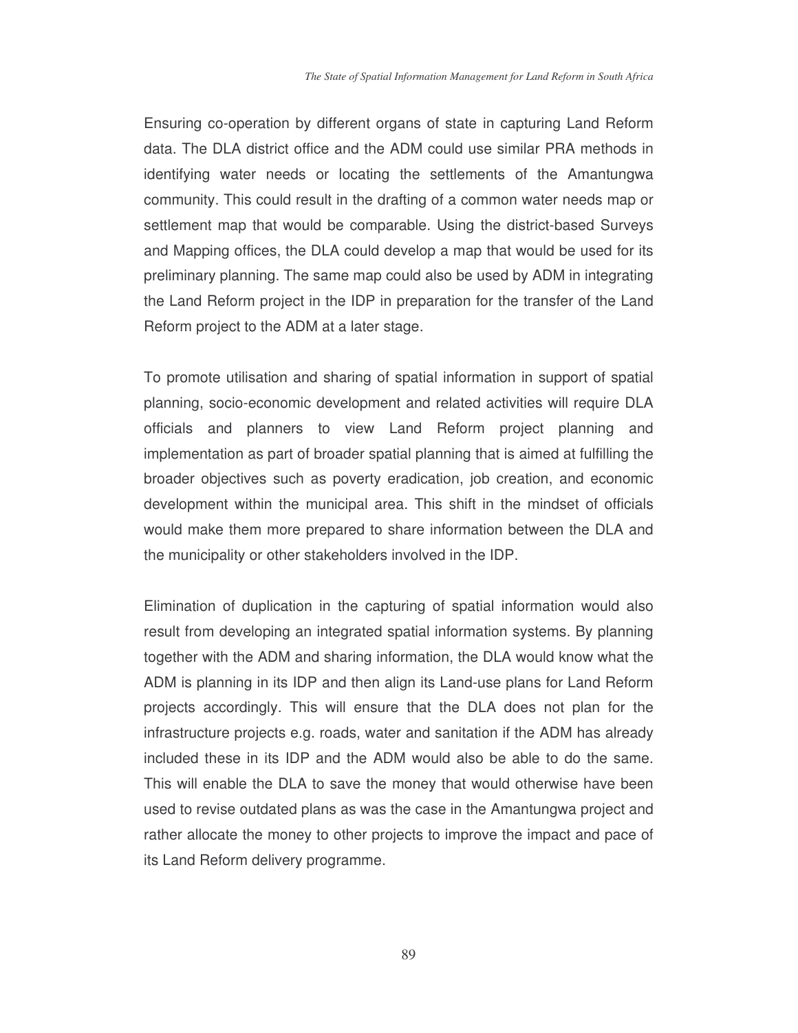Ensuring co-operation by different organs of state in capturing Land Reform data. The DLA district office and the ADM could use similar PRA methods in identifying water needs or locating the settlements of the Amantungwa community. This could result in the drafting of a common water needs map or settlement map that would be comparable. Using the district-based Surveys and Mapping offices, the DLA could develop a map that would be used for its preliminary planning. The same map could also be used by ADM in integrating the Land Reform project in the IDP in preparation for the transfer of the Land Reform project to the ADM at a later stage.

To promote utilisation and sharing of spatial information in support of spatial planning, socio-economic development and related activities will require DLA officials and planners to view Land Reform project planning and implementation as part of broader spatial planning that is aimed at fulfilling the broader objectives such as poverty eradication, job creation, and economic development within the municipal area. This shift in the mindset of officials would make them more prepared to share information between the DLA and the municipality or other stakeholders involved in the IDP.

Elimination of duplication in the capturing of spatial information would also result from developing an integrated spatial information systems. By planning together with the ADM and sharing information, the DLA would know what the ADM is planning in its IDP and then align its Land-use plans for Land Reform projects accordingly. This will ensure that the DLA does not plan for the infrastructure projects e.g. roads, water and sanitation if the ADM has already included these in its IDP and the ADM would also be able to do the same. This will enable the DLA to save the money that would otherwise have been used to revise outdated plans as was the case in the Amantungwa project and rather allocate the money to other projects to improve the impact and pace of its Land Reform delivery programme.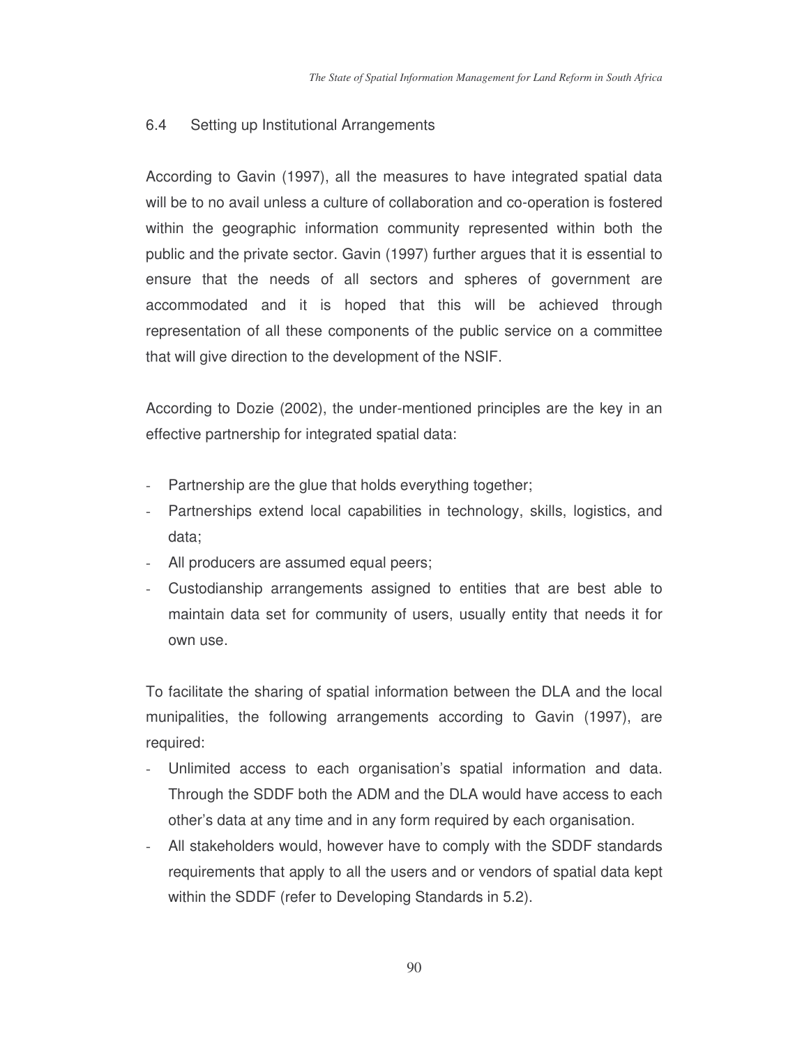## 6.4 Setting up Institutional Arrangements

According to Gavin (1997), all the measures to have integrated spatial data will be to no avail unless a culture of collaboration and co-operation is fostered within the geographic information community represented within both the public and the private sector. Gavin (1997) further argues that it is essential to ensure that the needs of all sectors and spheres of government are accommodated and it is hoped that this will be achieved through representation of all these components of the public service on a committee that will give direction to the development of the NSIF.

According to Dozie (2002), the under-mentioned principles are the key in an effective partnership for integrated spatial data:

- Partnership are the glue that holds everything together;
- Partnerships extend local capabilities in technology, skills, logistics, and data;
- All producers are assumed equal peers;
- Custodianship arrangements assigned to entities that are best able to maintain data set for community of users, usually entity that needs it for own use.

To facilitate the sharing of spatial information between the DLA and the local munipalities, the following arrangements according to Gavin (1997), are required:

- Unlimited access to each organisation's spatial information and data. Through the SDDF both the ADM and the DLA would have access to each other's data at any time and in any form required by each organisation.
- All stakeholders would, however have to comply with the SDDF standards requirements that apply to all the users and or vendors of spatial data kept within the SDDF (refer to Developing Standards in 5.2).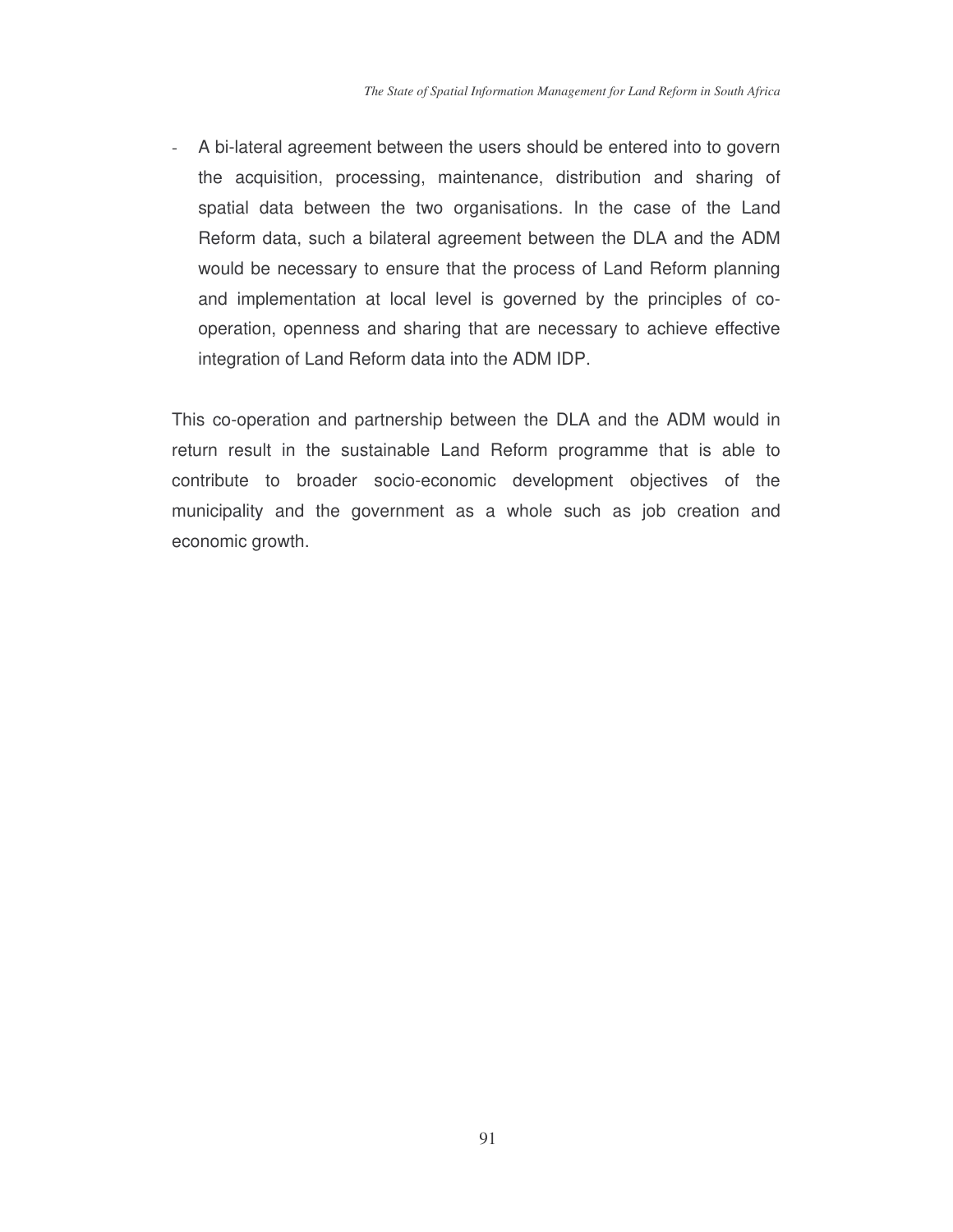- A bi-lateral agreement between the users should be entered into to govern the acquisition, processing, maintenance, distribution and sharing of spatial data between the two organisations. In the case of the Land Reform data, such a bilateral agreement between the DLA and the ADM would be necessary to ensure that the process of Land Reform planning and implementation at local level is governed by the principles of co-operation, openness and sharing that are necessary to achieve effective integration of Land Reform data into the ADM IDP.

This co-operation and partnership between the DLA and the ADM would in return result in the sustainable Land Reform programme that is able to contribute to broader socio-economic development objectives of the municipality and the government as a whole such as job creation and economic growth.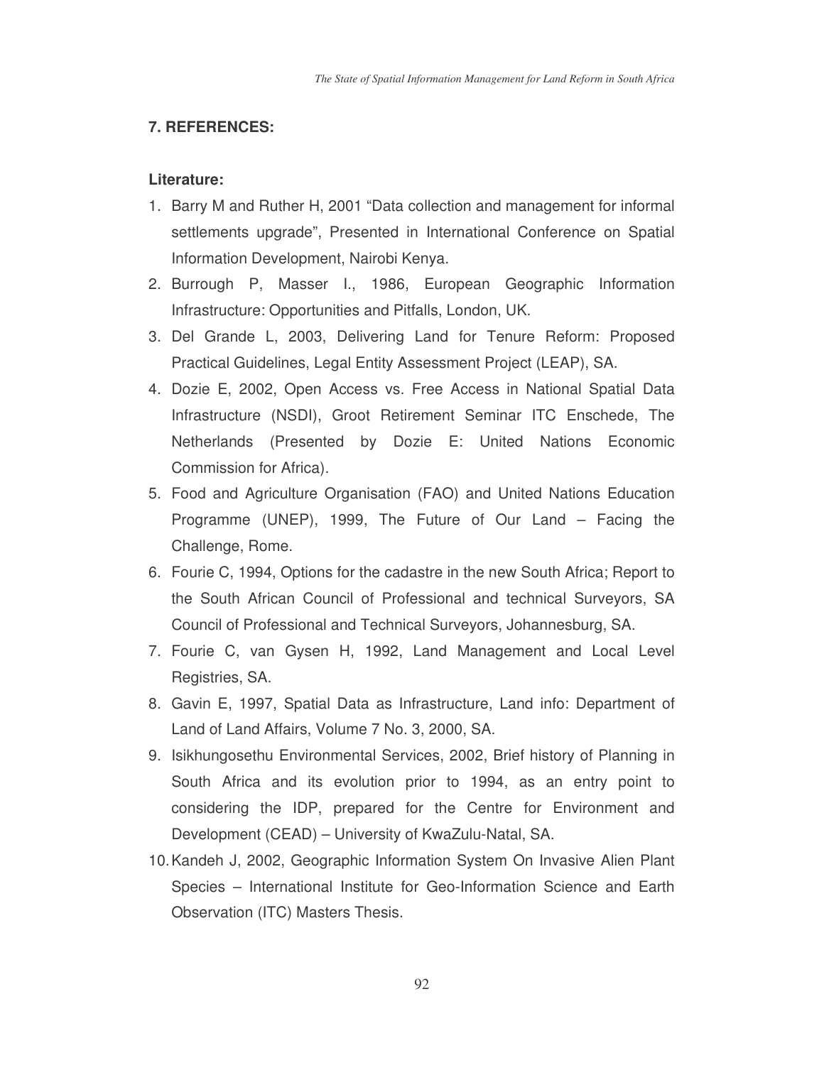## 7. REFERENCES:

### Literature:

1. Barry M and Ruther H, 2001 "Data collection and management for informal settlements upgrade", Presented in International Conference on Spatial Information Development, Nairobi Kenya.
2. Burrough P, Masser I., 1986, European Geographic Information Infrastructure: Opportunities and Pitfalls, London, UK.
3. Del Grande L, 2003, Delivering Land for Tenure Reform: Proposed Practical Guidelines, Legal Entity Assessment Project (LEAP), SA.
4. Dozie E, 2002, Open Access vs. Free Access in National Spatial Data Infrastructure (NSDI), Groot Retirement Seminar ITC Enschede, The Netherlands (Presented by Dozie E: United Nations Economic Commission for Africa).
5. Food and Agriculture Organisation (FAO) and United Nations Education Programme (UNEP), 1999, The Future of Our Land – Facing the Challenge, Rome.
6. Fourie C, 1994, Options for the cadastre in the new South Africa; Report to the South African Council of Professional and technical Surveyors, SA Council of Professional and Technical Surveyors, Johannesburg, SA.
7. Fourie C, van Gysen H, 1992, Land Management and Local Level Registries, SA.
8. Gavin E, 1997, Spatial Data as Infrastructure, Land info: Department of Land of Land Affairs, Volume 7 No. 3, 2000, SA.
9. Isikhungosethu Environmental Services, 2002, Brief history of Planning in South Africa and its evolution prior to 1994, as an entry point to considering the IDP, prepared for the Centre for Environment and Development (CEAD) – University of KwaZulu-Natal, SA.
10. Kandeh J, 2002, Geographic Information System On Invasive Alien Plant Species – International Institute for Geo-Information Science and Earth Observation (ITC) Masters Thesis.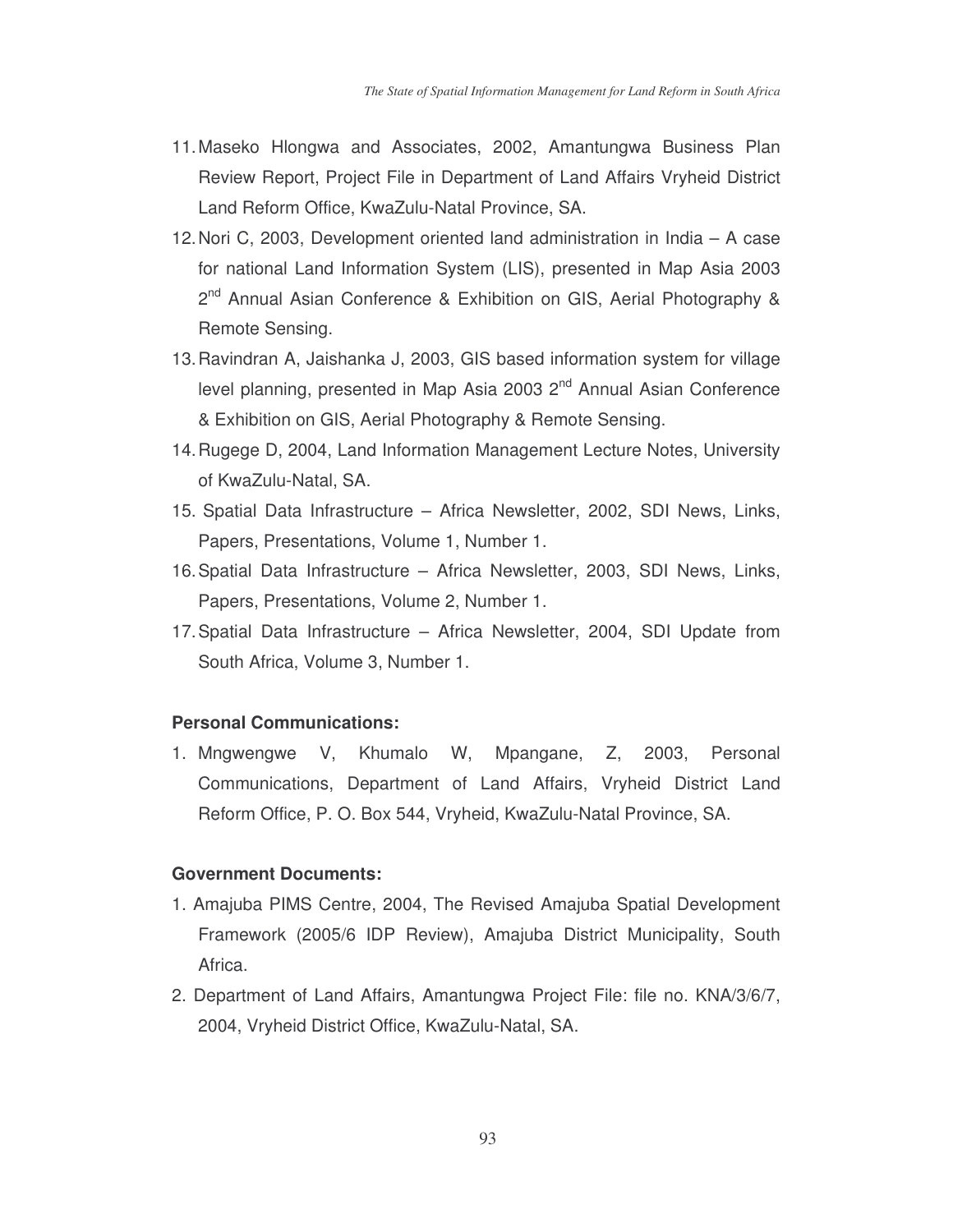11. Maseko Hlongwa and Associates, 2002, Amantungwa Business Plan Review Report, Project File in Department of Land Affairs Vryheid District Land Reform Office, KwaZulu-Natal Province, SA.
12. Nori C, 2003, Development oriented land administration in India – A case for national Land Information System (LIS), presented in Map Asia 2003 2nd Annual Asian Conference & Exhibition on GIS, Aerial Photography & Remote Sensing.
13. Ravindran A, Jaishanka J, 2003, GIS based information system for village level planning, presented in Map Asia 2003 2nd Annual Asian Conference & Exhibition on GIS, Aerial Photography & Remote Sensing.
14. Rugege D, 2004, Land Information Management Lecture Notes, University of KwaZulu-Natal, SA.
15. Spatial Data Infrastructure – Africa Newsletter, 2002, SDI News, Links, Papers, Presentations, Volume 1, Number 1.
16. Spatial Data Infrastructure – Africa Newsletter, 2003, SDI News, Links, Papers, Presentations, Volume 2, Number 1.
17. Spatial Data Infrastructure – Africa Newsletter, 2004, SDI Update from South Africa, Volume 3, Number 1.

**Personal Communications:**

1. Mngwengwe V, Khumalo W, Mpangane, Z, 2003, Personal Communications, Department of Land Affairs, Vryheid District Land Reform Office, P. O. Box 544, Vryheid, KwaZulu-Natal Province, SA.

**Government Documents:**

1. Amajuba PIMS Centre, 2004, The Revised Amajuba Spatial Development Framework (2005/6 IDP Review), Amajuba District Municipality, South Africa.
2. Department of Land Affairs, Amantungwa Project File: file no. KNA/3/6/7, 2004, Vryheid District Office, KwaZulu-Natal, SA.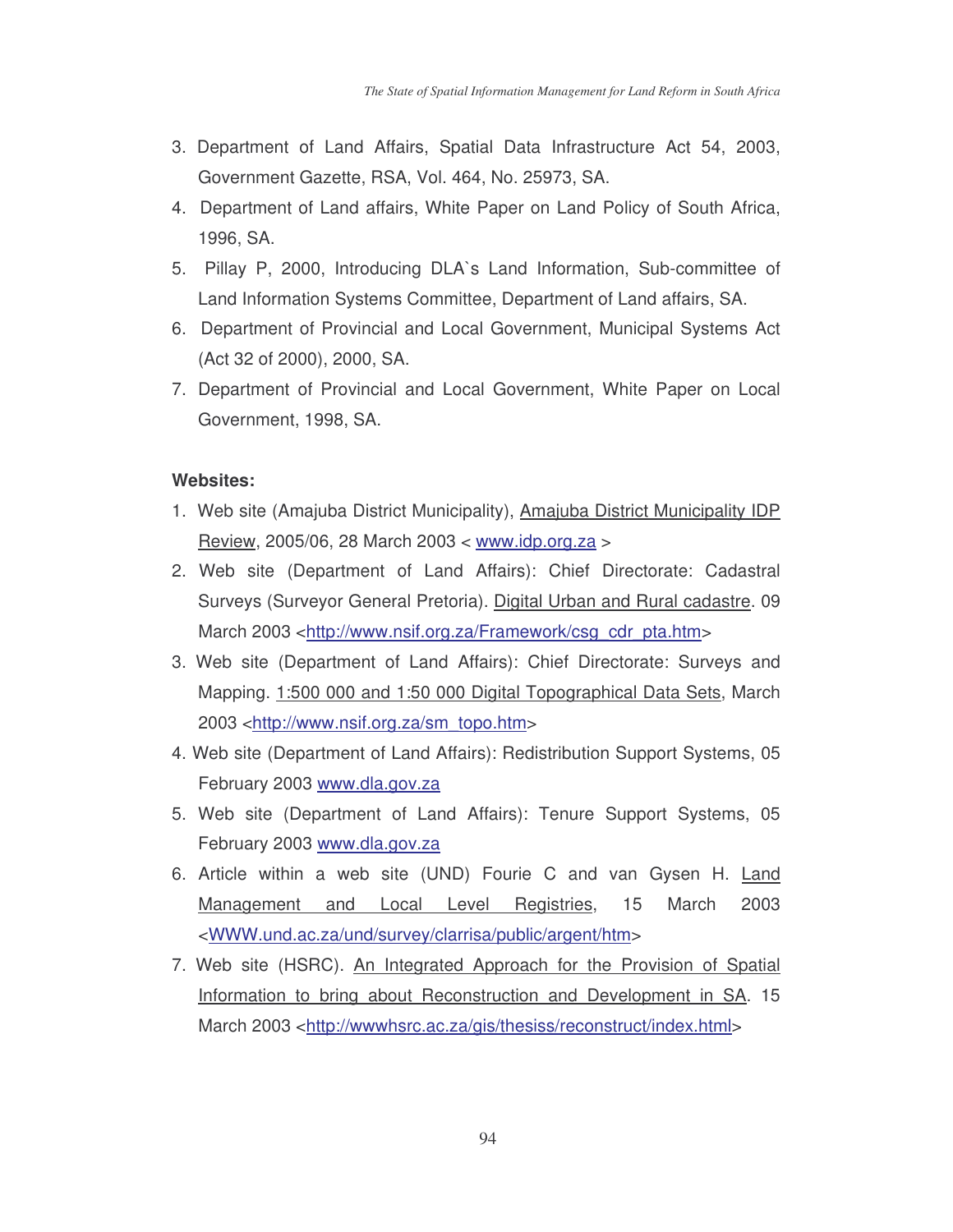3. Department of Land Affairs, Spatial Data Infrastructure Act 54, 2003, Government Gazette, RSA, Vol. 464, No. 25973, SA.
4. Department of Land affairs, White Paper on Land Policy of South Africa, 1996, SA.
5. Pillay P, 2000, Introducing DLA`s Land Information, Sub-committee of Land Information Systems Committee, Department of Land affairs, SA.
6. Department of Provincial and Local Government, Municipal Systems Act (Act 32 of 2000), 2000, SA.
7. Department of Provincial and Local Government, White Paper on Local Government, 1998, SA.

**Websites:**

1. Web site (Amajuba District Municipality), Amajuba District Municipality IDP Review, 2005/06, 28 March 2003 < www.idp.org.za >
2. Web site (Department of Land Affairs): Chief Directorate: Cadastral Surveys (Surveyor General Pretoria). Digital Urban and Rural cadastre. 09 March 2003 <http://www.nsif.org.za/Framework/csg_cdr_pta.htm>
3. Web site (Department of Land Affairs): Chief Directorate: Surveys and Mapping. 1:500 000 and 1:50 000 Digital Topographical Data Sets, March 2003 <http://www.nsif.org.za/sm_topo.htm>
4. Web site (Department of Land Affairs): Redistribution Support Systems, 05 February 2003 www.dla.gov.za
5. Web site (Department of Land Affairs): Tenure Support Systems, 05 February 2003 www.dla.gov.za
6. Article within a web site (UND) Fourie C and van Gysen H. Land Management and Local Level Registries, 15 March 2003 <WWW.und.ac.za/und/survey/clarrisa/public/argent/htm>
7. Web site (HSRC). An Integrated Approach for the Provision of Spatial Information to bring about Reconstruction and Development in SA. 15 March 2003 <http://wwwhsrc.ac.za/gis/thesiss/reconstruct/index.html>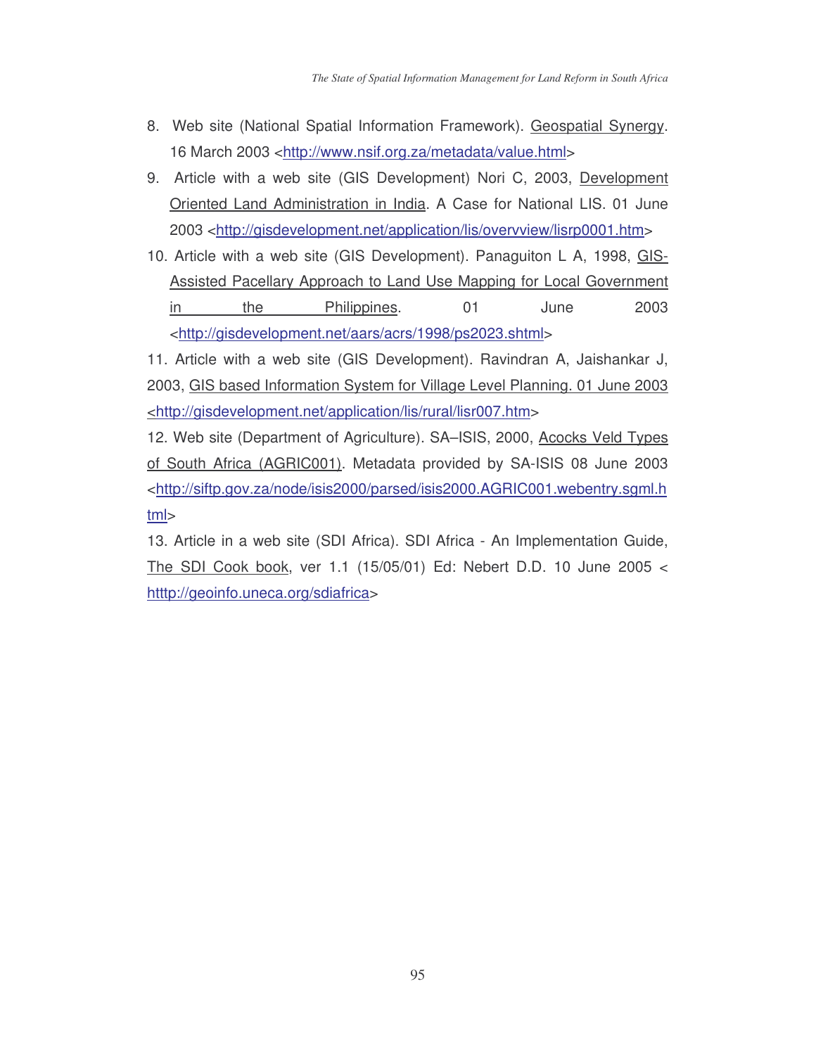8. Web site (National Spatial Information Framework). Geospatial Synergy. 16 March 2003 <http://www.nsif.org.za/metadata/value.html>

9. Article with a web site (GIS Development) Nori C, 2003, Development Oriented Land Administration in India. A Case for National LIS. 01 June 2003 <http://gisdevelopment.net/application/lis/overvview/lisrp0001.htm>

10. Article with a web site (GIS Development). Panaguiton L A, 1998, GIS-Assisted Pacellary Approach to Land Use Mapping for Local Government in the Philippines. 01 June 2003 <http://gisdevelopment.net/aars/acrs/1998/ps2023.shtml>

11. Article with a web site (GIS Development). Ravindran A, Jaishankar J, 2003, GIS based Information System for Village Level Planning. 01 June 2003 <http://gisdevelopment.net/application/lis/rural/lisr007.htm>

12. Web site (Department of Agriculture). SA–ISIS, 2000, Acocks Veld Types of South Africa (AGRIC001). Metadata provided by SA-ISIS 08 June 2003 <http://siftp.gov.za/node/isis2000/parsed/isis2000.AGRIC001.webentry.sgml.html>

13. Article in a web site (SDI Africa). SDI Africa - An Implementation Guide, The SDI Cook book, ver 1.1 (15/05/01) Ed: Nebert D.D. 10 June 2005 < htttp://geoinfo.uneca.org/sdiafrica>